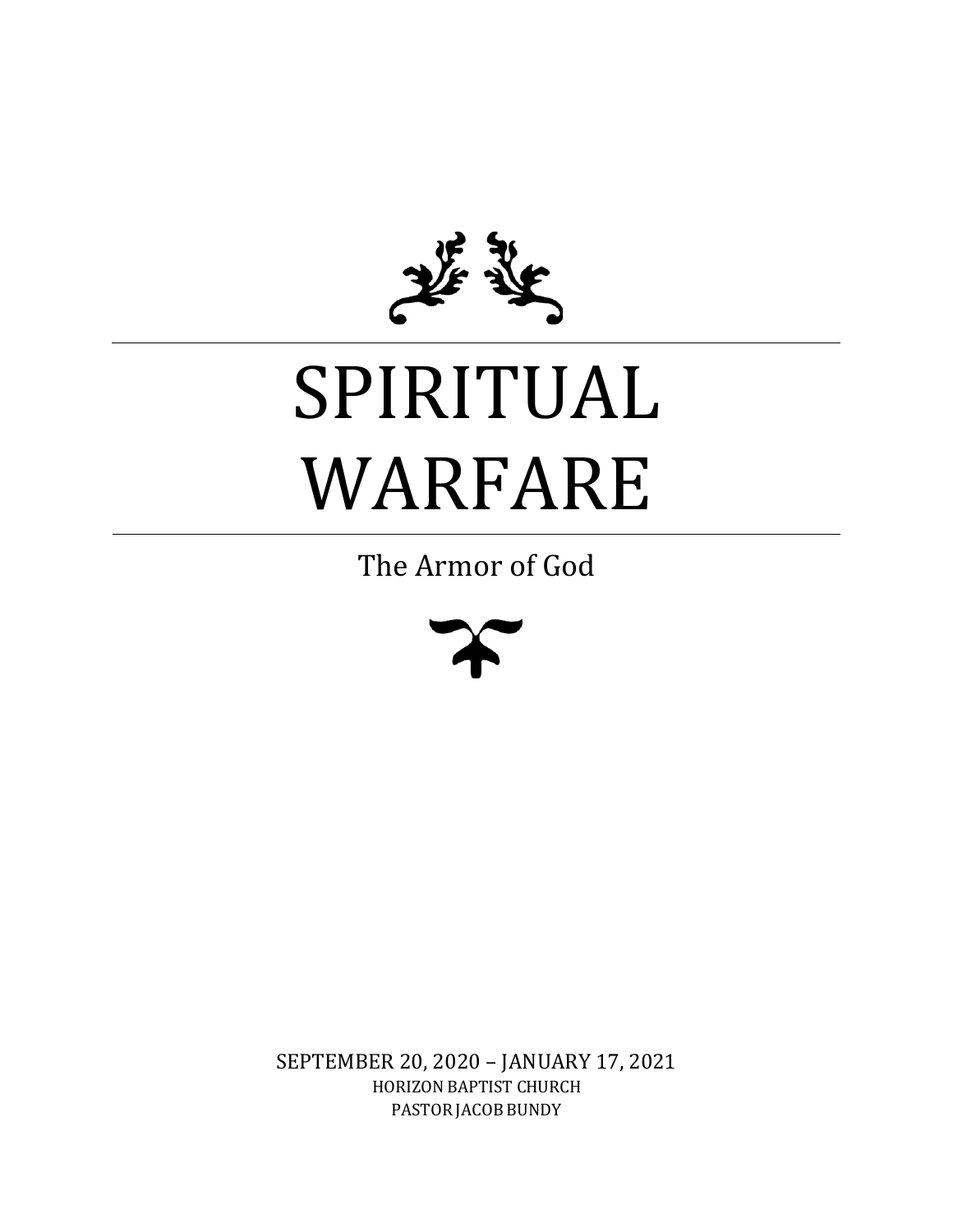# SPIRITUAL WARFARE

## The Armor of God

SEPTEMBER 20, 2020 – JANUARY 17, 2021

HORIZON BAPTIST CHURCH

PASTOR JACOB BUNDY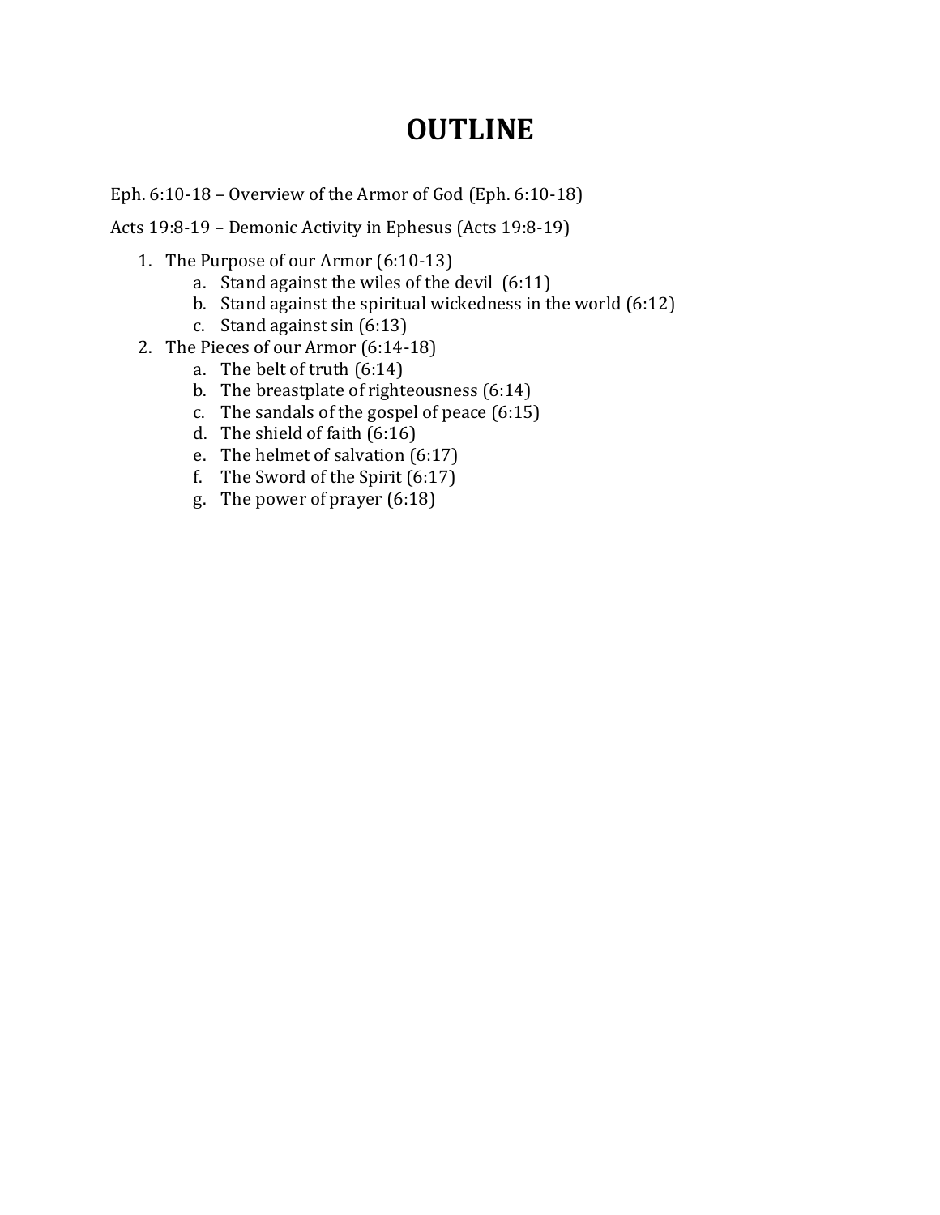# OUTLINE

Eph. 6:10-18 – Overview of the Armor of God (Eph. 6:10-18)

Acts 19:8-19 – Demonic Activity in Ephesus (Acts 19:8-19)

1. The Purpose of our Armor (6:10-13)
   a. Stand against the wiles of the devil (6:11)
   b. Stand against the spiritual wickedness in the world (6:12)
   c. Stand against sin (6:13)
2. The Pieces of our Armor (6:14-18)
   a. The belt of truth (6:14)
   b. The breastplate of righteousness (6:14)
   c. The sandals of the gospel of peace (6:15)
   d. The shield of faith (6:16)
   e. The helmet of salvation (6:17)
   f. The Sword of the Spirit (6:17)
   g. The power of prayer (6:18)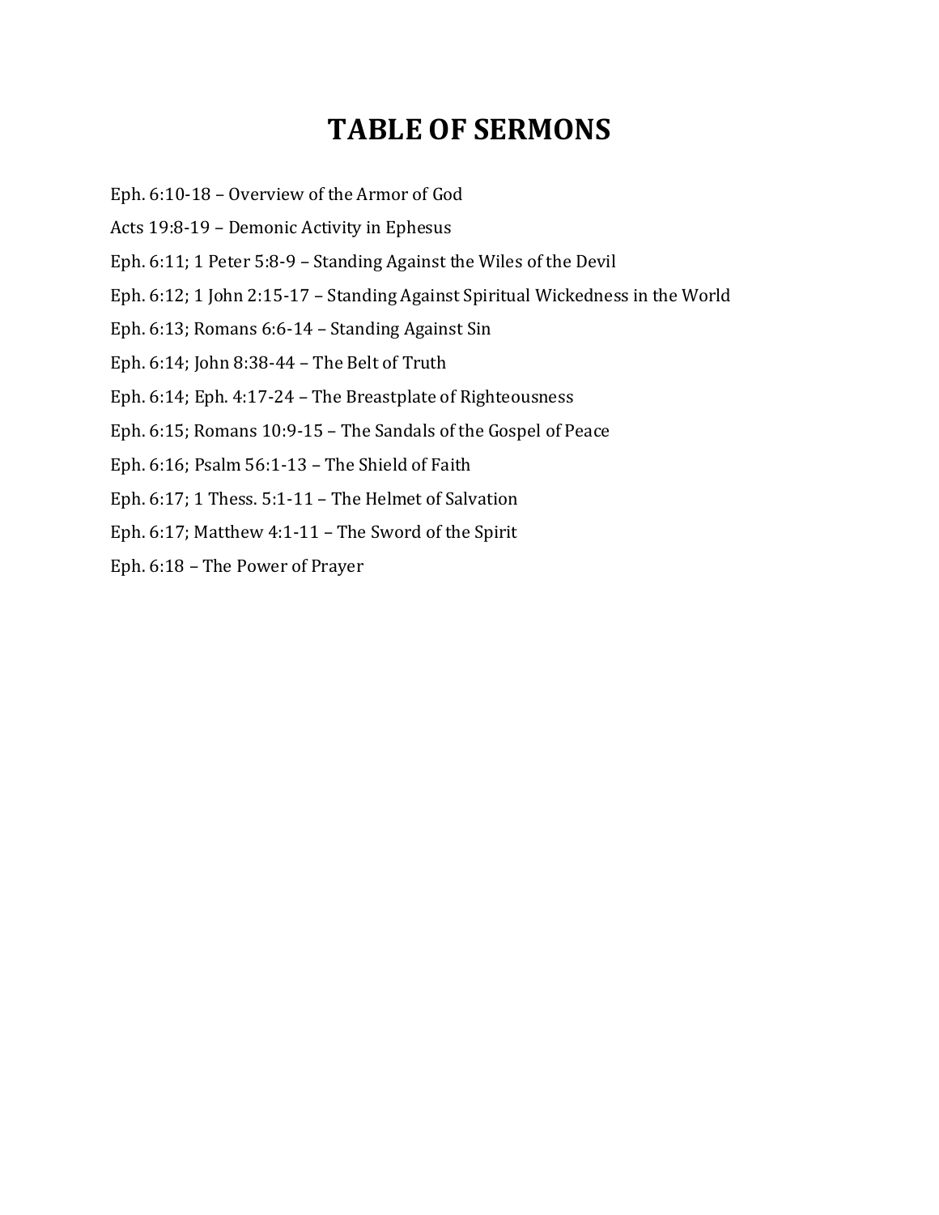# TABLE OF SERMONS

Eph. 6:10-18 – Overview of the Armor of God

Acts 19:8-19 – Demonic Activity in Ephesus

Eph. 6:11; 1 Peter 5:8-9 – Standing Against the Wiles of the Devil

Eph. 6:12; 1 John 2:15-17 – Standing Against Spiritual Wickedness in the World

Eph. 6:13; Romans 6:6-14 – Standing Against Sin

Eph. 6:14; John 8:38-44 – The Belt of Truth

Eph. 6:14; Eph. 4:17-24 – The Breastplate of Righteousness

Eph. 6:15; Romans 10:9-15 – The Sandals of the Gospel of Peace

Eph. 6:16; Psalm 56:1-13 – The Shield of Faith

Eph. 6:17; 1 Thess. 5:1-11 – The Helmet of Salvation

Eph. 6:17; Matthew 4:1-11 – The Sword of the Spirit

Eph. 6:18 – The Power of Prayer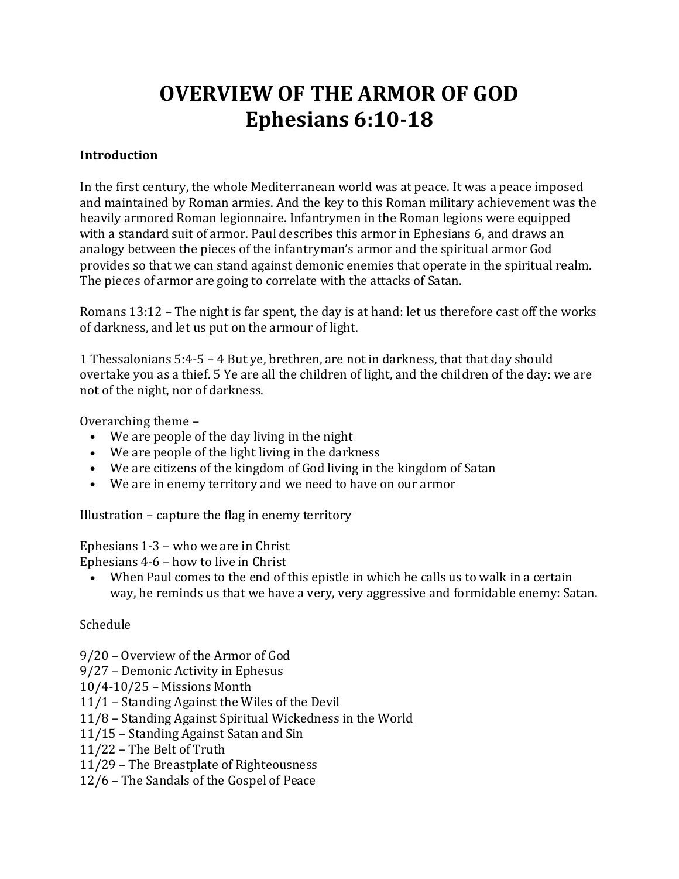# OVERVIEW OF THE ARMOR OF GOD
# Ephesians 6:10-18

**Introduction**

In the first century, the whole Mediterranean world was at peace. It was a peace imposed and maintained by Roman armies. And the key to this Roman military achievement was the heavily armored Roman legionnaire. Infantrymen in the Roman legions were equipped with a standard suit of armor. Paul describes this armor in Ephesians 6, and draws an analogy between the pieces of the infantryman's armor and the spiritual armor God provides so that we can stand against demonic enemies that operate in the spiritual realm. The pieces of armor are going to correlate with the attacks of Satan.

Romans 13:12 – The night is far spent, the day is at hand: let us therefore cast off the works of darkness, and let us put on the armour of light.

1 Thessalonians 5:4-5 – 4 But ye, brethren, are not in darkness, that that day should overtake you as a thief. 5 Ye are all the children of light, and the children of the day: we are not of the night, nor of darkness.

Overarching theme –

- We are people of the day living in the night
- We are people of the light living in the darkness
- We are citizens of the kingdom of God living in the kingdom of Satan
- We are in enemy territory and we need to have on our armor

Illustration – capture the flag in enemy territory

Ephesians 1-3 – who we are in Christ
Ephesians 4-6 – how to live in Christ

- When Paul comes to the end of this epistle in which he calls us to walk in a certain way, he reminds us that we have a very, very aggressive and formidable enemy: Satan.

Schedule

9/20 – Overview of the Armor of God
9/27 – Demonic Activity in Ephesus
10/4-10/25 – Missions Month
11/1 – Standing Against the Wiles of the Devil
11/8 – Standing Against Spiritual Wickedness in the World
11/15 – Standing Against Satan and Sin
11/22 – The Belt of Truth
11/29 – The Breastplate of Righteousness
12/6 – The Sandals of the Gospel of Peace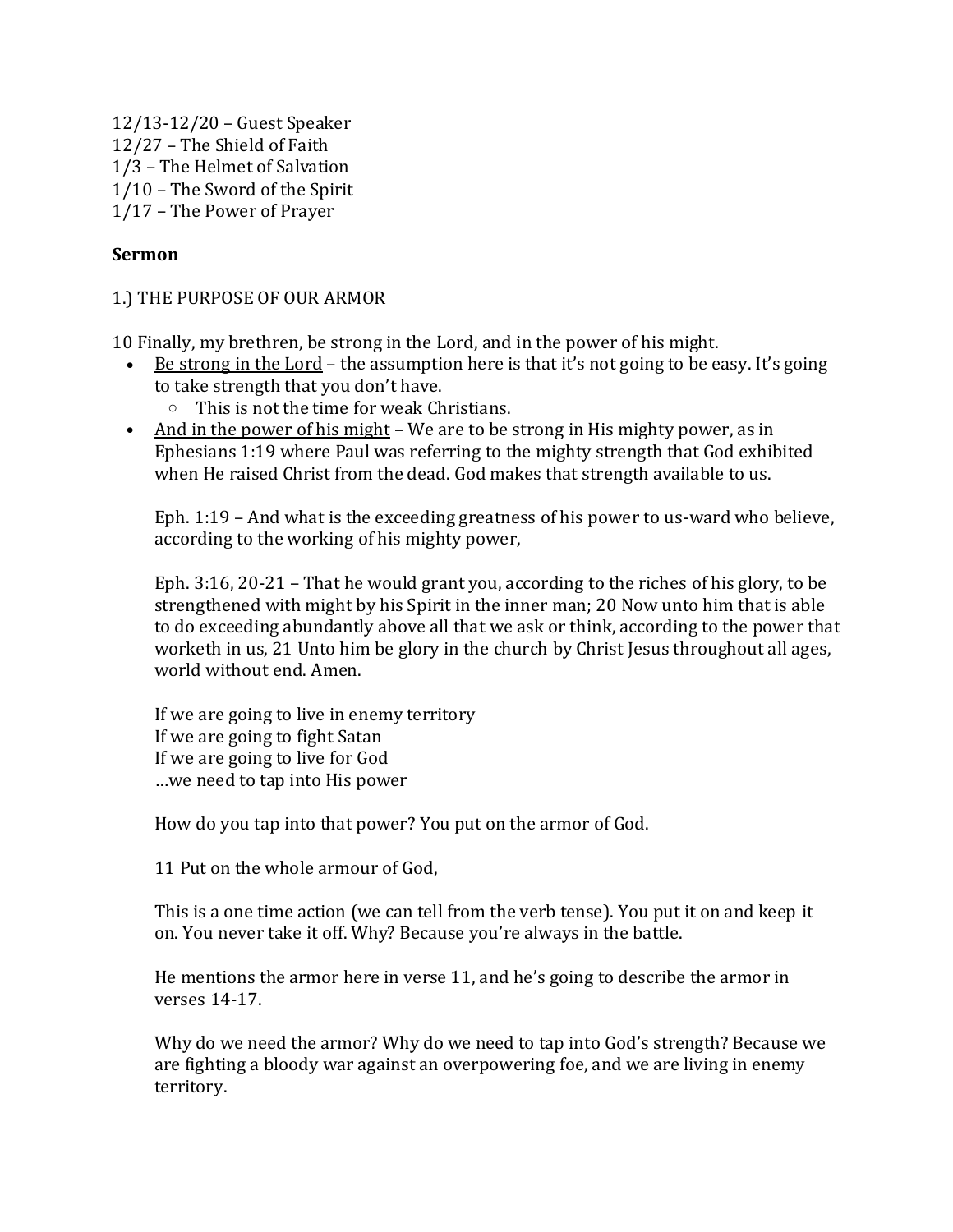12/13-12/20 – Guest Speaker
12/27 – The Shield of Faith
1/3 – The Helmet of Salvation
1/10 – The Sword of the Spirit
1/17 – The Power of Prayer

**Sermon**

1.) THE PURPOSE OF OUR ARMOR

10 Finally, my brethren, be strong in the Lord, and in the power of his might.

- Be strong in the Lord – the assumption here is that it's not going to be easy. It's going to take strength that you don't have.
  - This is not the time for weak Christians.
- And in the power of his might – We are to be strong in His mighty power, as in Ephesians 1:19 where Paul was referring to the mighty strength that God exhibited when He raised Christ from the dead. God makes that strength available to us.

  Eph. 1:19 – And what is the exceeding greatness of his power to us-ward who believe, according to the working of his mighty power,

  Eph. 3:16, 20-21 – That he would grant you, according to the riches of his glory, to be strengthened with might by his Spirit in the inner man; 20 Now unto him that is able to do exceeding abundantly above all that we ask or think, according to the power that worketh in us, 21 Unto him be glory in the church by Christ Jesus throughout all ages, world without end. Amen.

  If we are going to live in enemy territory
  If we are going to fight Satan
  If we are going to live for God
  …we need to tap into His power

  How do you tap into that power? You put on the armor of God.

  11 Put on the whole armour of God,

  This is a one time action (we can tell from the verb tense). You put it on and keep it on. You never take it off. Why? Because you're always in the battle.

  He mentions the armor here in verse 11, and he's going to describe the armor in verses 14-17.

  Why do we need the armor? Why do we need to tap into God's strength? Because we are fighting a bloody war against an overpowering foe, and we are living in enemy territory.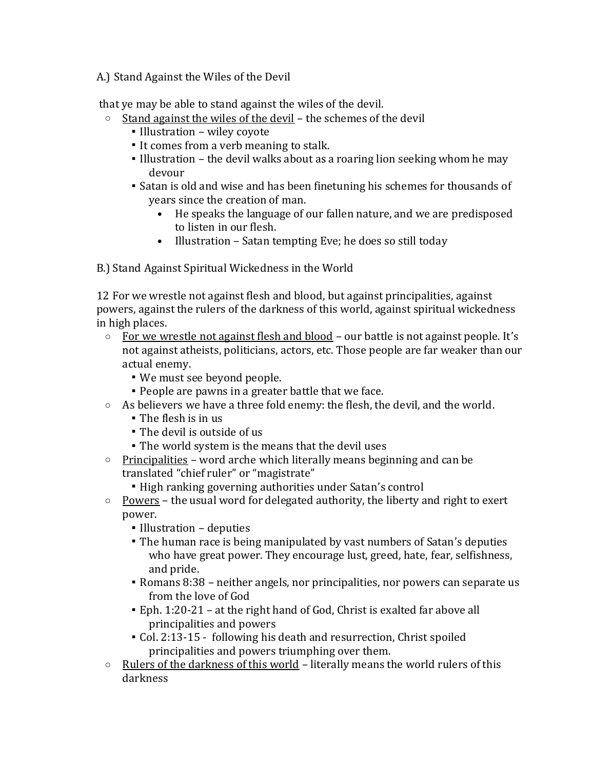A.) Stand Against the Wiles of the Devil

that ye may be able to stand against the wiles of the devil.

- <u>Stand against the wiles of the devil</u> – the schemes of the devil
  - Illustration – wiley coyote
  - It comes from a verb meaning to stalk.
  - Illustration – the devil walks about as a roaring lion seeking whom he may devour
  - Satan is old and wise and has been finetuning his schemes for thousands of years since the creation of man.
    - He speaks the language of our fallen nature, and we are predisposed to listen in our flesh.
    - Illustration – Satan tempting Eve; he does so still today

B.) Stand Against Spiritual Wickedness in the World

12 For we wrestle not against flesh and blood, but against principalities, against powers, against the rulers of the darkness of this world, against spiritual wickedness in high places.

- <u>For we wrestle not against flesh and blood</u> – our battle is not against people. It's not against atheists, politicians, actors, etc. Those people are far weaker than our actual enemy.
  - We must see beyond people.
  - People are pawns in a greater battle that we face.
- As believers we have a three fold enemy: the flesh, the devil, and the world.
  - The flesh is in us
  - The devil is outside of us
  - The world system is the means that the devil uses
- <u>Principalities</u> – word arche which literally means beginning and can be translated "chief ruler" or "magistrate"
  - High ranking governing authorities under Satan's control
- <u>Powers</u> – the usual word for delegated authority, the liberty and right to exert power.
  - Illustration – deputies
  - The human race is being manipulated by vast numbers of Satan's deputies who have great power. They encourage lust, greed, hate, fear, selfishness, and pride.
  - Romans 8:38 – neither angels, nor principalities, nor powers can separate us from the love of God
  - Eph. 1:20-21 – at the right hand of God, Christ is exalted far above all principalities and powers
  - Col. 2:13-15 - following his death and resurrection, Christ spoiled principalities and powers triumphing over them.
- <u>Rulers of the darkness of this world</u> – literally means the world rulers of this darkness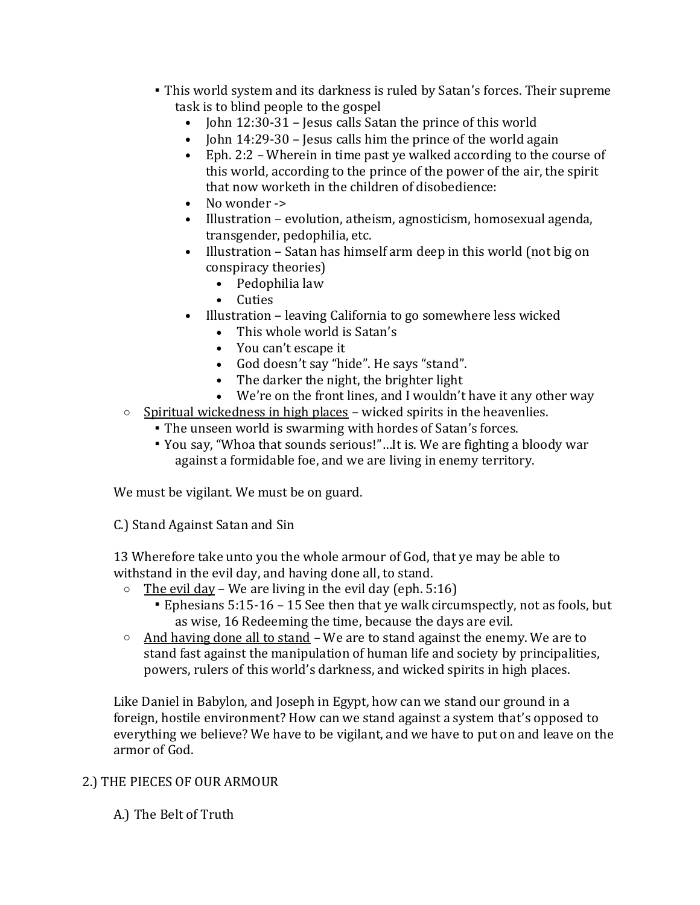- This world system and its darkness is ruled by Satan's forces. Their supreme task is to blind people to the gospel
        - John 12:30-31 – Jesus calls Satan the prince of this world
        - John 14:29-30 – Jesus calls him the prince of the world again
        - Eph. 2:2 – Wherein in time past ye walked according to the course of this world, according to the prince of the power of the air, the spirit that now worketh in the children of disobedience:
        - No wonder ->
        - Illustration – evolution, atheism, agnosticism, homosexual agenda, transgender, pedophilia, etc.
        - Illustration – Satan has himself arm deep in this world (not big on conspiracy theories)
          - Pedophilia law
          - Cuties
        - Illustration – leaving California to go somewhere less wicked
          - This whole world is Satan's
          - You can't escape it
          - God doesn't say "hide". He says "stand".
          - The darker the night, the brighter light
          - We're on the front lines, and I wouldn't have it any other way
  - <u>Spiritual wickedness in high places</u> – wicked spirits in the heavenlies.
    - The unseen world is swarming with hordes of Satan's forces.
    - You say, "Whoa that sounds serious!"…It is. We are fighting a bloody war against a formidable foe, and we are living in enemy territory.

We must be vigilant. We must be on guard.

C.) Stand Against Satan and Sin

13 Wherefore take unto you the whole armour of God, that ye may be able to withstand in the evil day, and having done all, to stand.

  - <u>The evil day</u> – We are living in the evil day (eph. 5:16)
    - Ephesians 5:15-16 – 15 See then that ye walk circumspectly, not as fools, but as wise, 16 Redeeming the time, because the days are evil.
  - <u>And having done all to stand</u> – We are to stand against the enemy. We are to stand fast against the manipulation of human life and society by principalities, powers, rulers of this world's darkness, and wicked spirits in high places.

Like Daniel in Babylon, and Joseph in Egypt, how can we stand our ground in a foreign, hostile environment? How can we stand against a system that's opposed to everything we believe? We have to be vigilant, and we have to put on and leave on the armor of God.

## 2.) THE PIECES OF OUR ARMOUR

A.) The Belt of Truth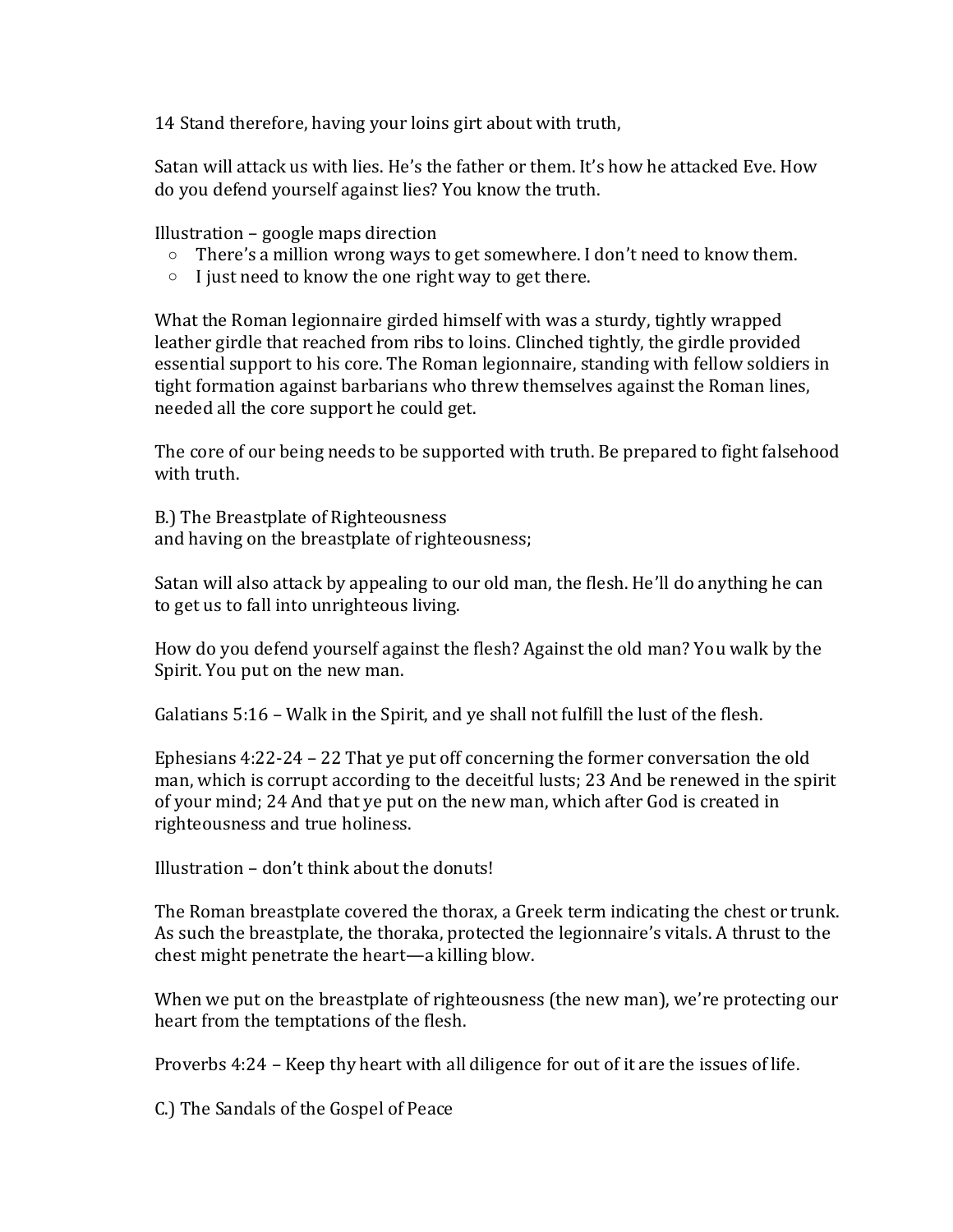14 Stand therefore, having your loins girt about with truth,

Satan will attack us with lies. He's the father or them. It's how he attacked Eve. How do you defend yourself against lies? You know the truth.

Illustration – google maps direction

- There's a million wrong ways to get somewhere. I don't need to know them.
- I just need to know the one right way to get there.

What the Roman legionnaire girded himself with was a sturdy, tightly wrapped leather girdle that reached from ribs to loins. Clinched tightly, the girdle provided essential support to his core. The Roman legionnaire, standing with fellow soldiers in tight formation against barbarians who threw themselves against the Roman lines, needed all the core support he could get.

The core of our being needs to be supported with truth. Be prepared to fight falsehood with truth.

B.) The Breastplate of Righteousness
and having on the breastplate of righteousness;

Satan will also attack by appealing to our old man, the flesh. He'll do anything he can to get us to fall into unrighteous living.

How do you defend yourself against the flesh? Against the old man? You walk by the Spirit. You put on the new man.

Galatians 5:16 – Walk in the Spirit, and ye shall not fulfill the lust of the flesh.

Ephesians 4:22-24 – 22 That ye put off concerning the former conversation the old man, which is corrupt according to the deceitful lusts; 23 And be renewed in the spirit of your mind; 24 And that ye put on the new man, which after God is created in righteousness and true holiness.

Illustration – don't think about the donuts!

The Roman breastplate covered the thorax, a Greek term indicating the chest or trunk. As such the breastplate, the thoraka, protected the legionnaire's vitals. A thrust to the chest might penetrate the heart—a killing blow.

When we put on the breastplate of righteousness (the new man), we're protecting our heart from the temptations of the flesh.

Proverbs 4:24 – Keep thy heart with all diligence for out of it are the issues of life.

C.) The Sandals of the Gospel of Peace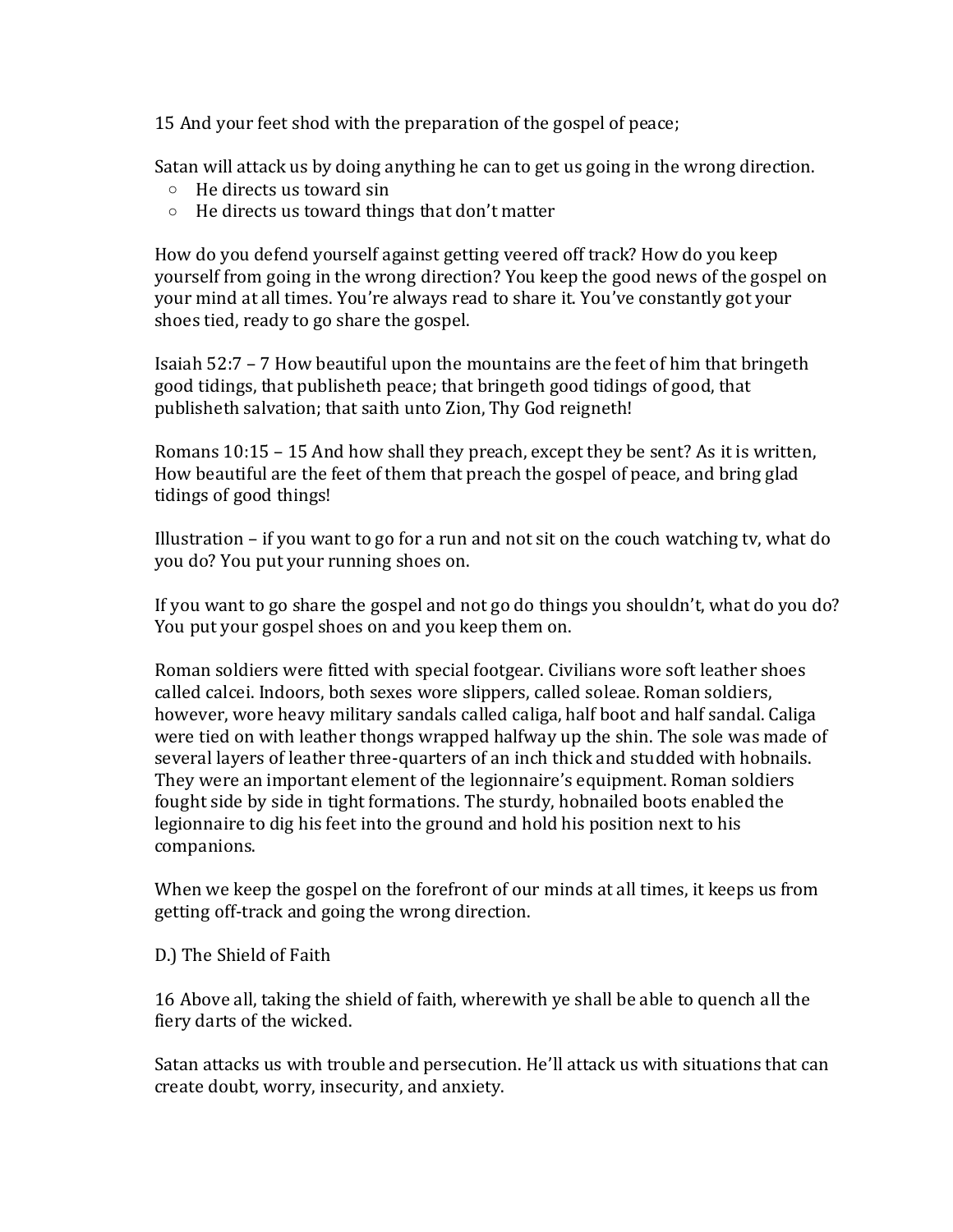15 And your feet shod with the preparation of the gospel of peace;

Satan will attack us by doing anything he can to get us going in the wrong direction.

- He directs us toward sin
- He directs us toward things that don't matter

How do you defend yourself against getting veered off track? How do you keep yourself from going in the wrong direction? You keep the good news of the gospel on your mind at all times. You're always read to share it. You've constantly got your shoes tied, ready to go share the gospel.

Isaiah 52:7 – 7 How beautiful upon the mountains are the feet of him that bringeth good tidings, that publisheth peace; that bringeth good tidings of good, that publisheth salvation; that saith unto Zion, Thy God reigneth!

Romans 10:15 – 15 And how shall they preach, except they be sent? As it is written, How beautiful are the feet of them that preach the gospel of peace, and bring glad tidings of good things!

Illustration – if you want to go for a run and not sit on the couch watching tv, what do you do? You put your running shoes on.

If you want to go share the gospel and not go do things you shouldn't, what do you do? You put your gospel shoes on and you keep them on.

Roman soldiers were fitted with special footgear. Civilians wore soft leather shoes called calcei. Indoors, both sexes wore slippers, called soleae. Roman soldiers, however, wore heavy military sandals called caliga, half boot and half sandal. Caliga were tied on with leather thongs wrapped halfway up the shin. The sole was made of several layers of leather three-quarters of an inch thick and studded with hobnails. They were an important element of the legionnaire's equipment. Roman soldiers fought side by side in tight formations. The sturdy, hobnailed boots enabled the legionnaire to dig his feet into the ground and hold his position next to his companions.

When we keep the gospel on the forefront of our minds at all times, it keeps us from getting off-track and going the wrong direction.

D.) The Shield of Faith

16 Above all, taking the shield of faith, wherewith ye shall be able to quench all the fiery darts of the wicked.

Satan attacks us with trouble and persecution. He'll attack us with situations that can create doubt, worry, insecurity, and anxiety.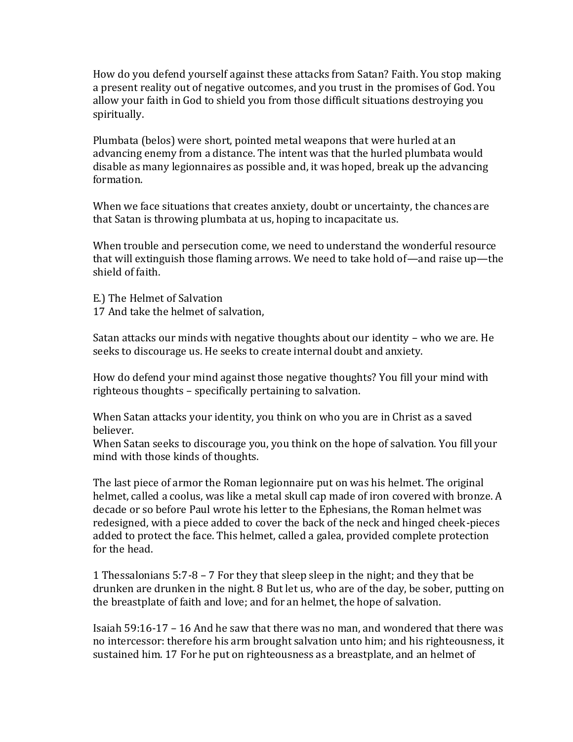How do you defend yourself against these attacks from Satan? Faith. You stop making a present reality out of negative outcomes, and you trust in the promises of God. You allow your faith in God to shield you from those difficult situations destroying you spiritually.

Plumbata (belos) were short, pointed metal weapons that were hurled at an advancing enemy from a distance. The intent was that the hurled plumbata would disable as many legionnaires as possible and, it was hoped, break up the advancing formation.

When we face situations that creates anxiety, doubt or uncertainty, the chances are that Satan is throwing plumbata at us, hoping to incapacitate us.

When trouble and persecution come, we need to understand the wonderful resource that will extinguish those flaming arrows. We need to take hold of—and raise up—the shield of faith.

E.) The Helmet of Salvation
17 And take the helmet of salvation,

Satan attacks our minds with negative thoughts about our identity – who we are. He seeks to discourage us. He seeks to create internal doubt and anxiety.

How do defend your mind against those negative thoughts? You fill your mind with righteous thoughts – specifically pertaining to salvation.

When Satan attacks your identity, you think on who you are in Christ as a saved believer.
When Satan seeks to discourage you, you think on the hope of salvation. You fill your mind with those kinds of thoughts.

The last piece of armor the Roman legionnaire put on was his helmet. The original helmet, called a coolus, was like a metal skull cap made of iron covered with bronze. A decade or so before Paul wrote his letter to the Ephesians, the Roman helmet was redesigned, with a piece added to cover the back of the neck and hinged cheek-pieces added to protect the face. This helmet, called a galea, provided complete protection for the head.

1 Thessalonians 5:7-8 – 7 For they that sleep sleep in the night; and they that be drunken are drunken in the night. 8 But let us, who are of the day, be sober, putting on the breastplate of faith and love; and for an helmet, the hope of salvation.

Isaiah 59:16-17 – 16 And he saw that there was no man, and wondered that there was no intercessor: therefore his arm brought salvation unto him; and his righteousness, it sustained him. 17 For he put on righteousness as a breastplate, and an helmet of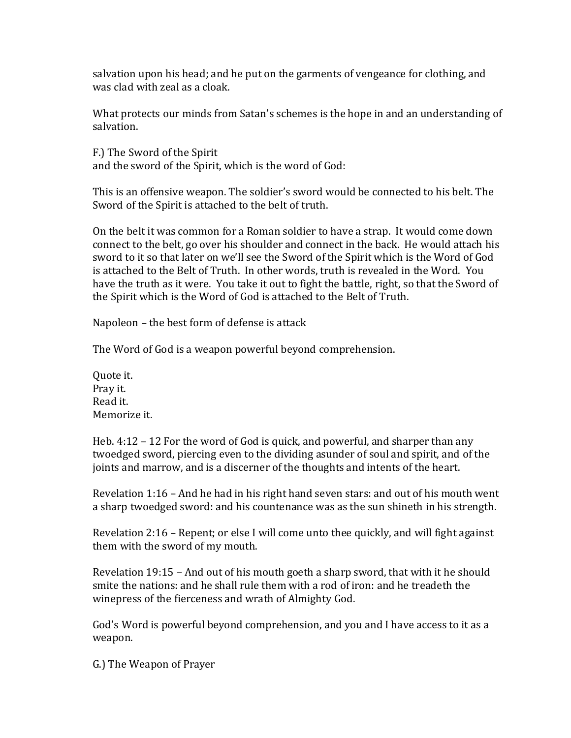salvation upon his head; and he put on the garments of vengeance for clothing, and was clad with zeal as a cloak.

What protects our minds from Satan's schemes is the hope in and an understanding of salvation.

F.) The Sword of the Spirit
and the sword of the Spirit, which is the word of God:

This is an offensive weapon. The soldier's sword would be connected to his belt. The Sword of the Spirit is attached to the belt of truth.

On the belt it was common for a Roman soldier to have a strap. It would come down connect to the belt, go over his shoulder and connect in the back. He would attach his sword to it so that later on we'll see the Sword of the Spirit which is the Word of God is attached to the Belt of Truth. In other words, truth is revealed in the Word. You have the truth as it were. You take it out to fight the battle, right, so that the Sword of the Spirit which is the Word of God is attached to the Belt of Truth.

Napoleon – the best form of defense is attack

The Word of God is a weapon powerful beyond comprehension.

Quote it.
Pray it.
Read it.
Memorize it.

Heb. 4:12 – 12 For the word of God is quick, and powerful, and sharper than any twoedged sword, piercing even to the dividing asunder of soul and spirit, and of the joints and marrow, and is a discerner of the thoughts and intents of the heart.

Revelation 1:16 – And he had in his right hand seven stars: and out of his mouth went a sharp twoedged sword: and his countenance was as the sun shineth in his strength.

Revelation 2:16 – Repent; or else I will come unto thee quickly, and will fight against them with the sword of my mouth.

Revelation 19:15 – And out of his mouth goeth a sharp sword, that with it he should smite the nations: and he shall rule them with a rod of iron: and he treadeth the winepress of the fierceness and wrath of Almighty God.

God's Word is powerful beyond comprehension, and you and I have access to it as a weapon.

G.) The Weapon of Prayer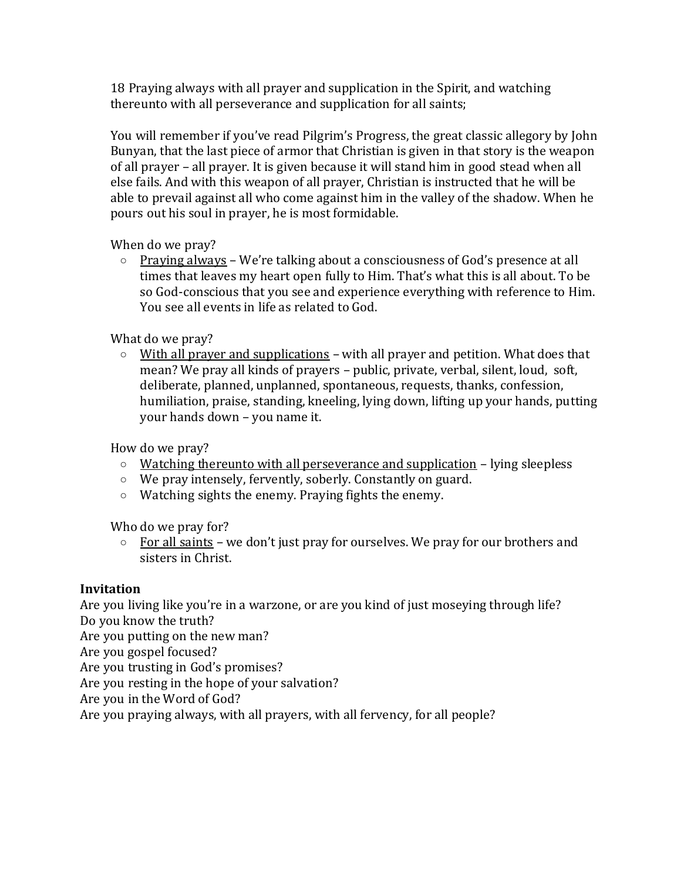18 Praying always with all prayer and supplication in the Spirit, and watching thereunto with all perseverance and supplication for all saints;

You will remember if you've read Pilgrim's Progress, the great classic allegory by John Bunyan, that the last piece of armor that Christian is given in that story is the weapon of all prayer – all prayer. It is given because it will stand him in good stead when all else fails. And with this weapon of all prayer, Christian is instructed that he will be able to prevail against all who come against him in the valley of the shadow. When he pours out his soul in prayer, he is most formidable.

When do we pray?

- <u>Praying always</u> – We're talking about a consciousness of God's presence at all times that leaves my heart open fully to Him. That's what this is all about. To be so God-conscious that you see and experience everything with reference to Him. You see all events in life as related to God.

What do we pray?

- <u>With all prayer and supplications</u> – with all prayer and petition. What does that mean? We pray all kinds of prayers – public, private, verbal, silent, loud, soft, deliberate, planned, unplanned, spontaneous, requests, thanks, confession, humiliation, praise, standing, kneeling, lying down, lifting up your hands, putting your hands down – you name it.

How do we pray?

- <u>Watching thereunto with all perseverance and supplication</u> – lying sleepless
- We pray intensely, fervently, soberly. Constantly on guard.
- Watching sights the enemy. Praying fights the enemy.

Who do we pray for?

- <u>For all saints</u> – we don't just pray for ourselves. We pray for our brothers and sisters in Christ.

**Invitation**

Are you living like you're in a warzone, or are you kind of just moseying through life?
Do you know the truth?
Are you putting on the new man?
Are you gospel focused?
Are you trusting in God's promises?
Are you resting in the hope of your salvation?
Are you in the Word of God?
Are you praying always, with all prayers, with all fervency, for all people?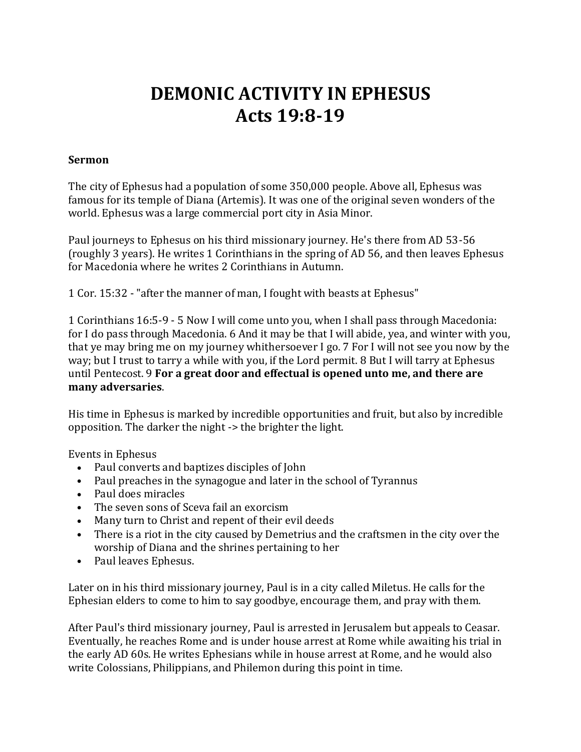# DEMONIC ACTIVITY IN EPHESUS
# Acts 19:8-19

**Sermon**

The city of Ephesus had a population of some 350,000 people. Above all, Ephesus was famous for its temple of Diana (Artemis). It was one of the original seven wonders of the world. Ephesus was a large commercial port city in Asia Minor.

Paul journeys to Ephesus on his third missionary journey. He's there from AD 53-56 (roughly 3 years). He writes 1 Corinthians in the spring of AD 56, and then leaves Ephesus for Macedonia where he writes 2 Corinthians in Autumn.

1 Cor. 15:32 - "after the manner of man, I fought with beasts at Ephesus"

1 Corinthians 16:5-9 - 5 Now I will come unto you, when I shall pass through Macedonia: for I do pass through Macedonia. 6 And it may be that I will abide, yea, and winter with you, that ye may bring me on my journey whithersoever I go. 7 For I will not see you now by the way; but I trust to tarry a while with you, if the Lord permit. 8 But I will tarry at Ephesus until Pentecost. 9 **For a great door and effectual is opened unto me, and there are many adversaries**.

His time in Ephesus is marked by incredible opportunities and fruit, but also by incredible opposition. The darker the night -> the brighter the light.

Events in Ephesus

- Paul converts and baptizes disciples of John
- Paul preaches in the synagogue and later in the school of Tyrannus
- Paul does miracles
- The seven sons of Sceva fail an exorcism
- Many turn to Christ and repent of their evil deeds
- There is a riot in the city caused by Demetrius and the craftsmen in the city over the worship of Diana and the shrines pertaining to her
- Paul leaves Ephesus.

Later on in his third missionary journey, Paul is in a city called Miletus. He calls for the Ephesian elders to come to him to say goodbye, encourage them, and pray with them.

After Paul's third missionary journey, Paul is arrested in Jerusalem but appeals to Ceasar. Eventually, he reaches Rome and is under house arrest at Rome while awaiting his trial in the early AD 60s. He writes Ephesians while in house arrest at Rome, and he would also write Colossians, Philippians, and Philemon during this point in time.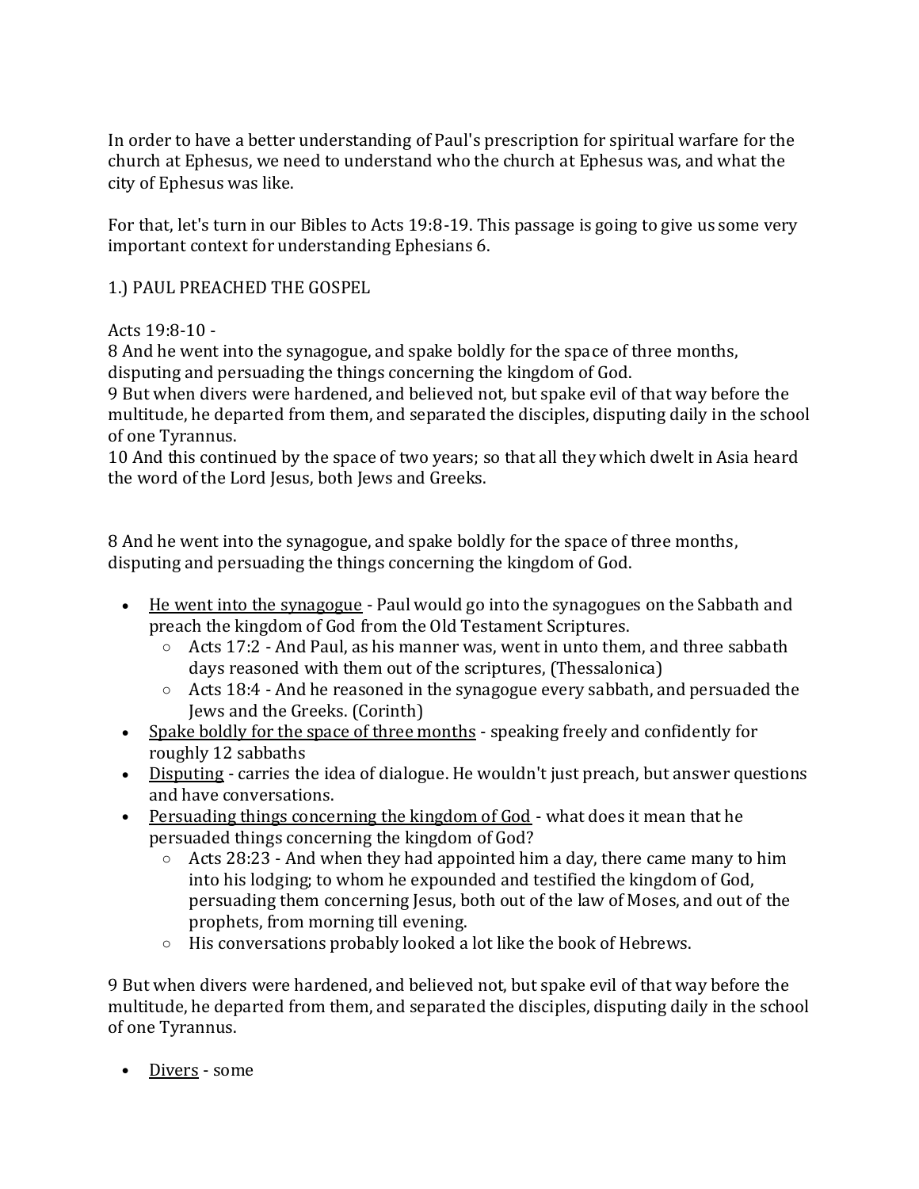In order to have a better understanding of Paul's prescription for spiritual warfare for the church at Ephesus, we need to understand who the church at Ephesus was, and what the city of Ephesus was like.

For that, let's turn in our Bibles to Acts 19:8-19. This passage is going to give us some very important context for understanding Ephesians 6.

1.) PAUL PREACHED THE GOSPEL

Acts 19:8-10 -
8 And he went into the synagogue, and spake boldly for the space of three months, disputing and persuading the things concerning the kingdom of God.
9 But when divers were hardened, and believed not, but spake evil of that way before the multitude, he departed from them, and separated the disciples, disputing daily in the school of one Tyrannus.
10 And this continued by the space of two years; so that all they which dwelt in Asia heard the word of the Lord Jesus, both Jews and Greeks.

8 And he went into the synagogue, and spake boldly for the space of three months, disputing and persuading the things concerning the kingdom of God.

- <u>He went into the synagogue</u> - Paul would go into the synagogues on the Sabbath and preach the kingdom of God from the Old Testament Scriptures.
  - Acts 17:2 - And Paul, as his manner was, went in unto them, and three sabbath days reasoned with them out of the scriptures, (Thessalonica)
  - Acts 18:4 - And he reasoned in the synagogue every sabbath, and persuaded the Jews and the Greeks. (Corinth)
- <u>Spake boldly for the space of three months</u> - speaking freely and confidently for roughly 12 sabbaths
- <u>Disputing</u> - carries the idea of dialogue. He wouldn't just preach, but answer questions and have conversations.
- <u>Persuading things concerning the kingdom of God</u> - what does it mean that he persuaded things concerning the kingdom of God?
  - Acts 28:23 - And when they had appointed him a day, there came many to him into his lodging; to whom he expounded and testified the kingdom of God, persuading them concerning Jesus, both out of the law of Moses, and out of the prophets, from morning till evening.
  - His conversations probably looked a lot like the book of Hebrews.

9 But when divers were hardened, and believed not, but spake evil of that way before the multitude, he departed from them, and separated the disciples, disputing daily in the school of one Tyrannus.

- <u>Divers</u> - some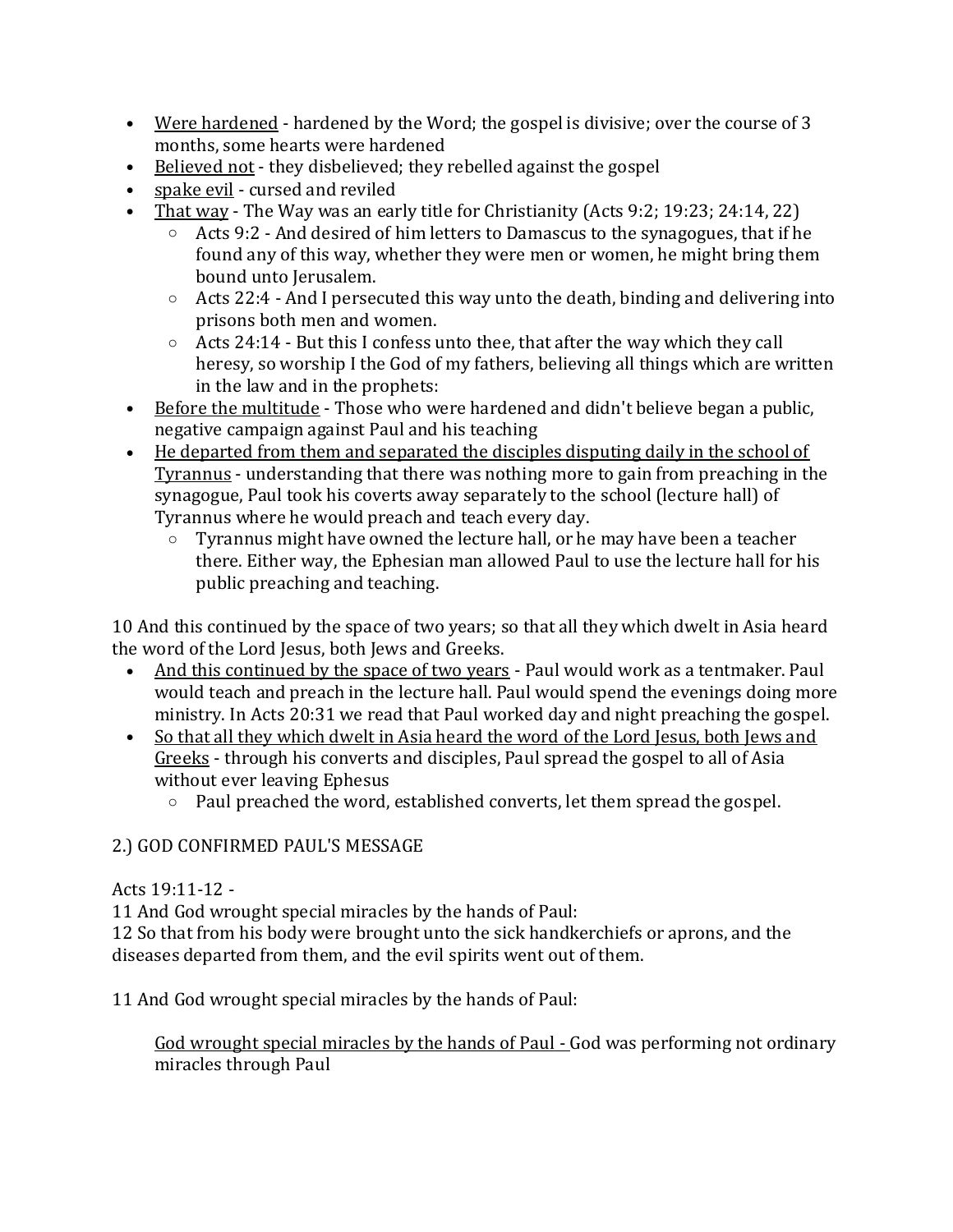- Were hardened - hardened by the Word; the gospel is divisive; over the course of 3 months, some hearts were hardened
- Believed not - they disbelieved; they rebelled against the gospel
- spake evil - cursed and reviled
- That way - The Way was an early title for Christianity (Acts 9:2; 19:23; 24:14, 22)
    - Acts 9:2 - And desired of him letters to Damascus to the synagogues, that if he found any of this way, whether they were men or women, he might bring them bound unto Jerusalem.
    - Acts 22:4 - And I persecuted this way unto the death, binding and delivering into prisons both men and women.
    - Acts 24:14 - But this I confess unto thee, that after the way which they call heresy, so worship I the God of my fathers, believing all things which are written in the law and in the prophets:
- Before the multitude - Those who were hardened and didn't believe began a public, negative campaign against Paul and his teaching
- He departed from them and separated the disciples disputing daily in the school of Tyrannus - understanding that there was nothing more to gain from preaching in the synagogue, Paul took his coverts away separately to the school (lecture hall) of Tyrannus where he would preach and teach every day.
    - Tyrannus might have owned the lecture hall, or he may have been a teacher there. Either way, the Ephesian man allowed Paul to use the lecture hall for his public preaching and teaching.

10 And this continued by the space of two years; so that all they which dwelt in Asia heard the word of the Lord Jesus, both Jews and Greeks.

- And this continued by the space of two years - Paul would work as a tentmaker. Paul would teach and preach in the lecture hall. Paul would spend the evenings doing more ministry. In Acts 20:31 we read that Paul worked day and night preaching the gospel.
- So that all they which dwelt in Asia heard the word of the Lord Jesus, both Jews and Greeks - through his converts and disciples, Paul spread the gospel to all of Asia without ever leaving Ephesus
    - Paul preached the word, established converts, let them spread the gospel.

2.) GOD CONFIRMED PAUL'S MESSAGE

Acts 19:11-12 -
11 And God wrought special miracles by the hands of Paul:
12 So that from his body were brought unto the sick handkerchiefs or aprons, and the diseases departed from them, and the evil spirits went out of them.

11 And God wrought special miracles by the hands of Paul:

God wrought special miracles by the hands of Paul - God was performing not ordinary miracles through Paul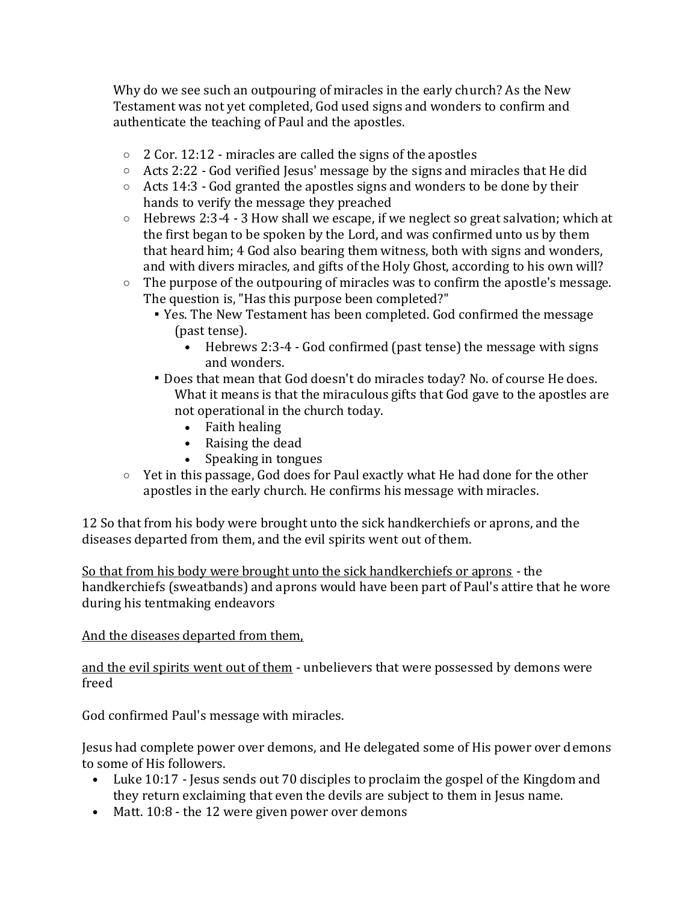Why do we see such an outpouring of miracles in the early church? As the New Testament was not yet completed, God used signs and wonders to confirm and authenticate the teaching of Paul and the apostles.

- 2 Cor. 12:12 - miracles are called the signs of the apostles
- Acts 2:22 - God verified Jesus' message by the signs and miracles that He did
- Acts 14:3 - God granted the apostles signs and wonders to be done by their hands to verify the message they preached
- Hebrews 2:3-4 - 3 How shall we escape, if we neglect so great salvation; which at the first began to be spoken by the Lord, and was confirmed unto us by them that heard him; 4 God also bearing them witness, both with signs and wonders, and with divers miracles, and gifts of the Holy Ghost, according to his own will?
- The purpose of the outpouring of miracles was to confirm the apostle's message. The question is, "Has this purpose been completed?"
  - Yes. The New Testament has been completed. God confirmed the message (past tense).
    - Hebrews 2:3-4 - God confirmed (past tense) the message with signs and wonders.
  - Does that mean that God doesn't do miracles today? No. of course He does. What it means is that the miraculous gifts that God gave to the apostles are not operational in the church today.
    - Faith healing
    - Raising the dead
    - Speaking in tongues
- Yet in this passage, God does for Paul exactly what He had done for the other apostles in the early church. He confirms his message with miracles.

12 So that from his body were brought unto the sick handkerchiefs or aprons, and the diseases departed from them, and the evil spirits went out of them.

<u>So that from his body were brought unto the sick handkerchiefs or aprons</u> - the handkerchiefs (sweatbands) and aprons would have been part of Paul's attire that he wore during his tentmaking endeavors

<u>And the diseases departed from them,</u>

<u>and the evil spirits went out of them</u> - unbelievers that were possessed by demons were freed

God confirmed Paul's message with miracles.

Jesus had complete power over demons, and He delegated some of His power over demons to some of His followers.

- Luke 10:17 - Jesus sends out 70 disciples to proclaim the gospel of the Kingdom and they return exclaiming that even the devils are subject to them in Jesus name.
- Matt. 10:8 - the 12 were given power over demons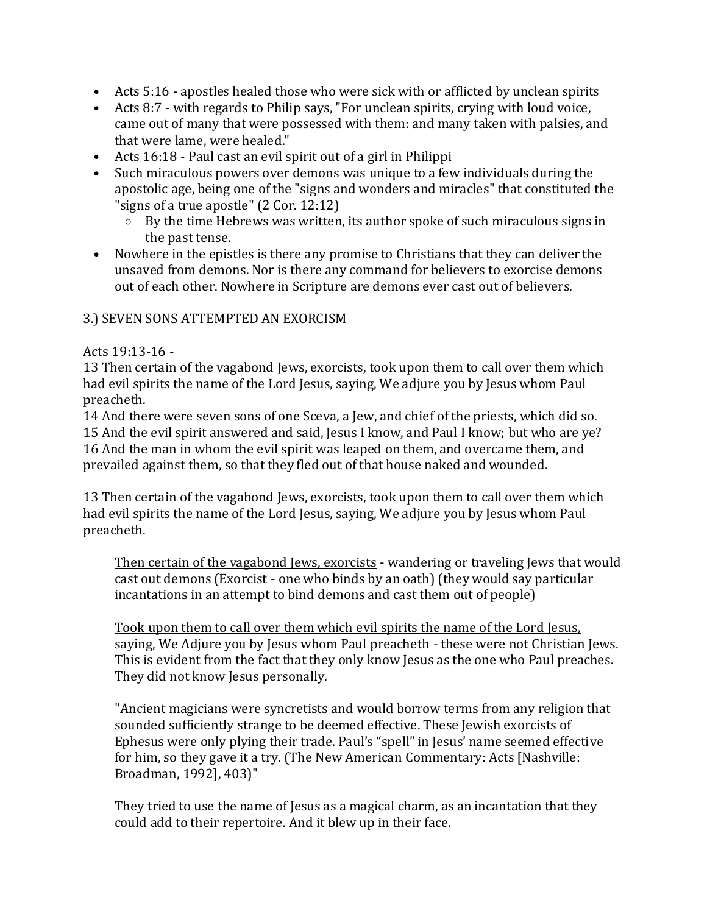- Acts 5:16 - apostles healed those who were sick with or afflicted by unclean spirits
- Acts 8:7 - with regards to Philip says, "For unclean spirits, crying with loud voice, came out of many that were possessed with them: and many taken with palsies, and that were lame, were healed."
- Acts 16:18 - Paul cast an evil spirit out of a girl in Philippi
- Such miraculous powers over demons was unique to a few individuals during the apostolic age, being one of the "signs and wonders and miracles" that constituted the "signs of a true apostle" (2 Cor. 12:12)
    - By the time Hebrews was written, its author spoke of such miraculous signs in the past tense.
- Nowhere in the epistles is there any promise to Christians that they can deliver the unsaved from demons. Nor is there any command for believers to exorcise demons out of each other. Nowhere in Scripture are demons ever cast out of believers.

3.) SEVEN SONS ATTEMPTED AN EXORCISM

Acts 19:13-16 -
13 Then certain of the vagabond Jews, exorcists, took upon them to call over them which had evil spirits the name of the Lord Jesus, saying, We adjure you by Jesus whom Paul preacheth.
14 And there were seven sons of one Sceva, a Jew, and chief of the priests, which did so.
15 And the evil spirit answered and said, Jesus I know, and Paul I know; but who are ye?
16 And the man in whom the evil spirit was leaped on them, and overcame them, and prevailed against them, so that they fled out of that house naked and wounded.

13 Then certain of the vagabond Jews, exorcists, took upon them to call over them which had evil spirits the name of the Lord Jesus, saying, We adjure you by Jesus whom Paul preacheth.

> <u>Then certain of the vagabond Jews, exorcists</u> - wandering or traveling Jews that would cast out demons (Exorcist - one who binds by an oath) (they would say particular incantations in an attempt to bind demons and cast them out of people)
>
> <u>Took upon them to call over them which evil spirits the name of the Lord Jesus, saying, We Adjure you by Jesus whom Paul preacheth</u> - these were not Christian Jews. This is evident from the fact that they only know Jesus as the one who Paul preaches. They did not know Jesus personally.
>
> "Ancient magicians were syncretists and would borrow terms from any religion that sounded sufficiently strange to be deemed effective. These Jewish exorcists of Ephesus were only plying their trade. Paul's "spell" in Jesus' name seemed effective for him, so they gave it a try. (The New American Commentary: Acts [Nashville: Broadman, 1992], 403)"
>
> They tried to use the name of Jesus as a magical charm, as an incantation that they could add to their repertoire. And it blew up in their face.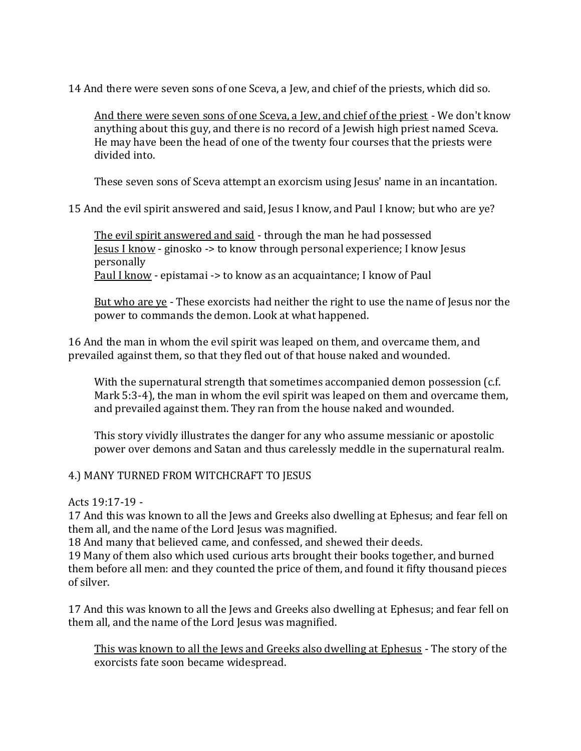14 And there were seven sons of one Sceva, a Jew, and chief of the priests, which did so.

> <u>And there were seven sons of one Sceva, a Jew, and chief of the priest</u> - We don't know anything about this guy, and there is no record of a Jewish high priest named Sceva. He may have been the head of one of the twenty four courses that the priests were divided into.
>
> These seven sons of Sceva attempt an exorcism using Jesus' name in an incantation.

15 And the evil spirit answered and said, Jesus I know, and Paul I know; but who are ye?

> <u>The evil spirit answered and said</u> - through the man he had possessed
> <u>Jesus I know</u> - ginosko -> to know through personal experience; I know Jesus personally
> <u>Paul I know</u> - epistamai -> to know as an acquaintance; I know of Paul
>
> <u>But who are ye</u> - These exorcists had neither the right to use the name of Jesus nor the power to commands the demon. Look at what happened.

16 And the man in whom the evil spirit was leaped on them, and overcame them, and prevailed against them, so that they fled out of that house naked and wounded.

> With the supernatural strength that sometimes accompanied demon possession (c.f. Mark 5:3-4), the man in whom the evil spirit was leaped on them and overcame them, and prevailed against them. They ran from the house naked and wounded.
>
> This story vividly illustrates the danger for any who assume messianic or apostolic power over demons and Satan and thus carelessly meddle in the supernatural realm.

4.) MANY TURNED FROM WITCHCRAFT TO JESUS

Acts 19:17-19 -
17 And this was known to all the Jews and Greeks also dwelling at Ephesus; and fear fell on them all, and the name of the Lord Jesus was magnified.
18 And many that believed came, and confessed, and shewed their deeds.
19 Many of them also which used curious arts brought their books together, and burned them before all men: and they counted the price of them, and found it fifty thousand pieces of silver.

17 And this was known to all the Jews and Greeks also dwelling at Ephesus; and fear fell on them all, and the name of the Lord Jesus was magnified.

> <u>This was known to all the Jews and Greeks also dwelling at Ephesus</u> - The story of the exorcists fate soon became widespread.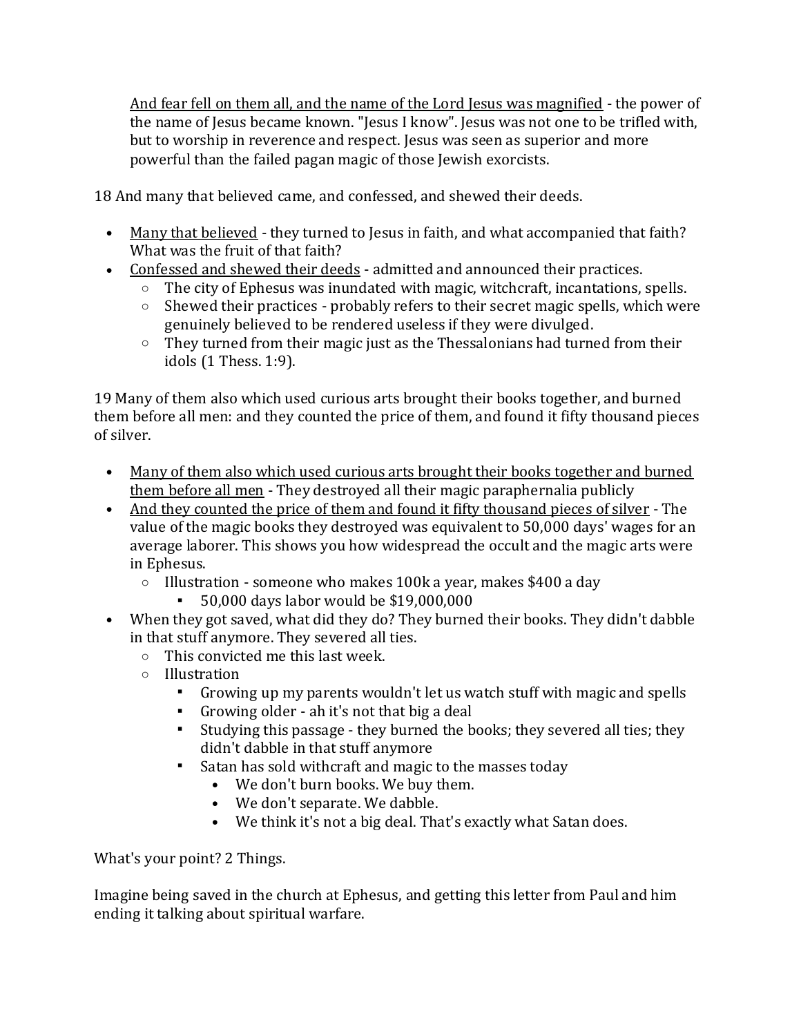<u>And fear fell on them all, and the name of the Lord Jesus was magnified</u> - the power of the name of Jesus became known. "Jesus I know". Jesus was not one to be trifled with, but to worship in reverence and respect. Jesus was seen as superior and more powerful than the failed pagan magic of those Jewish exorcists.

18 And many that believed came, and confessed, and shewed their deeds.

- <u>Many that believed</u> - they turned to Jesus in faith, and what accompanied that faith? What was the fruit of that faith?
- <u>Confessed and shewed their deeds</u> - admitted and announced their practices.
  - The city of Ephesus was inundated with magic, witchcraft, incantations, spells.
  - Shewed their practices - probably refers to their secret magic spells, which were genuinely believed to be rendered useless if they were divulged.
  - They turned from their magic just as the Thessalonians had turned from their idols (1 Thess. 1:9).

19 Many of them also which used curious arts brought their books together, and burned them before all men: and they counted the price of them, and found it fifty thousand pieces of silver.

- <u>Many of them also which used curious arts brought their books together and burned them before all men</u> - They destroyed all their magic paraphernalia publicly
- <u>And they counted the price of them and found it fifty thousand pieces of silver</u> - The value of the magic books they destroyed was equivalent to 50,000 days' wages for an average laborer. This shows you how widespread the occult and the magic arts were in Ephesus.
  - Illustration - someone who makes 100k a year, makes $400 a day
    - 50,000 days labor would be $19,000,000
- When they got saved, what did they do? They burned their books. They didn't dabble in that stuff anymore. They severed all ties.
  - This convicted me this last week.
  - Illustration
    - Growing up my parents wouldn't let us watch stuff with magic and spells
    - Growing older - ah it's not that big a deal
    - Studying this passage - they burned the books; they severed all ties; they didn't dabble in that stuff anymore
    - Satan has sold withcraft and magic to the masses today
      - We don't burn books. We buy them.
      - We don't separate. We dabble.
      - We think it's not a big deal. That's exactly what Satan does.

What's your point? 2 Things.

Imagine being saved in the church at Ephesus, and getting this letter from Paul and him ending it talking about spiritual warfare.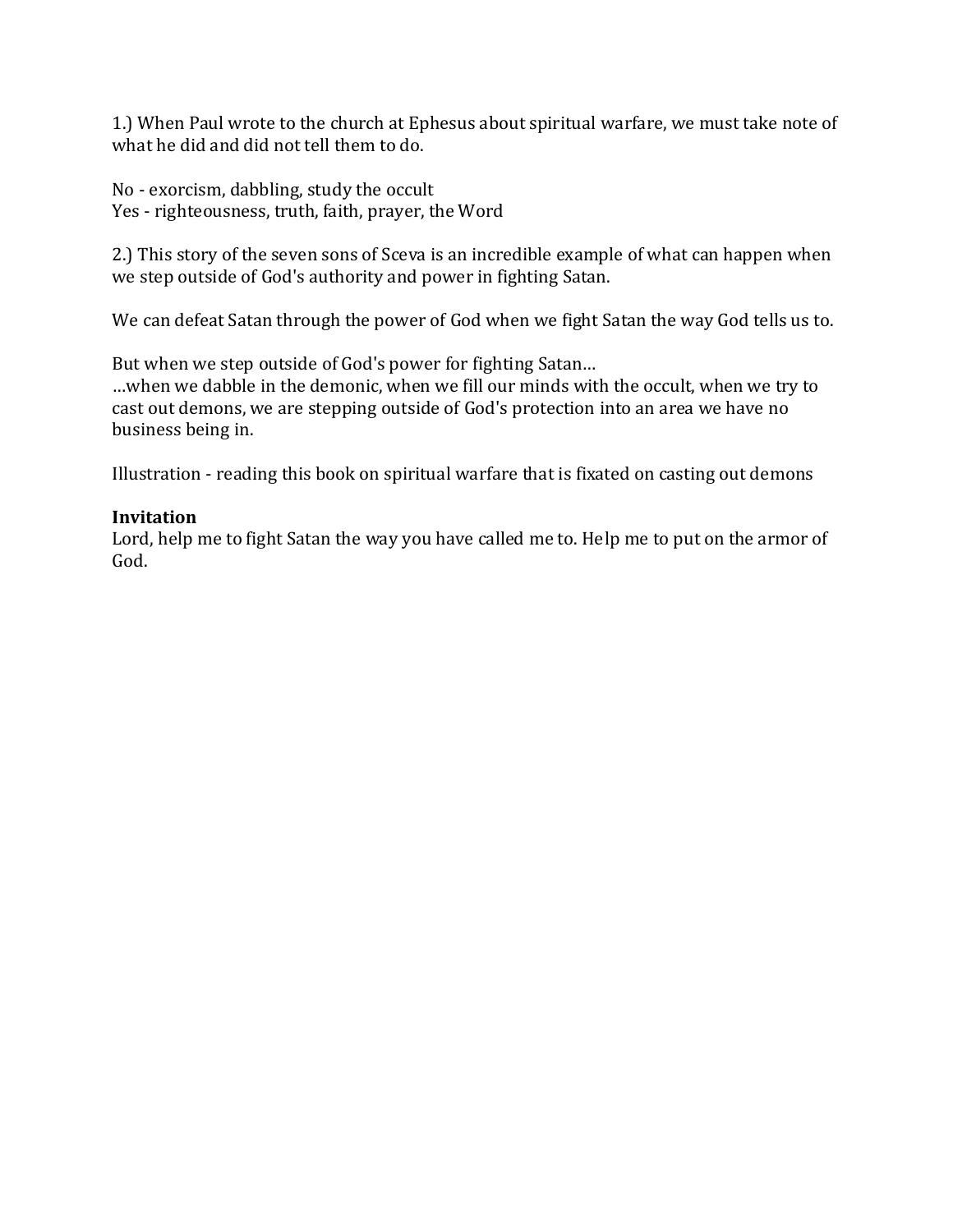1.) When Paul wrote to the church at Ephesus about spiritual warfare, we must take note of what he did and did not tell them to do.

No - exorcism, dabbling, study the occult
Yes - righteousness, truth, faith, prayer, the Word

2.) This story of the seven sons of Sceva is an incredible example of what can happen when we step outside of God's authority and power in fighting Satan.

We can defeat Satan through the power of God when we fight Satan the way God tells us to.

But when we step outside of God's power for fighting Satan…
…when we dabble in the demonic, when we fill our minds with the occult, when we try to cast out demons, we are stepping outside of God's protection into an area we have no business being in.

Illustration - reading this book on spiritual warfare that is fixated on casting out demons

**Invitation**
Lord, help me to fight Satan the way you have called me to. Help me to put on the armor of God.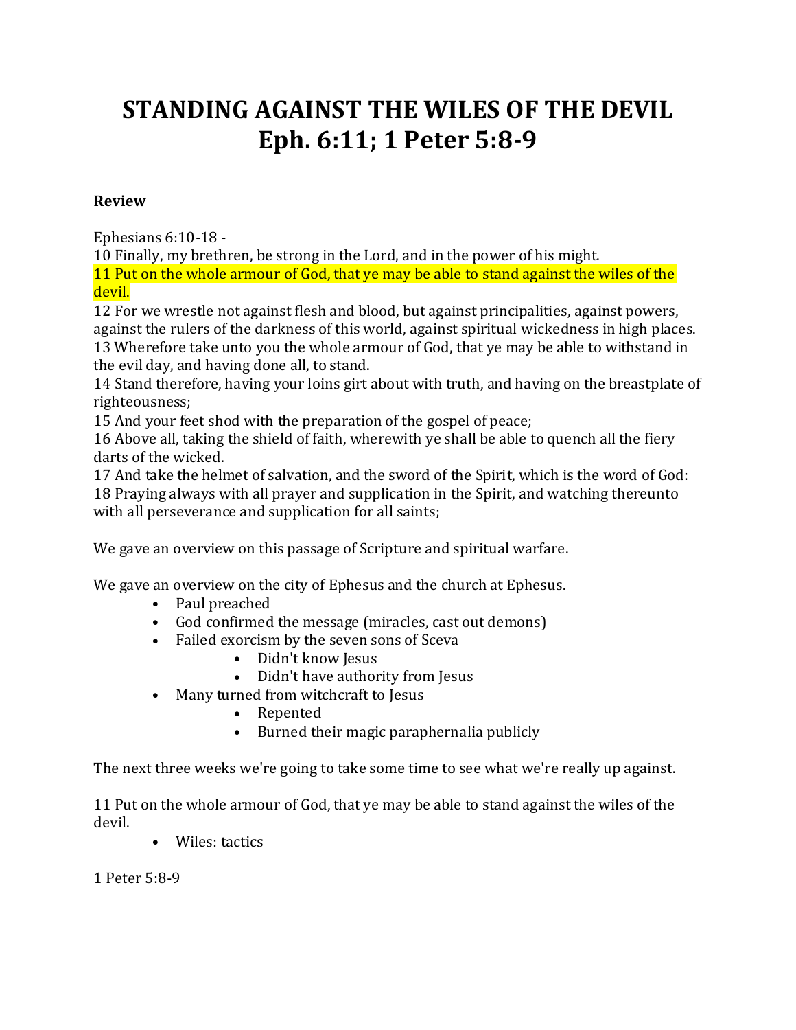# STANDING AGAINST THE WILES OF THE DEVIL
# Eph. 6:11; 1 Peter 5:8-9

**Review**

Ephesians 6:10-18 -
10 Finally, my brethren, be strong in the Lord, and in the power of his might.
11 Put on the whole armour of God, that ye may be able to stand against the wiles of the devil.
12 For we wrestle not against flesh and blood, but against principalities, against powers, against the rulers of the darkness of this world, against spiritual wickedness in high places.
13 Wherefore take unto you the whole armour of God, that ye may be able to withstand in the evil day, and having done all, to stand.
14 Stand therefore, having your loins girt about with truth, and having on the breastplate of righteousness;
15 And your feet shod with the preparation of the gospel of peace;
16 Above all, taking the shield of faith, wherewith ye shall be able to quench all the fiery darts of the wicked.
17 And take the helmet of salvation, and the sword of the Spirit, which is the word of God:
18 Praying always with all prayer and supplication in the Spirit, and watching thereunto with all perseverance and supplication for all saints;

We gave an overview on this passage of Scripture and spiritual warfare.

We gave an overview on the city of Ephesus and the church at Ephesus.

- Paul preached
- God confirmed the message (miracles, cast out demons)
- Failed exorcism by the seven sons of Sceva
    - Didn't know Jesus
    - Didn't have authority from Jesus
- Many turned from witchcraft to Jesus
    - Repented
    - Burned their magic paraphernalia publicly

The next three weeks we're going to take some time to see what we're really up against.

11 Put on the whole armour of God, that ye may be able to stand against the wiles of the devil.

- Wiles: tactics

1 Peter 5:8-9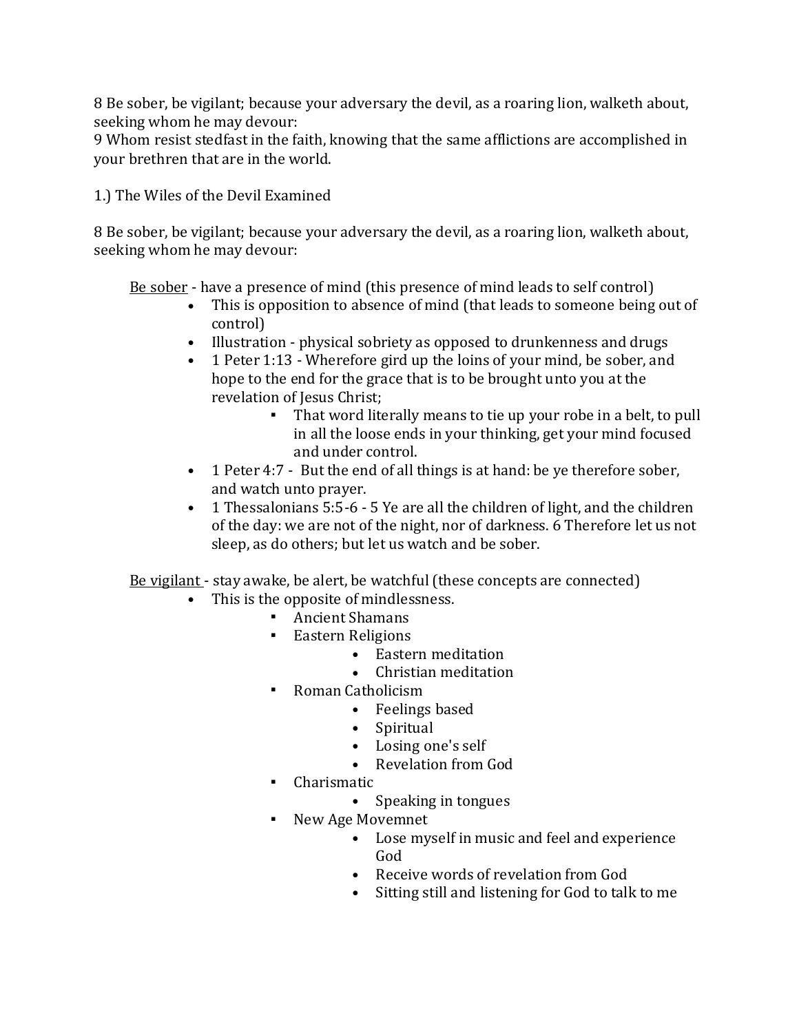8 Be sober, be vigilant; because your adversary the devil, as a roaring lion, walketh about, seeking whom he may devour:
9 Whom resist stedfast in the faith, knowing that the same afflictions are accomplished in your brethren that are in the world.

1.) The Wiles of the Devil Examined

8 Be sober, be vigilant; because your adversary the devil, as a roaring lion, walketh about, seeking whom he may devour:

<u>Be sober</u> - have a presence of mind (this presence of mind leads to self control)

- This is opposition to absence of mind (that leads to someone being out of control)
- Illustration - physical sobriety as opposed to drunkenness and drugs
- 1 Peter 1:13 - Wherefore gird up the loins of your mind, be sober, and hope to the end for the grace that is to be brought unto you at the revelation of Jesus Christ;
    - That word literally means to tie up your robe in a belt, to pull in all the loose ends in your thinking, get your mind focused and under control.
- 1 Peter 4:7 - But the end of all things is at hand: be ye therefore sober, and watch unto prayer.
- 1 Thessalonians 5:5-6 - 5 Ye are all the children of light, and the children of the day: we are not of the night, nor of darkness. 6 Therefore let us not sleep, as do others; but let us watch and be sober.

<u>Be vigilant</u> - stay awake, be alert, be watchful (these concepts are connected)

- This is the opposite of mindlessness.
    - Ancient Shamans
    - Eastern Religions
        - Eastern meditation
        - Christian meditation
    - Roman Catholicism
        - Feelings based
        - Spiritual
        - Losing one's self
        - Revelation from God
    - Charismatic
        - Speaking in tongues
    - New Age Movemnet
        - Lose myself in music and feel and experience God
        - Receive words of revelation from God
        - Sitting still and listening for God to talk to me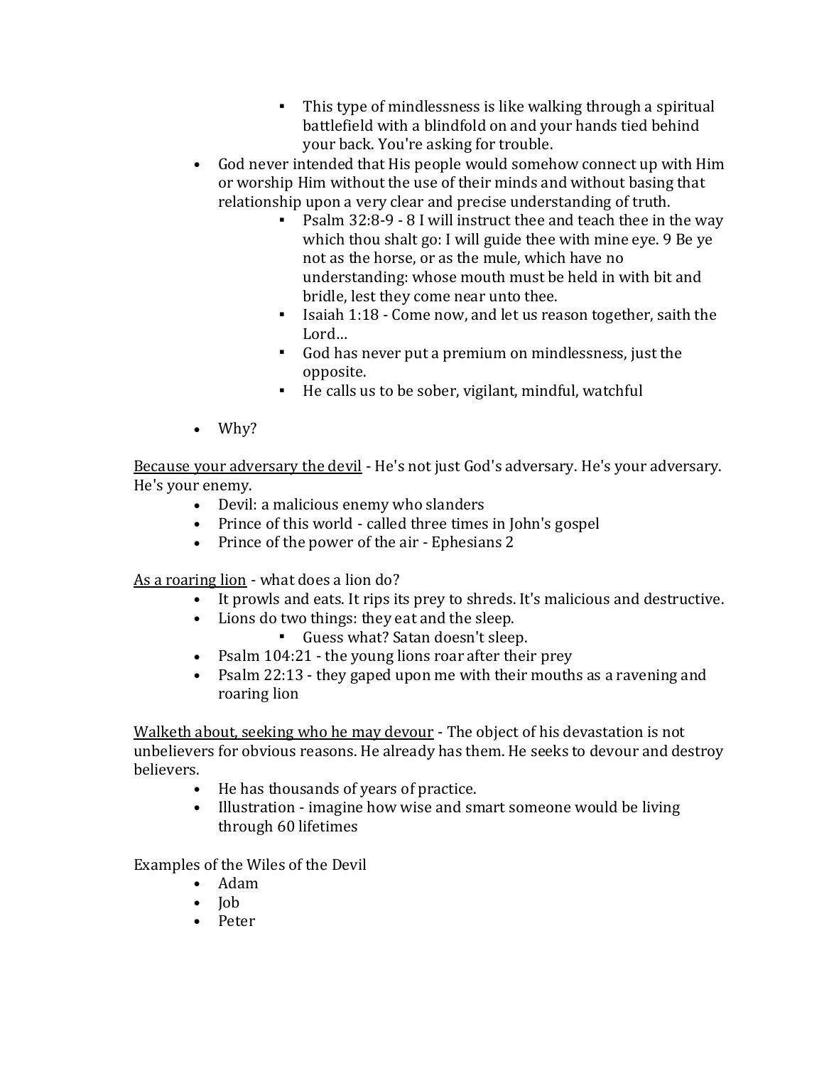- This type of mindlessness is like walking through a spiritual battlefield with a blindfold on and your hands tied behind your back. You're asking for trouble.
- God never intended that His people would somehow connect up with Him or worship Him without the use of their minds and without basing that relationship upon a very clear and precise understanding of truth.
    - Psalm 32:8-9 - 8 I will instruct thee and teach thee in the way which thou shalt go: I will guide thee with mine eye. 9 Be ye not as the horse, or as the mule, which have no understanding: whose mouth must be held in with bit and bridle, lest they come near unto thee.
    - Isaiah 1:18 - Come now, and let us reason together, saith the Lord…
    - God has never put a premium on mindlessness, just the opposite.
    - He calls us to be sober, vigilant, mindful, watchful

- Why?

<u>Because your adversary the devil</u> - He's not just God's adversary. He's your adversary. He's your enemy.

- Devil: a malicious enemy who slanders
- Prince of this world - called three times in John's gospel
- Prince of the power of the air - Ephesians 2

<u>As a roaring lion</u> - what does a lion do?

- It prowls and eats. It rips its prey to shreds. It's malicious and destructive.
- Lions do two things: they eat and the sleep.
    - Guess what? Satan doesn't sleep.
- Psalm 104:21 - the young lions roar after their prey
- Psalm 22:13 - they gaped upon me with their mouths as a ravening and roaring lion

<u>Walketh about, seeking who he may devour</u> - The object of his devastation is not unbelievers for obvious reasons. He already has them. He seeks to devour and destroy believers.

- He has thousands of years of practice.
- Illustration - imagine how wise and smart someone would be living through 60 lifetimes

Examples of the Wiles of the Devil

- Adam
- Job
- Peter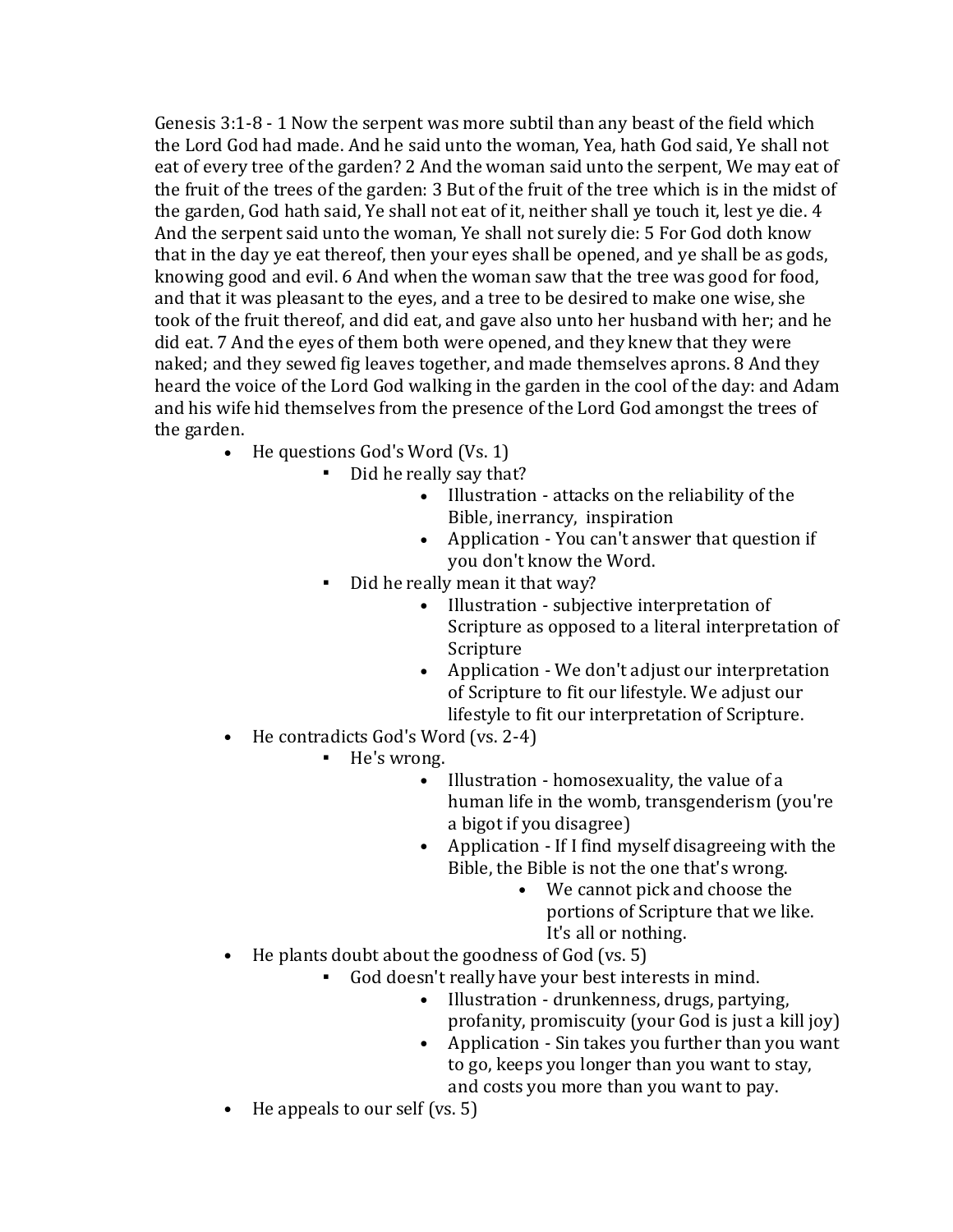Genesis 3:1-8 - 1 Now the serpent was more subtil than any beast of the field which the Lord God had made. And he said unto the woman, Yea, hath God said, Ye shall not eat of every tree of the garden? 2 And the woman said unto the serpent, We may eat of the fruit of the trees of the garden: 3 But of the fruit of the tree which is in the midst of the garden, God hath said, Ye shall not eat of it, neither shall ye touch it, lest ye die. 4 And the serpent said unto the woman, Ye shall not surely die: 5 For God doth know that in the day ye eat thereof, then your eyes shall be opened, and ye shall be as gods, knowing good and evil. 6 And when the woman saw that the tree was good for food, and that it was pleasant to the eyes, and a tree to be desired to make one wise, she took of the fruit thereof, and did eat, and gave also unto her husband with her; and he did eat. 7 And the eyes of them both were opened, and they knew that they were naked; and they sewed fig leaves together, and made themselves aprons. 8 And they heard the voice of the Lord God walking in the garden in the cool of the day: and Adam and his wife hid themselves from the presence of the Lord God amongst the trees of the garden.

- He questions God's Word (Vs. 1)
  - Did he really say that?
    - Illustration - attacks on the reliability of the Bible, inerrancy, inspiration
    - Application - You can't answer that question if you don't know the Word.
  - Did he really mean it that way?
    - Illustration - subjective interpretation of Scripture as opposed to a literal interpretation of Scripture
    - Application - We don't adjust our interpretation of Scripture to fit our lifestyle. We adjust our lifestyle to fit our interpretation of Scripture.
- He contradicts God's Word (vs. 2-4)
  - He's wrong.
    - Illustration - homosexuality, the value of a human life in the womb, transgenderism (you're a bigot if you disagree)
    - Application - If I find myself disagreeing with the Bible, the Bible is not the one that's wrong.
      - We cannot pick and choose the portions of Scripture that we like. It's all or nothing.
- He plants doubt about the goodness of God (vs. 5)
  - God doesn't really have your best interests in mind.
    - Illustration - drunkenness, drugs, partying, profanity, promiscuity (your God is just a kill joy)
    - Application - Sin takes you further than you want to go, keeps you longer than you want to stay, and costs you more than you want to pay.
- He appeals to our self (vs. 5)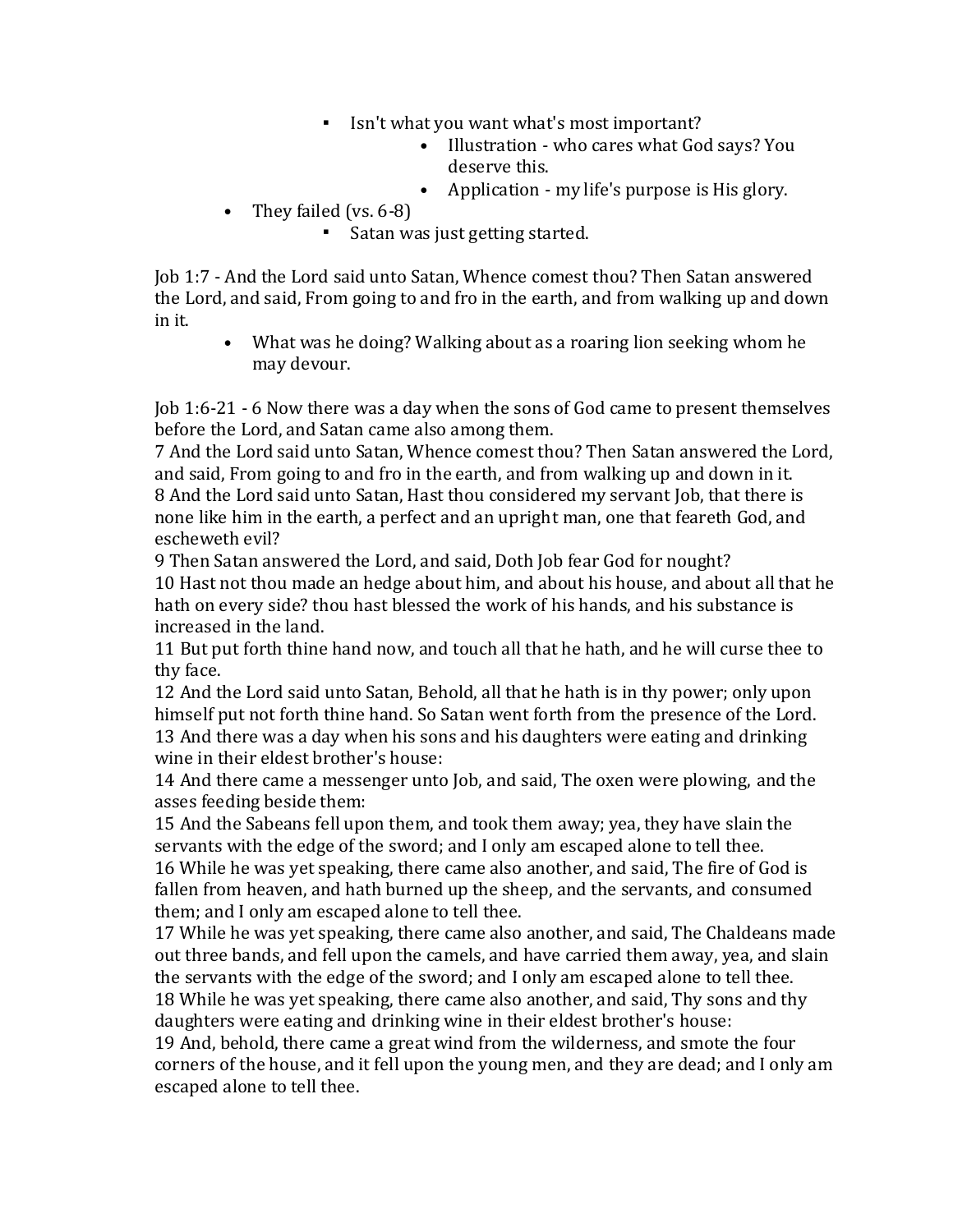- Isn't what you want what's most important?
            - Illustration - who cares what God says? You deserve this.
            - Application - my life's purpose is His glory.
- They failed (vs. 6-8)
    - Satan was just getting started.

Job 1:7 - And the Lord said unto Satan, Whence comest thou? Then Satan answered the Lord, and said, From going to and fro in the earth, and from walking up and down in it.

- What was he doing? Walking about as a roaring lion seeking whom he may devour.

Job 1:6-21 - 6 Now there was a day when the sons of God came to present themselves before the Lord, and Satan came also among them.
7 And the Lord said unto Satan, Whence comest thou? Then Satan answered the Lord, and said, From going to and fro in the earth, and from walking up and down in it.
8 And the Lord said unto Satan, Hast thou considered my servant Job, that there is none like him in the earth, a perfect and an upright man, one that feareth God, and escheweth evil?
9 Then Satan answered the Lord, and said, Doth Job fear God for nought?
10 Hast not thou made an hedge about him, and about his house, and about all that he hath on every side? thou hast blessed the work of his hands, and his substance is increased in the land.
11 But put forth thine hand now, and touch all that he hath, and he will curse thee to thy face.
12 And the Lord said unto Satan, Behold, all that he hath is in thy power; only upon himself put not forth thine hand. So Satan went forth from the presence of the Lord.
13 And there was a day when his sons and his daughters were eating and drinking wine in their eldest brother's house:
14 And there came a messenger unto Job, and said, The oxen were plowing, and the asses feeding beside them:
15 And the Sabeans fell upon them, and took them away; yea, they have slain the servants with the edge of the sword; and I only am escaped alone to tell thee.
16 While he was yet speaking, there came also another, and said, The fire of God is fallen from heaven, and hath burned up the sheep, and the servants, and consumed them; and I only am escaped alone to tell thee.
17 While he was yet speaking, there came also another, and said, The Chaldeans made out three bands, and fell upon the camels, and have carried them away, yea, and slain the servants with the edge of the sword; and I only am escaped alone to tell thee.
18 While he was yet speaking, there came also another, and said, Thy sons and thy daughters were eating and drinking wine in their eldest brother's house:
19 And, behold, there came a great wind from the wilderness, and smote the four corners of the house, and it fell upon the young men, and they are dead; and I only am escaped alone to tell thee.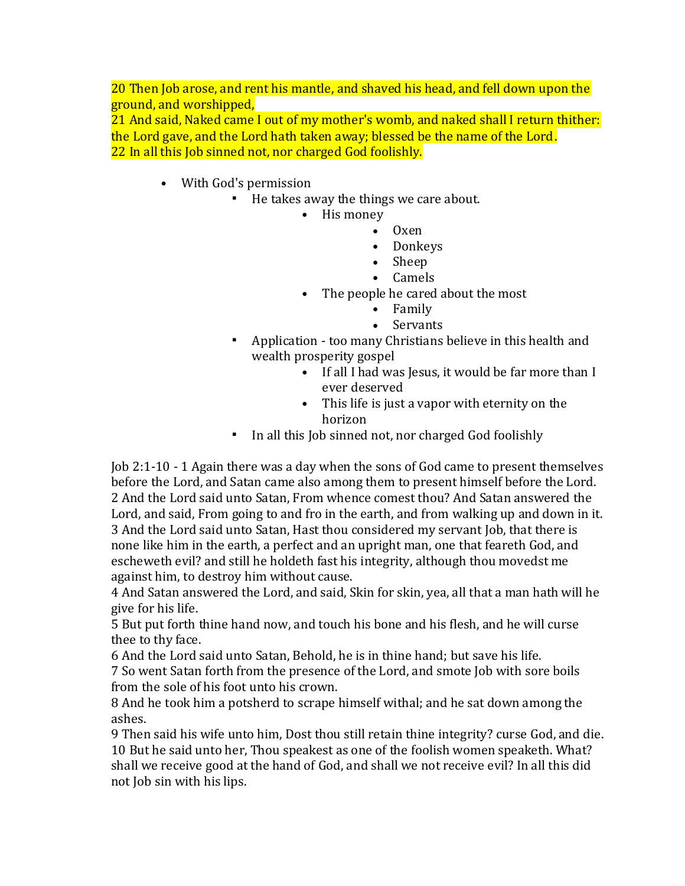20 Then Job arose, and rent his mantle, and shaved his head, and fell down upon the ground, and worshipped,
21 And said, Naked came I out of my mother's womb, and naked shall I return thither: the Lord gave, and the Lord hath taken away; blessed be the name of the Lord.
22 In all this Job sinned not, nor charged God foolishly.

- With God's permission
  - He takes away the things we care about.
    - His money
      - Oxen
      - Donkeys
      - Sheep
      - Camels
    - The people he cared about the most
      - Family
      - Servants
  - Application - too many Christians believe in this health and wealth prosperity gospel
    - If all I had was Jesus, it would be far more than I ever deserved
    - This life is just a vapor with eternity on the horizon
  - In all this Job sinned not, nor charged God foolishly

Job 2:1-10 - 1 Again there was a day when the sons of God came to present themselves before the Lord, and Satan came also among them to present himself before the Lord.
2 And the Lord said unto Satan, From whence comest thou? And Satan answered the Lord, and said, From going to and fro in the earth, and from walking up and down in it.
3 And the Lord said unto Satan, Hast thou considered my servant Job, that there is none like him in the earth, a perfect and an upright man, one that feareth God, and escheweth evil? and still he holdeth fast his integrity, although thou movedst me against him, to destroy him without cause.
4 And Satan answered the Lord, and said, Skin for skin, yea, all that a man hath will he give for his life.
5 But put forth thine hand now, and touch his bone and his flesh, and he will curse thee to thy face.
6 And the Lord said unto Satan, Behold, he is in thine hand; but save his life.
7 So went Satan forth from the presence of the Lord, and smote Job with sore boils from the sole of his foot unto his crown.
8 And he took him a potsherd to scrape himself withal; and he sat down among the ashes.
9 Then said his wife unto him, Dost thou still retain thine integrity? curse God, and die.
10 But he said unto her, Thou speakest as one of the foolish women speaketh. What? shall we receive good at the hand of God, and shall we not receive evil? In all this did not Job sin with his lips.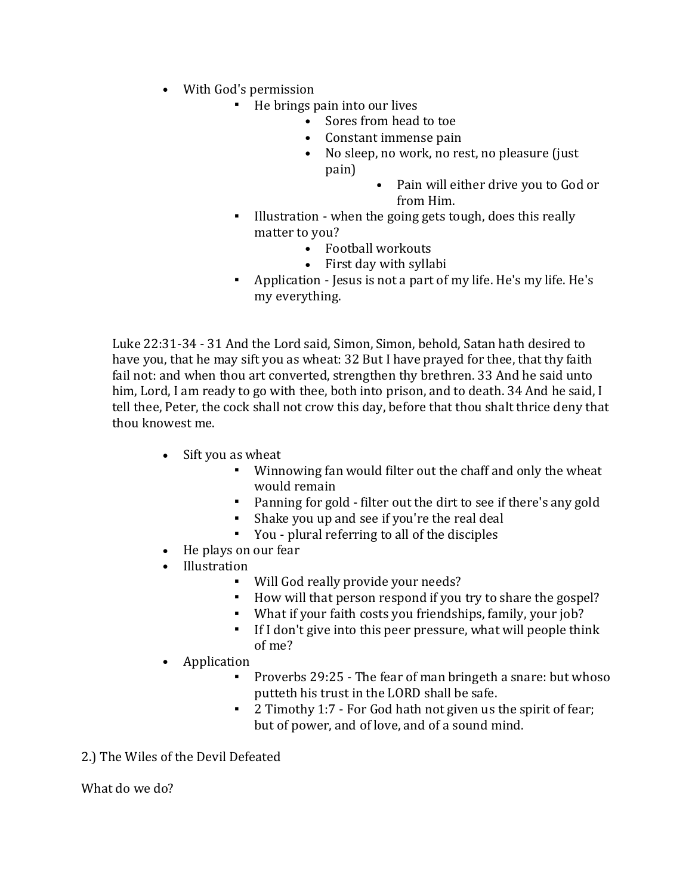- With God's permission
    - He brings pain into our lives
        - Sores from head to toe
        - Constant immense pain
        - No sleep, no work, no rest, no pleasure (just pain)
            - Pain will either drive you to God or from Him.
    - Illustration - when the going gets tough, does this really matter to you?
        - Football workouts
        - First day with syllabi
    - Application - Jesus is not a part of my life. He's my life. He's my everything.

Luke 22:31-34 - 31 And the Lord said, Simon, Simon, behold, Satan hath desired to have you, that he may sift you as wheat: 32 But I have prayed for thee, that thy faith fail not: and when thou art converted, strengthen thy brethren. 33 And he said unto him, Lord, I am ready to go with thee, both into prison, and to death. 34 And he said, I tell thee, Peter, the cock shall not crow this day, before that thou shalt thrice deny that thou knowest me.

- Sift you as wheat
    - Winnowing fan would filter out the chaff and only the wheat would remain
    - Panning for gold - filter out the dirt to see if there's any gold
    - Shake you up and see if you're the real deal
    - You - plural referring to all of the disciples
- He plays on our fear
- Illustration
    - Will God really provide your needs?
    - How will that person respond if you try to share the gospel?
    - What if your faith costs you friendships, family, your job?
    - If I don't give into this peer pressure, what will people think of me?
- Application
    - Proverbs 29:25 - The fear of man bringeth a snare: but whoso putteth his trust in the LORD shall be safe.
    - 2 Timothy 1:7 - For God hath not given us the spirit of fear; but of power, and of love, and of a sound mind.

2.) The Wiles of the Devil Defeated

What do we do?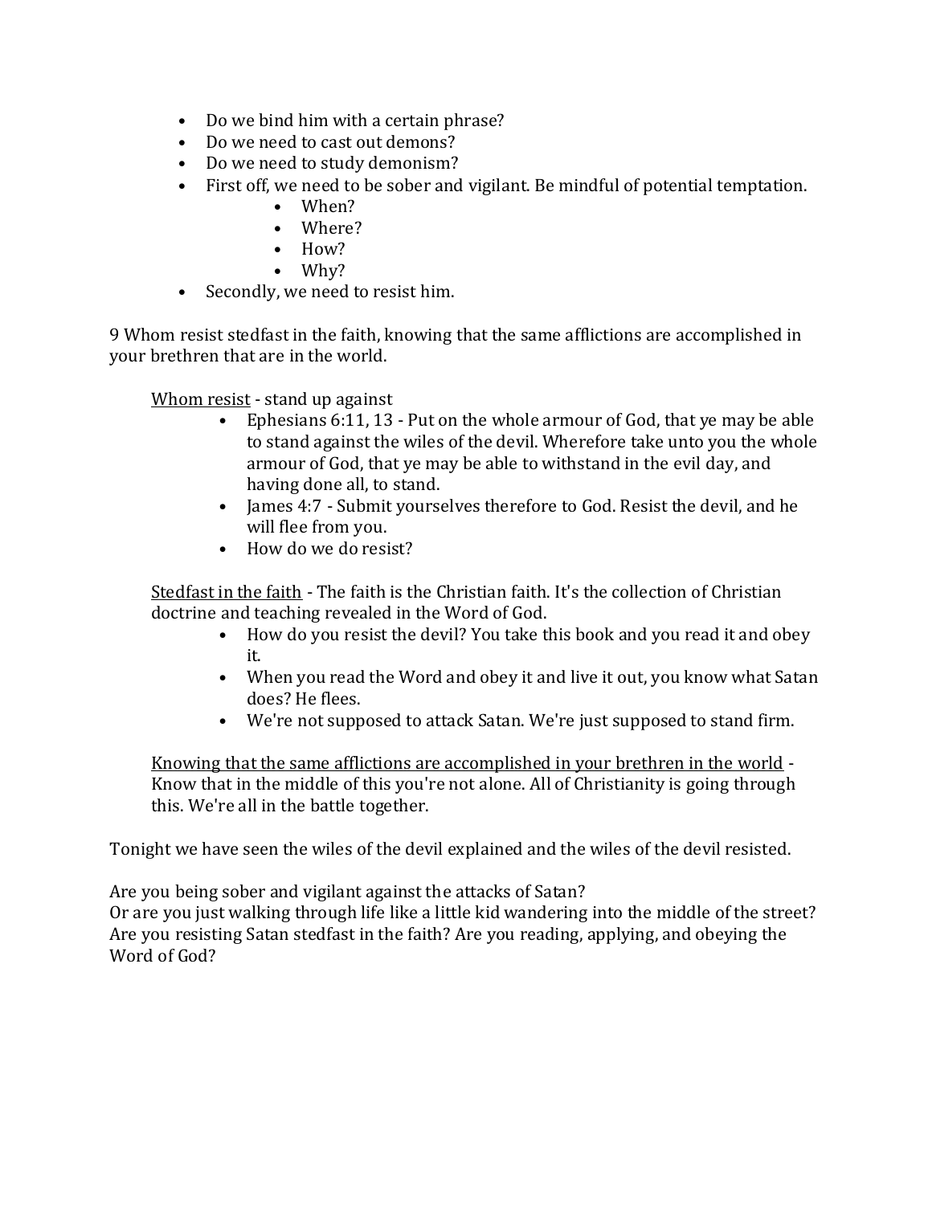- Do we bind him with a certain phrase?
- Do we need to cast out demons?
- Do we need to study demonism?
- First off, we need to be sober and vigilant. Be mindful of potential temptation.
    - When?
    - Where?
    - How?
    - Why?
- Secondly, we need to resist him.

9 Whom resist stedfast in the faith, knowing that the same afflictions are accomplished in your brethren that are in the world.

<u>Whom resist</u> - stand up against

- Ephesians 6:11, 13 - Put on the whole armour of God, that ye may be able to stand against the wiles of the devil. Wherefore take unto you the whole armour of God, that ye may be able to withstand in the evil day, and having done all, to stand.
- James 4:7 - Submit yourselves therefore to God. Resist the devil, and he will flee from you.
- How do we do resist?

<u>Stedfast in the faith</u> - The faith is the Christian faith. It's the collection of Christian doctrine and teaching revealed in the Word of God.

- How do you resist the devil? You take this book and you read it and obey it.
- When you read the Word and obey it and live it out, you know what Satan does? He flees.
- We're not supposed to attack Satan. We're just supposed to stand firm.

<u>Knowing that the same afflictions are accomplished in your brethren in the world</u> - Know that in the middle of this you're not alone. All of Christianity is going through this. We're all in the battle together.

Tonight we have seen the wiles of the devil explained and the wiles of the devil resisted.

Are you being sober and vigilant against the attacks of Satan?
Or are you just walking through life like a little kid wandering into the middle of the street?
Are you resisting Satan stedfast in the faith? Are you reading, applying, and obeying the Word of God?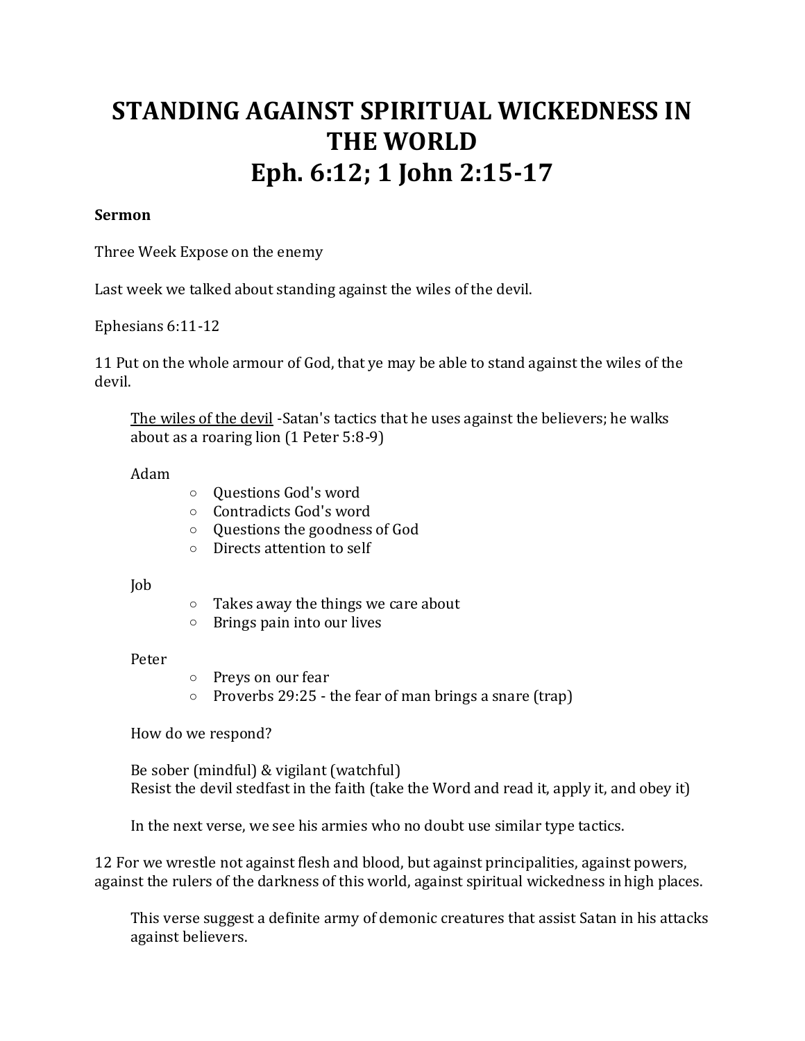# STANDING AGAINST SPIRITUAL WICKEDNESS IN THE WORLD
# Eph. 6:12; 1 John 2:15-17

**Sermon**

Three Week Expose on the enemy

Last week we talked about standing against the wiles of the devil.

Ephesians 6:11-12

11 Put on the whole armour of God, that ye may be able to stand against the wiles of the devil.

> <u>The wiles of the devil</u> -Satan's tactics that he uses against the believers; he walks about as a roaring lion (1 Peter 5:8-9)
>
> Adam
>
> - Questions God's word
> - Contradicts God's word
> - Questions the goodness of God
> - Directs attention to self
>
> Job
>
> - Takes away the things we care about
> - Brings pain into our lives
>
> Peter
>
> - Preys on our fear
> - Proverbs 29:25 - the fear of man brings a snare (trap)
>
> How do we respond?
>
> Be sober (mindful) & vigilant (watchful)
> Resist the devil stedfast in the faith (take the Word and read it, apply it, and obey it)
>
> In the next verse, we see his armies who no doubt use similar type tactics.

12 For we wrestle not against flesh and blood, but against principalities, against powers, against the rulers of the darkness of this world, against spiritual wickedness in high places.

> This verse suggest a definite army of demonic creatures that assist Satan in his attacks against believers.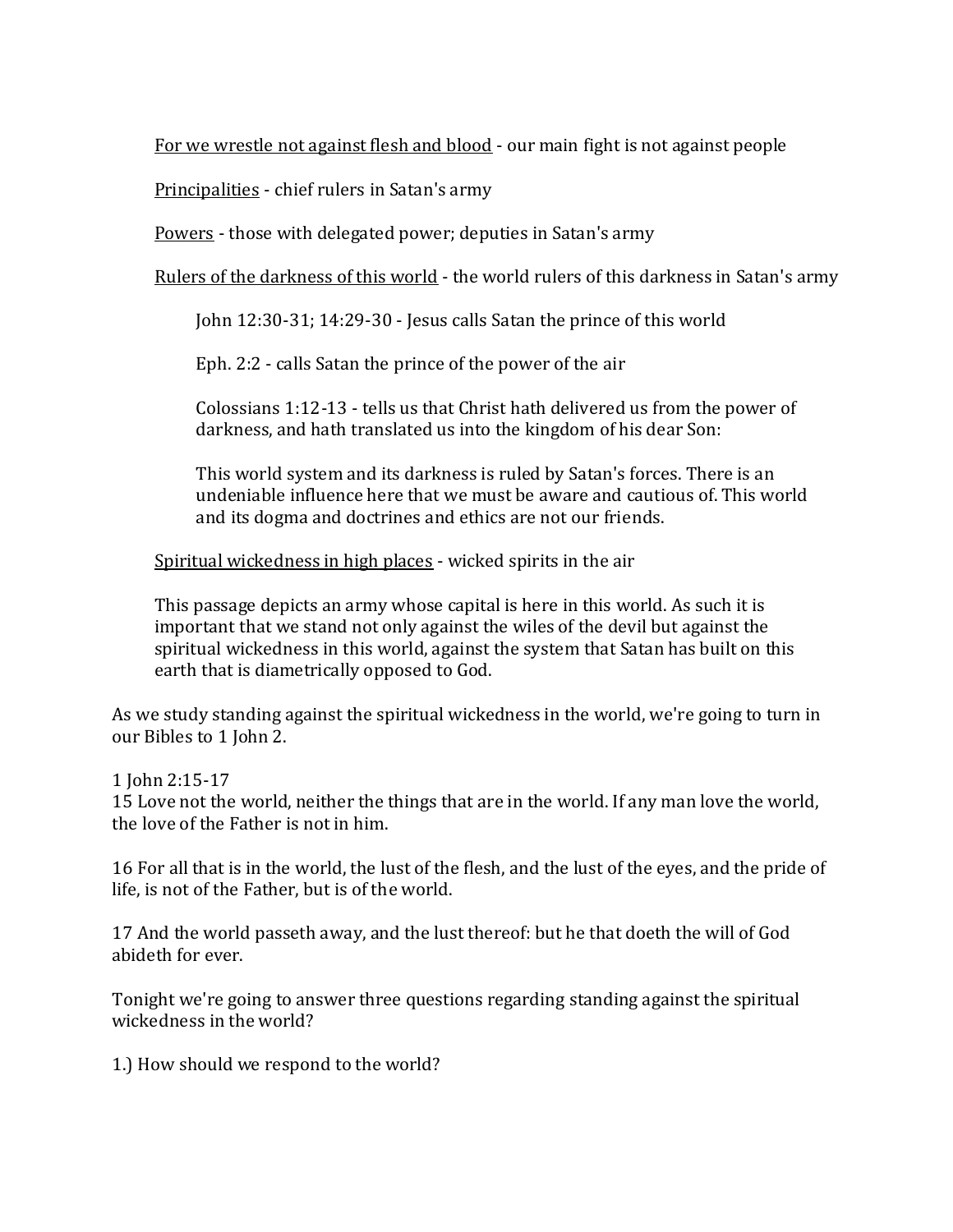<u>For we wrestle not against flesh and blood</u> - our main fight is not against people

<u>Principalities</u> - chief rulers in Satan's army

<u>Powers</u> - those with delegated power; deputies in Satan's army

<u>Rulers of the darkness of this world</u> - the world rulers of this darkness in Satan's army

> John 12:30-31; 14:29-30 - Jesus calls Satan the prince of this world
>
> Eph. 2:2 - calls Satan the prince of the power of the air
>
> Colossians 1:12-13 - tells us that Christ hath delivered us from the power of darkness, and hath translated us into the kingdom of his dear Son:
>
> This world system and its darkness is ruled by Satan's forces. There is an undeniable influence here that we must be aware and cautious of. This world and its dogma and doctrines and ethics are not our friends.

<u>Spiritual wickedness in high places</u> - wicked spirits in the air

This passage depicts an army whose capital is here in this world. As such it is important that we stand not only against the wiles of the devil but against the spiritual wickedness in this world, against the system that Satan has built on this earth that is diametrically opposed to God.

As we study standing against the spiritual wickedness in the world, we're going to turn in our Bibles to 1 John 2.

1 John 2:15-17
15 Love not the world, neither the things that are in the world. If any man love the world, the love of the Father is not in him.

16 For all that is in the world, the lust of the flesh, and the lust of the eyes, and the pride of life, is not of the Father, but is of the world.

17 And the world passeth away, and the lust thereof: but he that doeth the will of God abideth for ever.

Tonight we're going to answer three questions regarding standing against the spiritual wickedness in the world?

1.) How should we respond to the world?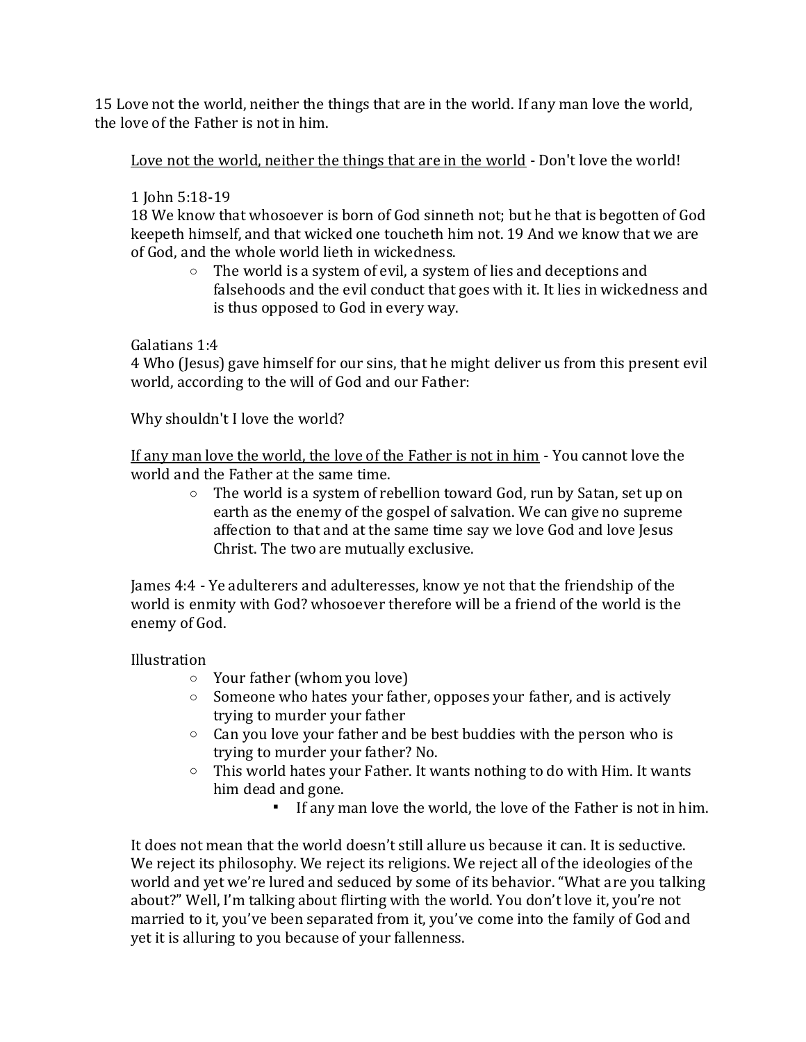15 Love not the world, neither the things that are in the world. If any man love the world, the love of the Father is not in him.

<u>Love not the world, neither the things that are in the world</u> - Don't love the world!

1 John 5:18-19
18 We know that whosoever is born of God sinneth not; but he that is begotten of God keepeth himself, and that wicked one toucheth him not. 19 And we know that we are of God, and the whole world lieth in wickedness.

- The world is a system of evil, a system of lies and deceptions and falsehoods and the evil conduct that goes with it. It lies in wickedness and is thus opposed to God in every way.

Galatians 1:4
4 Who (Jesus) gave himself for our sins, that he might deliver us from this present evil world, according to the will of God and our Father:

Why shouldn't I love the world?

<u>If any man love the world, the love of the Father is not in him</u> - You cannot love the world and the Father at the same time.

- The world is a system of rebellion toward God, run by Satan, set up on earth as the enemy of the gospel of salvation. We can give no supreme affection to that and at the same time say we love God and love Jesus Christ. The two are mutually exclusive.

James 4:4 - Ye adulterers and adulteresses, know ye not that the friendship of the world is enmity with God? whosoever therefore will be a friend of the world is the enemy of God.

Illustration

- Your father (whom you love)
- Someone who hates your father, opposes your father, and is actively trying to murder your father
- Can you love your father and be best buddies with the person who is trying to murder your father? No.
- This world hates your Father. It wants nothing to do with Him. It wants him dead and gone.
    - If any man love the world, the love of the Father is not in him.

It does not mean that the world doesn't still allure us because it can. It is seductive. We reject its philosophy. We reject its religions. We reject all of the ideologies of the world and yet we're lured and seduced by some of its behavior. "What are you talking about?" Well, I'm talking about flirting with the world. You don't love it, you're not married to it, you've been separated from it, you've come into the family of God and yet it is alluring to you because of your fallenness.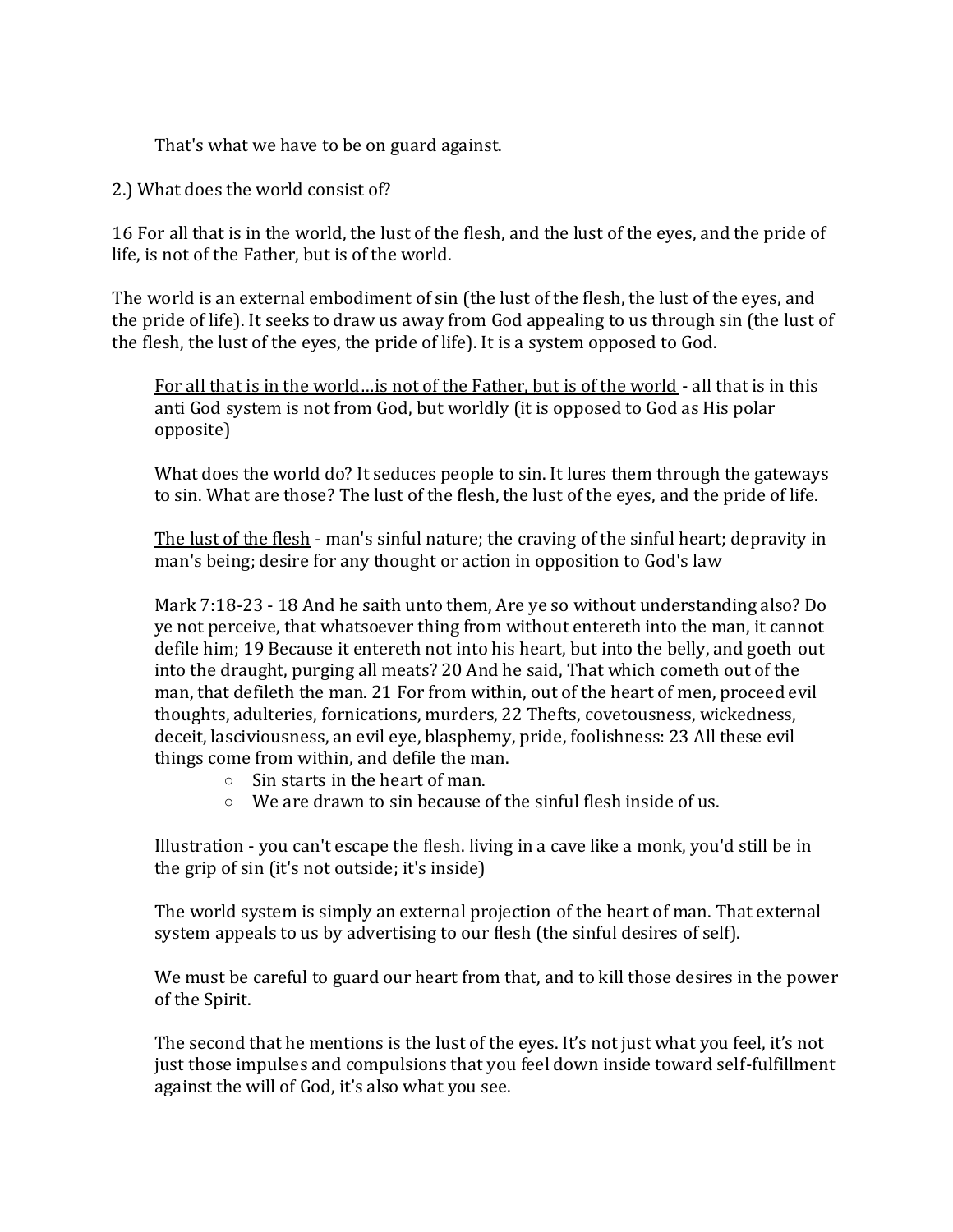That's what we have to be on guard against.

2.) What does the world consist of?

16 For all that is in the world, the lust of the flesh, and the lust of the eyes, and the pride of life, is not of the Father, but is of the world.

The world is an external embodiment of sin (the lust of the flesh, the lust of the eyes, and the pride of life). It seeks to draw us away from God appealing to us through sin (the lust of the flesh, the lust of the eyes, the pride of life). It is a system opposed to God.

<u>For all that is in the world…is not of the Father, but is of the world</u> - all that is in this anti God system is not from God, but worldly (it is opposed to God as His polar opposite)

What does the world do? It seduces people to sin. It lures them through the gateways to sin. What are those? The lust of the flesh, the lust of the eyes, and the pride of life.

<u>The lust of the flesh</u> - man's sinful nature; the craving of the sinful heart; depravity in man's being; desire for any thought or action in opposition to God's law

Mark 7:18-23 - 18 And he saith unto them, Are ye so without understanding also? Do ye not perceive, that whatsoever thing from without entereth into the man, it cannot defile him; 19 Because it entereth not into his heart, but into the belly, and goeth out into the draught, purging all meats? 20 And he said, That which cometh out of the man, that defileth the man. 21 For from within, out of the heart of men, proceed evil thoughts, adulteries, fornications, murders, 22 Thefts, covetousness, wickedness, deceit, lasciviousness, an evil eye, blasphemy, pride, foolishness: 23 All these evil things come from within, and defile the man.

- Sin starts in the heart of man.
- We are drawn to sin because of the sinful flesh inside of us.

Illustration - you can't escape the flesh. living in a cave like a monk, you'd still be in the grip of sin (it's not outside; it's inside)

The world system is simply an external projection of the heart of man. That external system appeals to us by advertising to our flesh (the sinful desires of self).

We must be careful to guard our heart from that, and to kill those desires in the power of the Spirit.

The second that he mentions is the lust of the eyes. It's not just what you feel, it's not just those impulses and compulsions that you feel down inside toward self-fulfillment against the will of God, it's also what you see.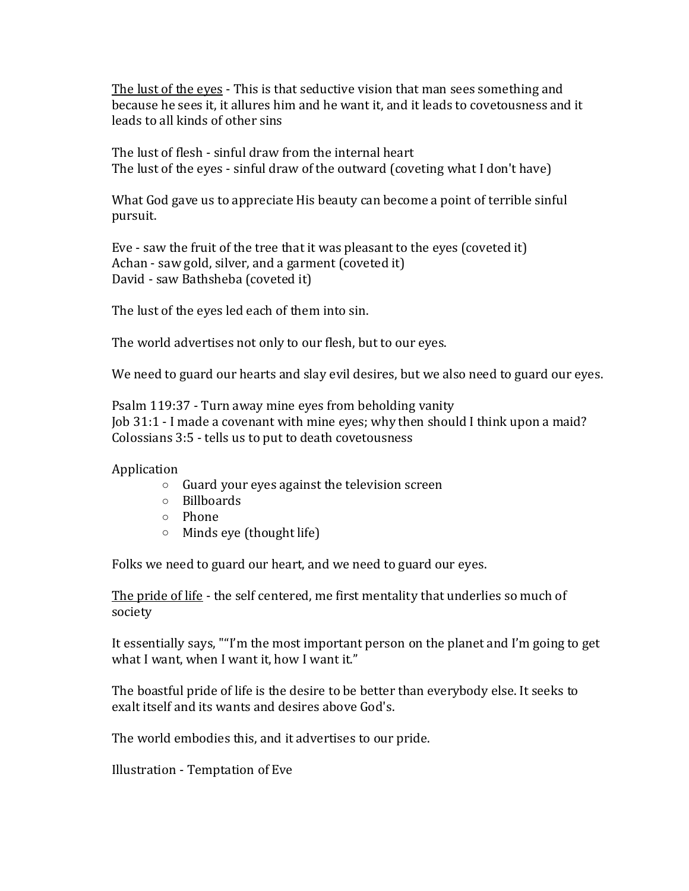The lust of the eyes - This is that seductive vision that man sees something and because he sees it, it allures him and he want it, and it leads to covetousness and it leads to all kinds of other sins

The lust of flesh - sinful draw from the internal heart
The lust of the eyes - sinful draw of the outward (coveting what I don't have)

What God gave us to appreciate His beauty can become a point of terrible sinful pursuit.

Eve - saw the fruit of the tree that it was pleasant to the eyes (coveted it)
Achan - saw gold, silver, and a garment (coveted it)
David - saw Bathsheba (coveted it)

The lust of the eyes led each of them into sin.

The world advertises not only to our flesh, but to our eyes.

We need to guard our hearts and slay evil desires, but we also need to guard our eyes.

Psalm 119:37 - Turn away mine eyes from beholding vanity
Job 31:1 - I made a covenant with mine eyes; why then should I think upon a maid?
Colossians 3:5 - tells us to put to death covetousness

Application

- Guard your eyes against the television screen
- Billboards
- Phone
- Minds eye (thought life)

Folks we need to guard our heart, and we need to guard our eyes.

The pride of life - the self centered, me first mentality that underlies so much of society

It essentially says, ""I'm the most important person on the planet and I'm going to get what I want, when I want it, how I want it."

The boastful pride of life is the desire to be better than everybody else. It seeks to exalt itself and its wants and desires above God's.

The world embodies this, and it advertises to our pride.

Illustration - Temptation of Eve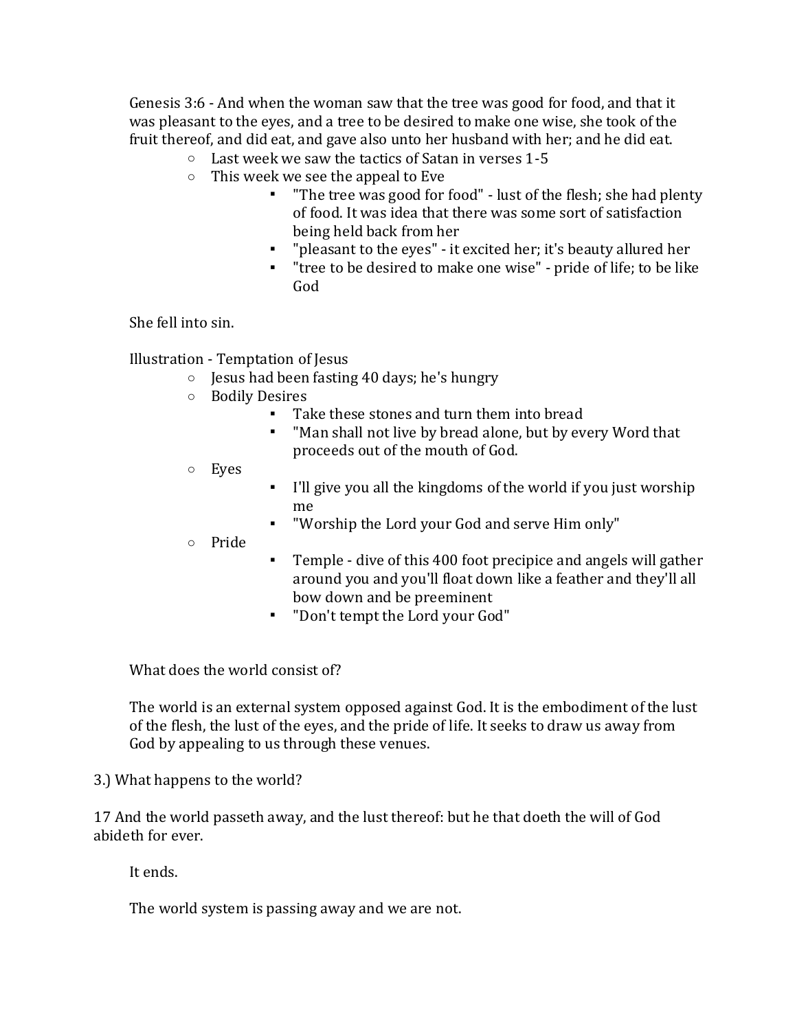Genesis 3:6 - And when the woman saw that the tree was good for food, and that it was pleasant to the eyes, and a tree to be desired to make one wise, she took of the fruit thereof, and did eat, and gave also unto her husband with her; and he did eat.

- Last week we saw the tactics of Satan in verses 1-5
- This week we see the appeal to Eve
  - "The tree was good for food" - lust of the flesh; she had plenty of food. It was idea that there was some sort of satisfaction being held back from her
  - "pleasant to the eyes" - it excited her; it's beauty allured her
  - "tree to be desired to make one wise" - pride of life; to be like God

She fell into sin.

Illustration - Temptation of Jesus

- Jesus had been fasting 40 days; he's hungry
- Bodily Desires
  - Take these stones and turn them into bread
  - "Man shall not live by bread alone, but by every Word that proceeds out of the mouth of God.
- Eyes
  - I'll give you all the kingdoms of the world if you just worship me
  - "Worship the Lord your God and serve Him only"
- Pride
  - Temple - dive of this 400 foot precipice and angels will gather around you and you'll float down like a feather and they'll all bow down and be preeminent
  - "Don't tempt the Lord your God"

What does the world consist of?

The world is an external system opposed against God. It is the embodiment of the lust of the flesh, the lust of the eyes, and the pride of life. It seeks to draw us away from God by appealing to us through these venues.

3.) What happens to the world?

17 And the world passeth away, and the lust thereof: but he that doeth the will of God abideth for ever.

It ends.

The world system is passing away and we are not.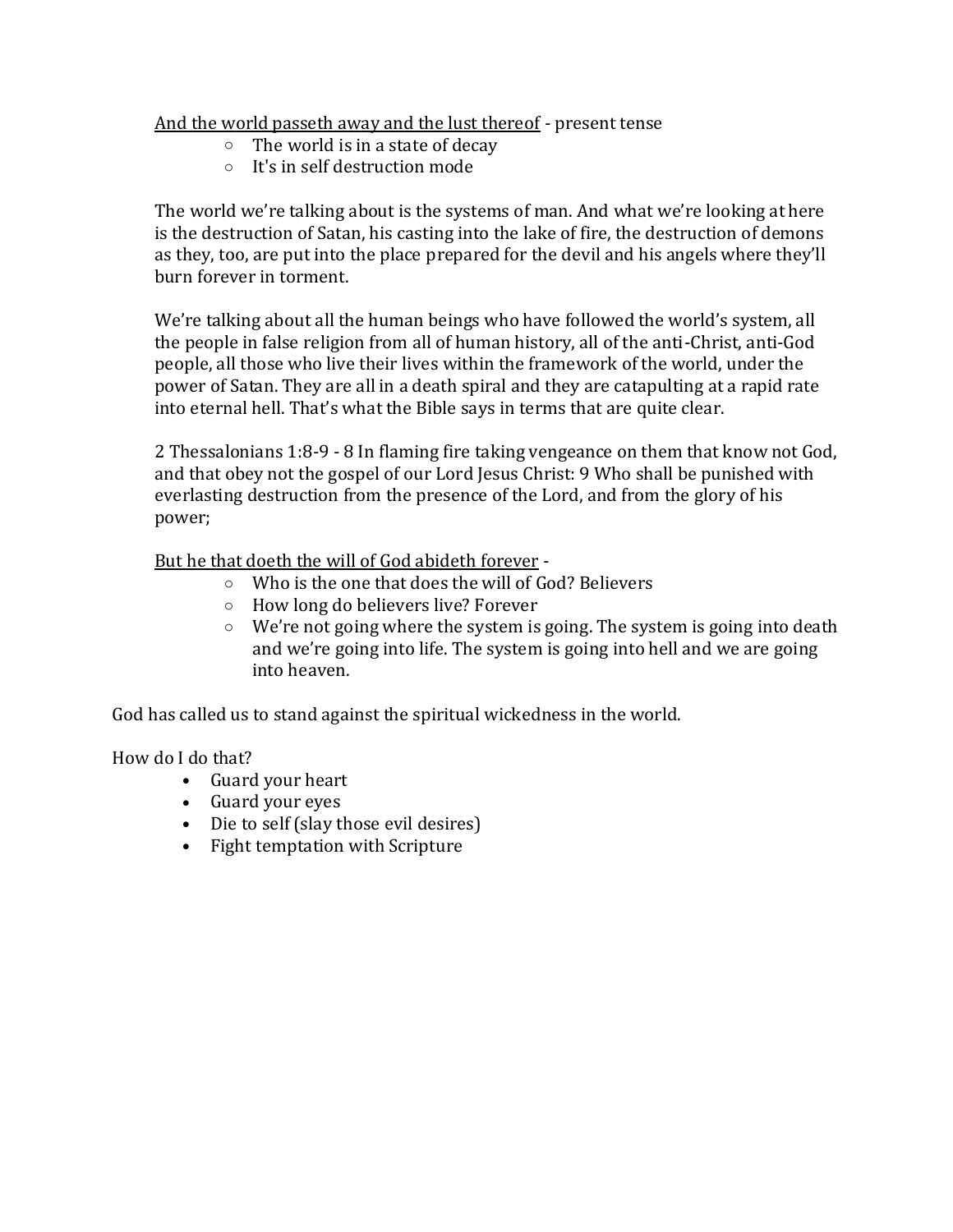<u>And the world passeth away and the lust thereof</u> - present tense

- The world is in a state of decay
- It's in self destruction mode

The world we're talking about is the systems of man. And what we're looking at here is the destruction of Satan, his casting into the lake of fire, the destruction of demons as they, too, are put into the place prepared for the devil and his angels where they'll burn forever in torment.

We're talking about all the human beings who have followed the world's system, all the people in false religion from all of human history, all of the anti-Christ, anti-God people, all those who live their lives within the framework of the world, under the power of Satan. They are all in a death spiral and they are catapulting at a rapid rate into eternal hell. That's what the Bible says in terms that are quite clear.

2 Thessalonians 1:8-9 - 8 In flaming fire taking vengeance on them that know not God, and that obey not the gospel of our Lord Jesus Christ: 9 Who shall be punished with everlasting destruction from the presence of the Lord, and from the glory of his power;

<u>But he that doeth the will of God abideth forever</u> -

- Who is the one that does the will of God? Believers
- How long do believers live? Forever
- We're not going where the system is going. The system is going into death and we're going into life. The system is going into hell and we are going into heaven.

God has called us to stand against the spiritual wickedness in the world.

How do I do that?

- Guard your heart
- Guard your eyes
- Die to self (slay those evil desires)
- Fight temptation with Scripture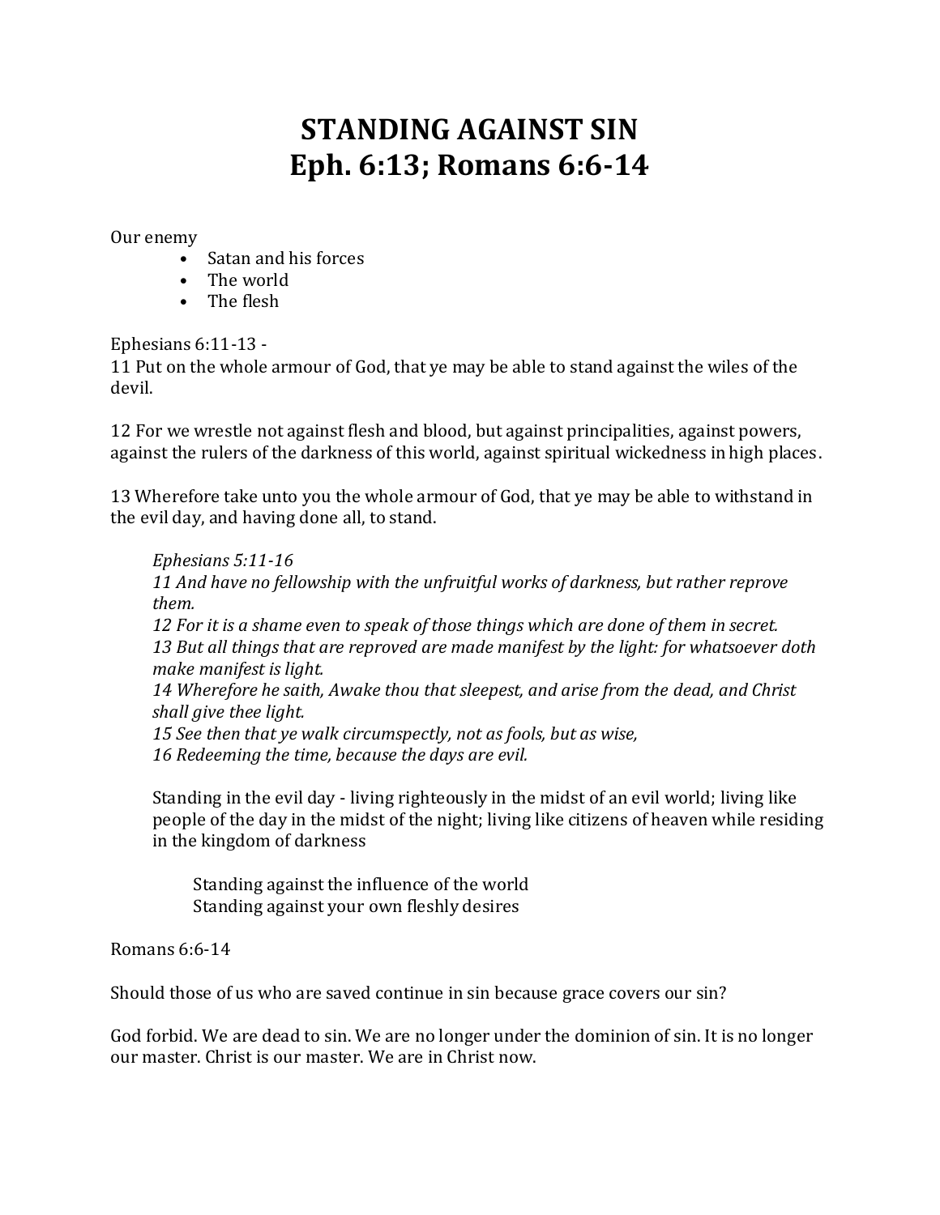# STANDING AGAINST SIN
# Eph. 6:13; Romans 6:6-14

Our enemy

- Satan and his forces
- The world
- The flesh

Ephesians 6:11-13 -
11 Put on the whole armour of God, that ye may be able to stand against the wiles of the devil.

12 For we wrestle not against flesh and blood, but against principalities, against powers, against the rulers of the darkness of this world, against spiritual wickedness in high places.

13 Wherefore take unto you the whole armour of God, that ye may be able to withstand in the evil day, and having done all, to stand.

> *Ephesians 5:11-16*
> *11 And have no fellowship with the unfruitful works of darkness, but rather reprove them.*
> *12 For it is a shame even to speak of those things which are done of them in secret.*
> *13 But all things that are reproved are made manifest by the light: for whatsoever doth make manifest is light.*
> *14 Wherefore he saith, Awake thou that sleepest, and arise from the dead, and Christ shall give thee light.*
> *15 See then that ye walk circumspectly, not as fools, but as wise,*
> *16 Redeeming the time, because the days are evil.*
>
> Standing in the evil day - living righteously in the midst of an evil world; living like people of the day in the midst of the night; living like citizens of heaven while residing in the kingdom of darkness
>
> > Standing against the influence of the world
> > Standing against your own fleshly desires

Romans 6:6-14

Should those of us who are saved continue in sin because grace covers our sin?

God forbid. We are dead to sin. We are no longer under the dominion of sin. It is no longer our master. Christ is our master. We are in Christ now.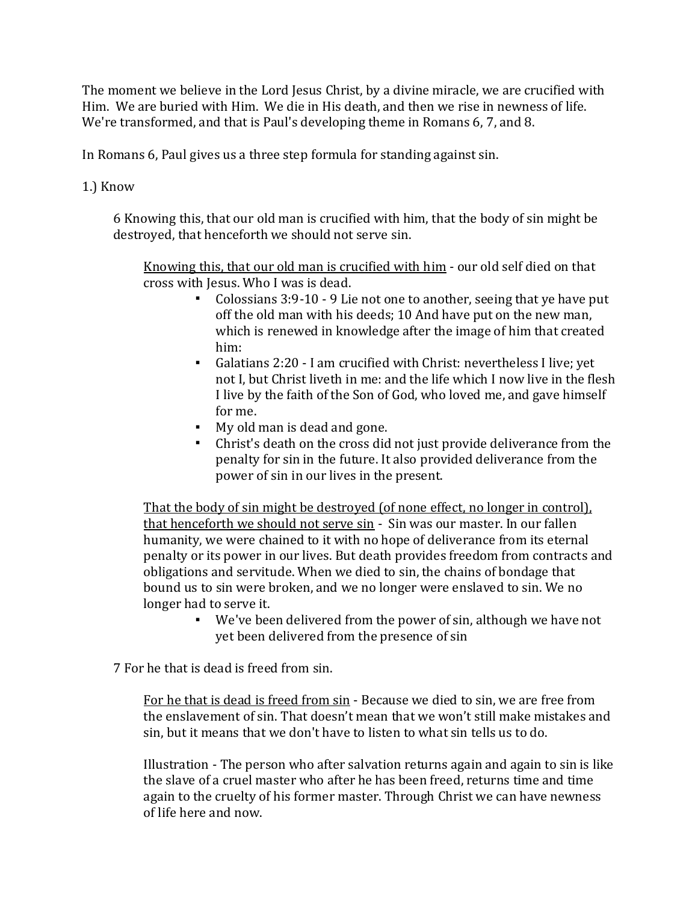The moment we believe in the Lord Jesus Christ, by a divine miracle, we are crucified with Him. We are buried with Him. We die in His death, and then we rise in newness of life. We're transformed, and that is Paul's developing theme in Romans 6, 7, and 8.

In Romans 6, Paul gives us a three step formula for standing against sin.

1.) Know

> 6 Knowing this, that our old man is crucified with him, that the body of sin might be destroyed, that henceforth we should not serve sin.
>
> <u>Knowing this, that our old man is crucified with him</u> - our old self died on that cross with Jesus. Who I was is dead.
>
> - Colossians 3:9-10 - 9 Lie not one to another, seeing that ye have put off the old man with his deeds; 10 And have put on the new man, which is renewed in knowledge after the image of him that created him:
> - Galatians 2:20 - I am crucified with Christ: nevertheless I live; yet not I, but Christ liveth in me: and the life which I now live in the flesh I live by the faith of the Son of God, who loved me, and gave himself for me.
> - My old man is dead and gone.
> - Christ's death on the cross did not just provide deliverance from the penalty for sin in the future. It also provided deliverance from the power of sin in our lives in the present.
>
> <u>That the body of sin might be destroyed (of none effect, no longer in control), that henceforth we should not serve sin</u> - Sin was our master. In our fallen humanity, we were chained to it with no hope of deliverance from its eternal penalty or its power in our lives. But death provides freedom from contracts and obligations and servitude. When we died to sin, the chains of bondage that bound us to sin were broken, and we no longer were enslaved to sin. We no longer had to serve it.
>
> - We've been delivered from the power of sin, although we have not yet been delivered from the presence of sin
>
> 7 For he that is dead is freed from sin.
>
> <u>For he that is dead is freed from sin</u> - Because we died to sin, we are free from the enslavement of sin. That doesn't mean that we won't still make mistakes and sin, but it means that we don't have to listen to what sin tells us to do.
>
> Illustration - The person who after salvation returns again and again to sin is like the slave of a cruel master who after he has been freed, returns time and time again to the cruelty of his former master. Through Christ we can have newness of life here and now.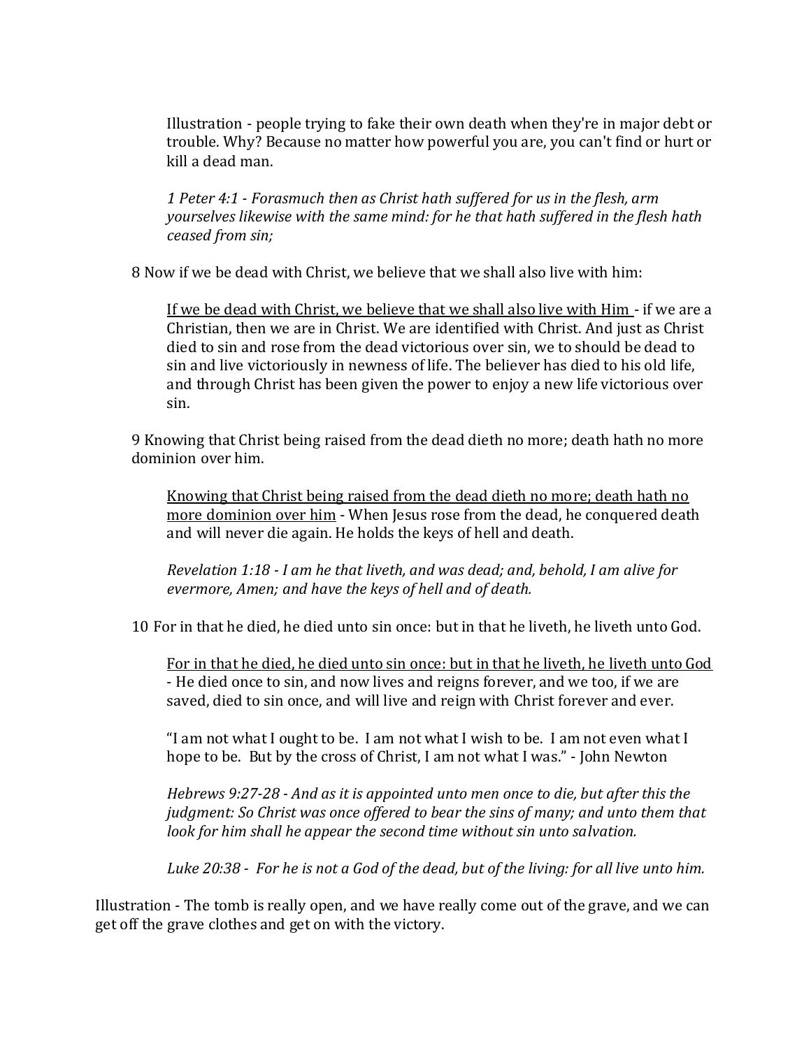Illustration - people trying to fake their own death when they're in major debt or trouble. Why? Because no matter how powerful you are, you can't find or hurt or kill a dead man.

*1 Peter 4:1 - Forasmuch then as Christ hath suffered for us in the flesh, arm yourselves likewise with the same mind: for he that hath suffered in the flesh hath ceased from sin;*

8 Now if we be dead with Christ, we believe that we shall also live with him:

<u>If we be dead with Christ, we believe that we shall also live with Him</u> - if we are a Christian, then we are in Christ. We are identified with Christ. And just as Christ died to sin and rose from the dead victorious over sin, we to should be dead to sin and live victoriously in newness of life. The believer has died to his old life, and through Christ has been given the power to enjoy a new life victorious over sin.

9 Knowing that Christ being raised from the dead dieth no more; death hath no more dominion over him.

<u>Knowing that Christ being raised from the dead dieth no more; death hath no more dominion over him</u> - When Jesus rose from the dead, he conquered death and will never die again. He holds the keys of hell and death.

*Revelation 1:18 - I am he that liveth, and was dead; and, behold, I am alive for evermore, Amen; and have the keys of hell and of death.*

10 For in that he died, he died unto sin once: but in that he liveth, he liveth unto God.

<u>For in that he died, he died unto sin once: but in that he liveth, he liveth unto God</u> - He died once to sin, and now lives and reigns forever, and we too, if we are saved, died to sin once, and will live and reign with Christ forever and ever.

"I am not what I ought to be. I am not what I wish to be. I am not even what I hope to be. But by the cross of Christ, I am not what I was." - John Newton

*Hebrews 9:27-28 - And as it is appointed unto men once to die, but after this the judgment: So Christ was once offered to bear the sins of many; and unto them that look for him shall he appear the second time without sin unto salvation.*

*Luke 20:38 - For he is not a God of the dead, but of the living: for all live unto him.*

Illustration - The tomb is really open, and we have really come out of the grave, and we can get off the grave clothes and get on with the victory.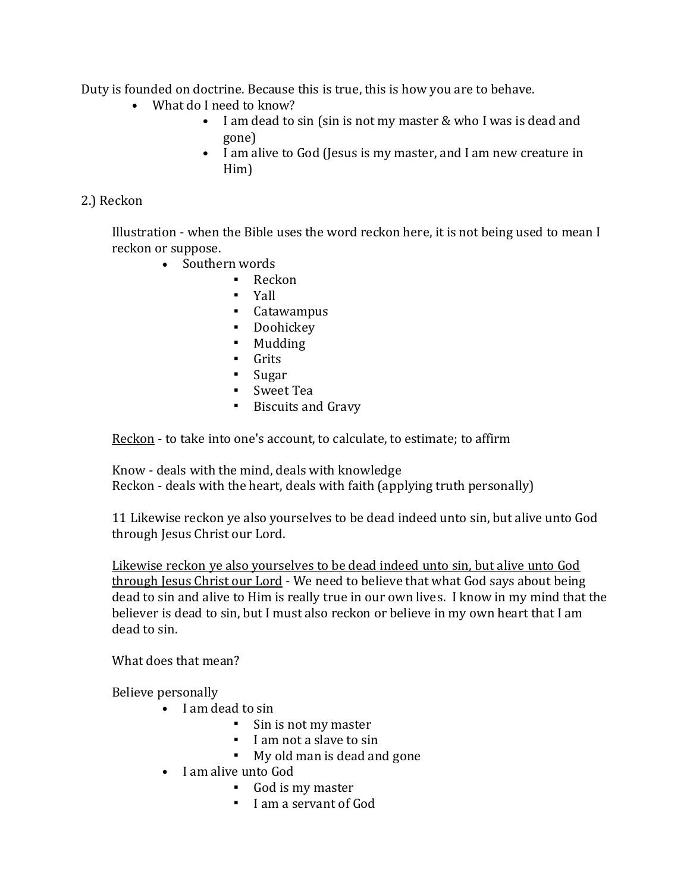Duty is founded on doctrine. Because this is true, this is how you are to behave.

- What do I need to know?
  - I am dead to sin (sin is not my master & who I was is dead and gone)
  - I am alive to God (Jesus is my master, and I am new creature in Him)

2.) Reckon

Illustration - when the Bible uses the word reckon here, it is not being used to mean I reckon or suppose.

- Southern words
  - Reckon
  - Yall
  - Catawampus
  - Doohickey
  - Mudding
  - Grits
  - Sugar
  - Sweet Tea
  - Biscuits and Gravy

<u>Reckon</u> - to take into one's account, to calculate, to estimate; to affirm

Know - deals with the mind, deals with knowledge
Reckon - deals with the heart, deals with faith (applying truth personally)

11 Likewise reckon ye also yourselves to be dead indeed unto sin, but alive unto God through Jesus Christ our Lord.

<u>Likewise reckon ye also yourselves to be dead indeed unto sin, but alive unto God through Jesus Christ our Lord</u> - We need to believe that what God says about being dead to sin and alive to Him is really true in our own lives. I know in my mind that the believer is dead to sin, but I must also reckon or believe in my own heart that I am dead to sin.

What does that mean?

Believe personally

- I am dead to sin
  - Sin is not my master
  - I am not a slave to sin
  - My old man is dead and gone
- I am alive unto God
  - God is my master
  - I am a servant of God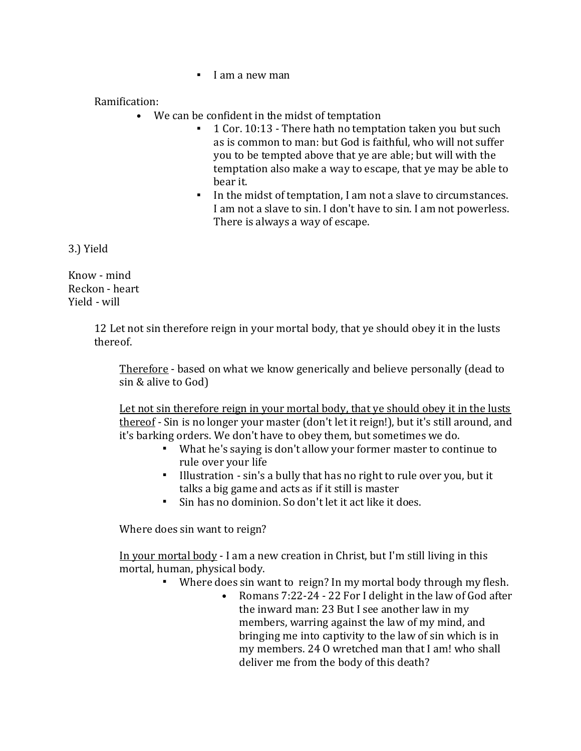- I am a new man

Ramification:

- We can be confident in the midst of temptation
  - 1 Cor. 10:13 - There hath no temptation taken you but such as is common to man: but God is faithful, who will not suffer you to be tempted above that ye are able; but will with the temptation also make a way to escape, that ye may be able to bear it.
  - In the midst of temptation, I am not a slave to circumstances. I am not a slave to sin. I don't have to sin. I am not powerless. There is always a way of escape.

3.) Yield

Know - mind
Reckon - heart
Yield - will

> 12 Let not sin therefore reign in your mortal body, that ye should obey it in the lusts thereof.

<u>Therefore</u> - based on what we know generically and believe personally (dead to sin & alive to God)

<u>Let not sin therefore reign in your mortal body, that ye should obey it in the lusts thereof</u> - Sin is no longer your master (don't let it reign!), but it's still around, and it's barking orders. We don't have to obey them, but sometimes we do.

- What he's saying is don't allow your former master to continue to rule over your life
- Illustration - sin's a bully that has no right to rule over you, but it talks a big game and acts as if it still is master
- Sin has no dominion. So don't let it act like it does.

Where does sin want to reign?

<u>In your mortal body</u> - I am a new creation in Christ, but I'm still living in this mortal, human, physical body.

- Where does sin want to reign? In my mortal body through my flesh.
  - Romans 7:22-24 - 22 For I delight in the law of God after the inward man: 23 But I see another law in my members, warring against the law of my mind, and bringing me into captivity to the law of sin which is in my members. 24 O wretched man that I am! who shall deliver me from the body of this death?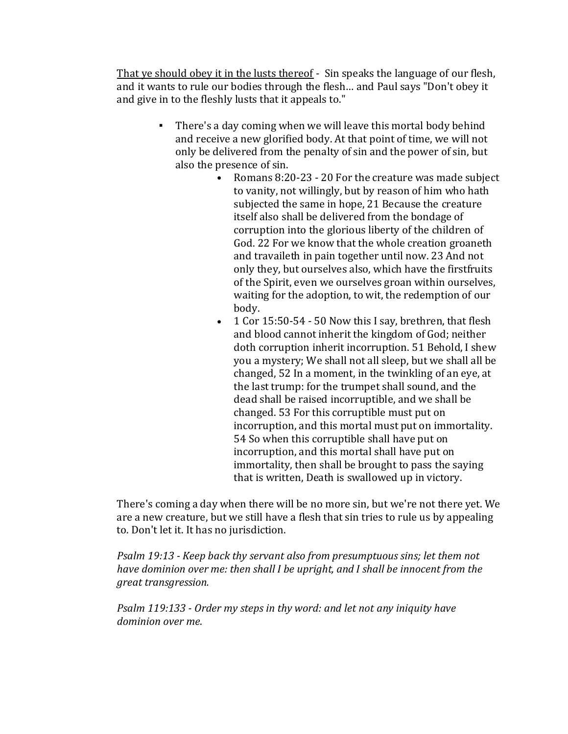<u>That ye should obey it in the lusts thereof</u> - Sin speaks the language of our flesh, and it wants to rule our bodies through the flesh… and Paul says "Don't obey it and give in to the fleshly lusts that it appeals to."

- There's a day coming when we will leave this mortal body behind and receive a new glorified body. At that point of time, we will not only be delivered from the penalty of sin and the power of sin, but also the presence of sin.
    - Romans 8:20-23 - 20 For the creature was made subject to vanity, not willingly, but by reason of him who hath subjected the same in hope, 21 Because the creature itself also shall be delivered from the bondage of corruption into the glorious liberty of the children of God. 22 For we know that the whole creation groaneth and travaileth in pain together until now. 23 And not only they, but ourselves also, which have the firstfruits of the Spirit, even we ourselves groan within ourselves, waiting for the adoption, to wit, the redemption of our body.
    - 1 Cor 15:50-54 - 50 Now this I say, brethren, that flesh and blood cannot inherit the kingdom of God; neither doth corruption inherit incorruption. 51 Behold, I shew you a mystery; We shall not all sleep, but we shall all be changed, 52 In a moment, in the twinkling of an eye, at the last trump: for the trumpet shall sound, and the dead shall be raised incorruptible, and we shall be changed. 53 For this corruptible must put on incorruption, and this mortal must put on immortality. 54 So when this corruptible shall have put on incorruption, and this mortal shall have put on immortality, then shall be brought to pass the saying that is written, Death is swallowed up in victory.

There's coming a day when there will be no more sin, but we're not there yet. We are a new creature, but we still have a flesh that sin tries to rule us by appealing to. Don't let it. It has no jurisdiction.

*Psalm 19:13 - Keep back thy servant also from presumptuous sins; let them not have dominion over me: then shall I be upright, and I shall be innocent from the great transgression.*

*Psalm 119:133 - Order my steps in thy word: and let not any iniquity have dominion over me.*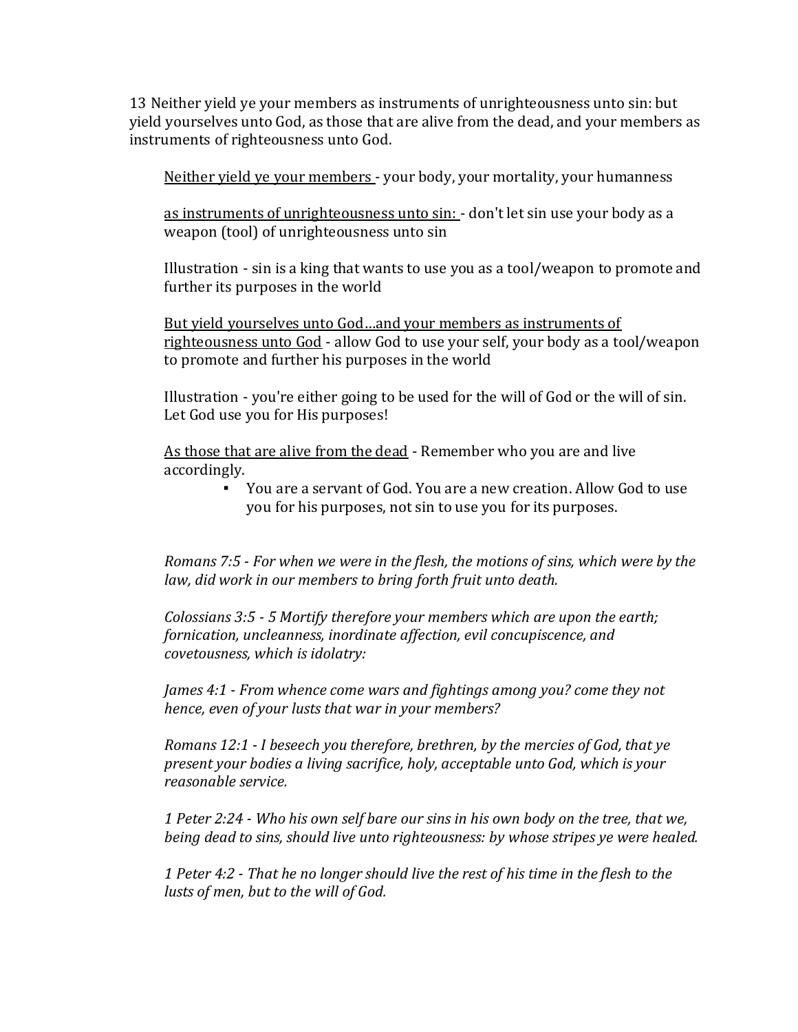13 Neither yield ye your members as instruments of unrighteousness unto sin: but yield yourselves unto God, as those that are alive from the dead, and your members as instruments of righteousness unto God.

<u>Neither yield ye your members </u>- your body, your mortality, your humanness

<u>as instruments of unrighteousness unto sin: </u>- don't let sin use your body as a weapon (tool) of unrighteousness unto sin

Illustration - sin is a king that wants to use you as a tool/weapon to promote and further its purposes in the world

<u>But yield yourselves unto God…and your members as instruments of righteousness unto God</u> - allow God to use your self, your body as a tool/weapon to promote and further his purposes in the world

Illustration - you're either going to be used for the will of God or the will of sin. Let God use you for His purposes!

<u>As those that are alive from the dead</u> - Remember who you are and live accordingly.

- You are a servant of God. You are a new creation. Allow God to use you for his purposes, not sin to use you for its purposes.

*Romans 7:5 - For when we were in the flesh, the motions of sins, which were by the law, did work in our members to bring forth fruit unto death.*

*Colossians 3:5 - 5 Mortify therefore your members which are upon the earth; fornication, uncleanness, inordinate affection, evil concupiscence, and covetousness, which is idolatry:*

*James 4:1 - From whence come wars and fightings among you? come they not hence, even of your lusts that war in your members?*

*Romans 12:1 - I beseech you therefore, brethren, by the mercies of God, that ye present your bodies a living sacrifice, holy, acceptable unto God, which is your reasonable service.*

*1 Peter 2:24 - Who his own self bare our sins in his own body on the tree, that we, being dead to sins, should live unto righteousness: by whose stripes ye were healed.*

*1 Peter 4:2 - That he no longer should live the rest of his time in the flesh to the lusts of men, but to the will of God.*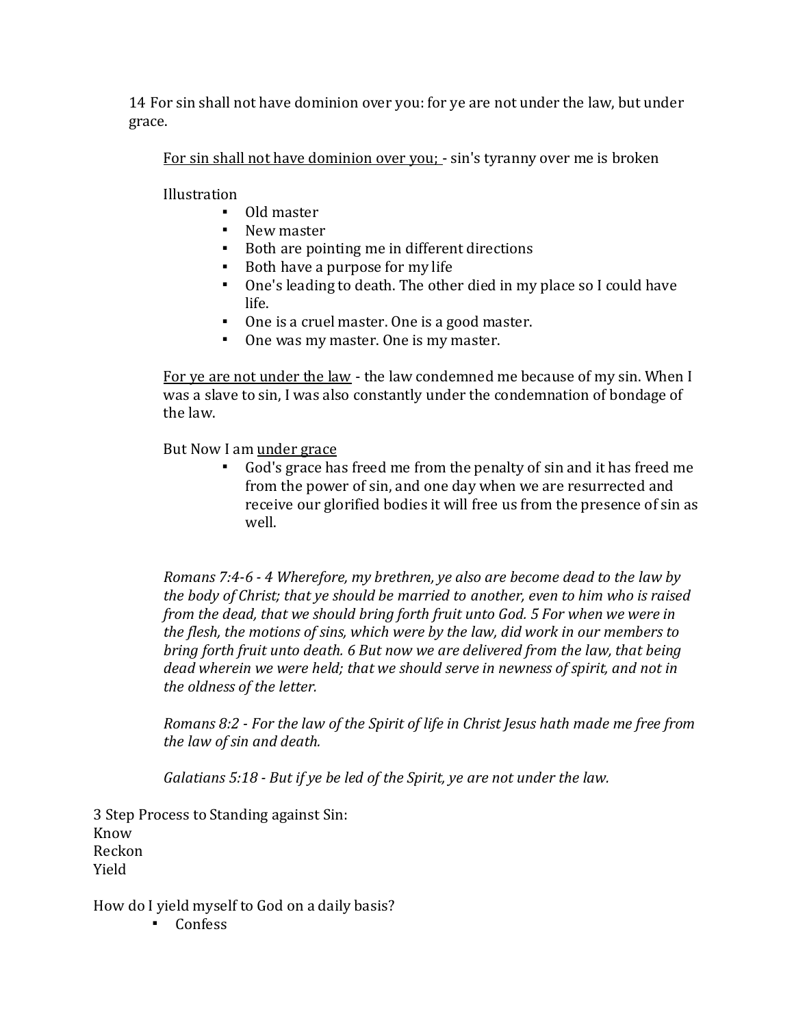14 For sin shall not have dominion over you: for ye are not under the law, but under grace.

<u>For sin shall not have dominion over you;</u> - sin's tyranny over me is broken

Illustration

- Old master
- New master
- Both are pointing me in different directions
- Both have a purpose for my life
- One's leading to death. The other died in my place so I could have life.
- One is a cruel master. One is a good master.
- One was my master. One is my master.

<u>For ye are not under the law</u> - the law condemned me because of my sin. When I was a slave to sin, I was also constantly under the condemnation of bondage of the law.

But Now I am <u>under grace</u>

- God's grace has freed me from the penalty of sin and it has freed me from the power of sin, and one day when we are resurrected and receive our glorified bodies it will free us from the presence of sin as well.

*Romans 7:4-6 - 4 Wherefore, my brethren, ye also are become dead to the law by the body of Christ; that ye should be married to another, even to him who is raised from the dead, that we should bring forth fruit unto God. 5 For when we were in the flesh, the motions of sins, which were by the law, did work in our members to bring forth fruit unto death. 6 But now we are delivered from the law, that being dead wherein we were held; that we should serve in newness of spirit, and not in the oldness of the letter.*

*Romans 8:2 - For the law of the Spirit of life in Christ Jesus hath made me free from the law of sin and death.*

*Galatians 5:18 - But if ye be led of the Spirit, ye are not under the law.*

3 Step Process to Standing against Sin:
Know
Reckon
Yield

How do I yield myself to God on a daily basis?

- Confess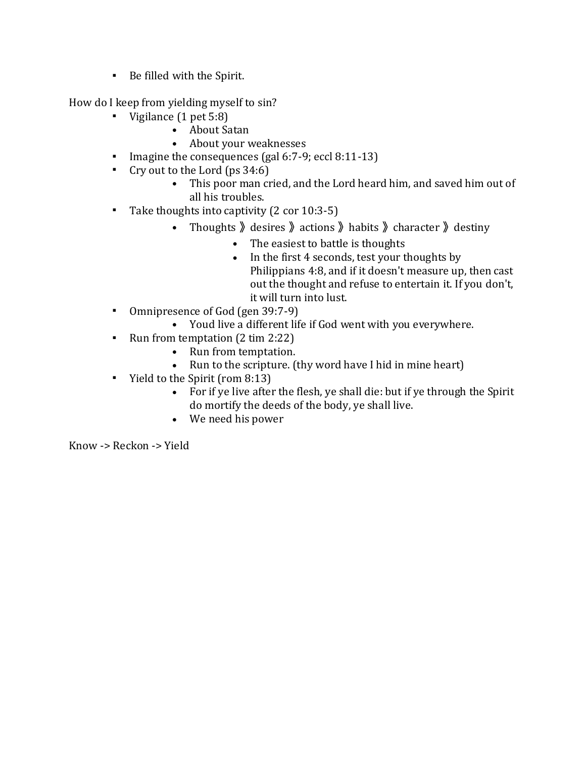- Be filled with the Spirit.

How do I keep from yielding myself to sin?

- Vigilance (1 pet 5:8)
  - About Satan
  - About your weaknesses
- Imagine the consequences (gal 6:7-9; eccl 8:11-13)
- Cry out to the Lord (ps 34:6)
  - This poor man cried, and the Lord heard him, and saved him out of all his troubles.
- Take thoughts into captivity (2 cor 10:3-5)
  - Thoughts 》desires 》actions 》habits 》character 》destiny
    - The easiest to battle is thoughts
    - In the first 4 seconds, test your thoughts by Philippians 4:8, and if it doesn't measure up, then cast out the thought and refuse to entertain it. If you don't, it will turn into lust.
- Omnipresence of God (gen 39:7-9)
  - Youd live a different life if God went with you everywhere.
- Run from temptation (2 tim 2:22)
  - Run from temptation.
  - Run to the scripture. (thy word have I hid in mine heart)
- Yield to the Spirit (rom 8:13)
  - For if ye live after the flesh, ye shall die: but if ye through the Spirit do mortify the deeds of the body, ye shall live.
  - We need his power

Know -> Reckon -> Yield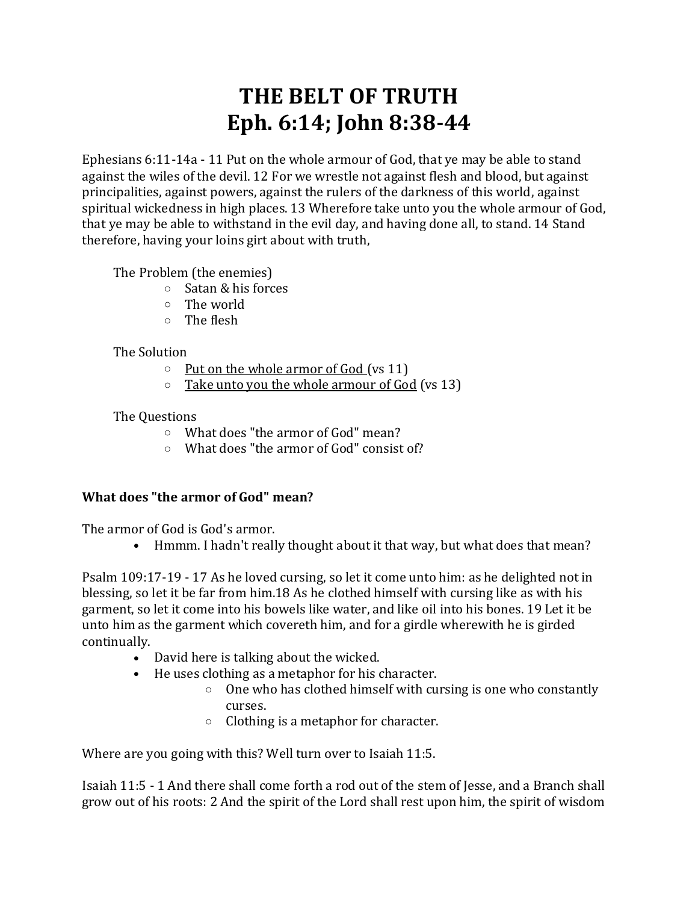# THE BELT OF TRUTH
# Eph. 6:14; John 8:38-44

Ephesians 6:11-14a - 11 Put on the whole armour of God, that ye may be able to stand against the wiles of the devil. 12 For we wrestle not against flesh and blood, but against principalities, against powers, against the rulers of the darkness of this world, against spiritual wickedness in high places. 13 Wherefore take unto you the whole armour of God, that ye may be able to withstand in the evil day, and having done all, to stand. 14 Stand therefore, having your loins girt about with truth,

The Problem (the enemies)

- Satan & his forces
- The world
- The flesh

The Solution

- <u>Put on the whole armor of God</u> (vs 11)
- <u>Take unto you the whole armour of God</u> (vs 13)

The Questions

- What does "the armor of God" mean?
- What does "the armor of God" consist of?

**What does "the armor of God" mean?**

The armor of God is God's armor.

- Hmmm. I hadn't really thought about it that way, but what does that mean?

Psalm 109:17-19 - 17 As he loved cursing, so let it come unto him: as he delighted not in blessing, so let it be far from him.18 As he clothed himself with cursing like as with his garment, so let it come into his bowels like water, and like oil into his bones. 19 Let it be unto him as the garment which covereth him, and for a girdle wherewith he is girded continually.

- David here is talking about the wicked.
- He uses clothing as a metaphor for his character.
  - One who has clothed himself with cursing is one who constantly curses.
  - Clothing is a metaphor for character.

Where are you going with this? Well turn over to Isaiah 11:5.

Isaiah 11:5 - 1 And there shall come forth a rod out of the stem of Jesse, and a Branch shall grow out of his roots: 2 And the spirit of the Lord shall rest upon him, the spirit of wisdom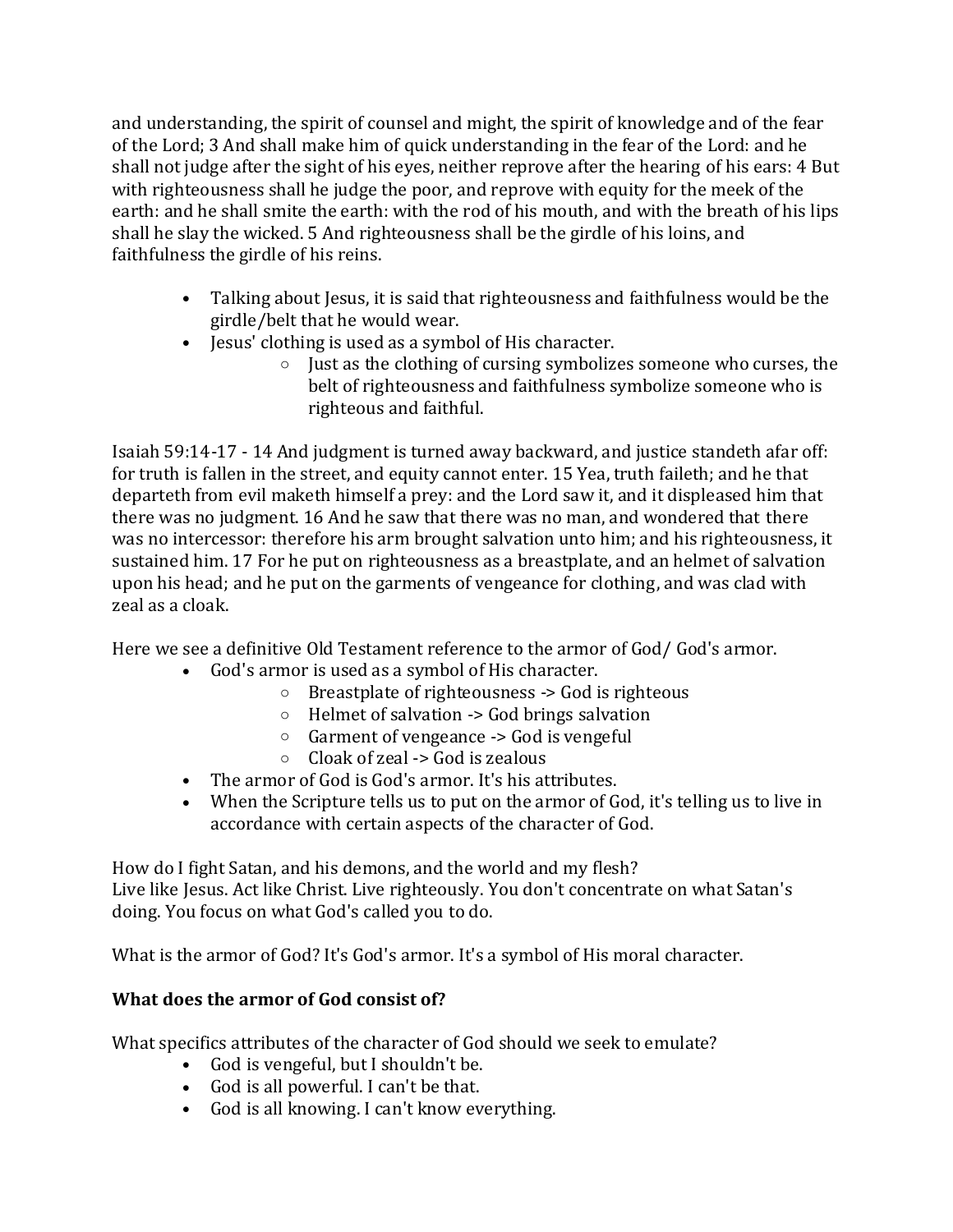and understanding, the spirit of counsel and might, the spirit of knowledge and of the fear of the Lord; 3 And shall make him of quick understanding in the fear of the Lord: and he shall not judge after the sight of his eyes, neither reprove after the hearing of his ears: 4 But with righteousness shall he judge the poor, and reprove with equity for the meek of the earth: and he shall smite the earth: with the rod of his mouth, and with the breath of his lips shall he slay the wicked. 5 And righteousness shall be the girdle of his loins, and faithfulness the girdle of his reins.

- Talking about Jesus, it is said that righteousness and faithfulness would be the girdle/belt that he would wear.
- Jesus' clothing is used as a symbol of His character.
    - Just as the clothing of cursing symbolizes someone who curses, the belt of righteousness and faithfulness symbolize someone who is righteous and faithful.

Isaiah 59:14-17 - 14 And judgment is turned away backward, and justice standeth afar off: for truth is fallen in the street, and equity cannot enter. 15 Yea, truth faileth; and he that departeth from evil maketh himself a prey: and the Lord saw it, and it displeased him that there was no judgment. 16 And he saw that there was no man, and wondered that there was no intercessor: therefore his arm brought salvation unto him; and his righteousness, it sustained him. 17 For he put on righteousness as a breastplate, and an helmet of salvation upon his head; and he put on the garments of vengeance for clothing, and was clad with zeal as a cloak.

Here we see a definitive Old Testament reference to the armor of God/ God's armor.

- God's armor is used as a symbol of His character.
    - Breastplate of righteousness -> God is righteous
    - Helmet of salvation -> God brings salvation
    - Garment of vengeance -> God is vengeful
    - Cloak of zeal -> God is zealous
- The armor of God is God's armor. It's his attributes.
- When the Scripture tells us to put on the armor of God, it's telling us to live in accordance with certain aspects of the character of God.

How do I fight Satan, and his demons, and the world and my flesh?
Live like Jesus. Act like Christ. Live righteously. You don't concentrate on what Satan's doing. You focus on what God's called you to do.

What is the armor of God? It's God's armor. It's a symbol of His moral character.

**What does the armor of God consist of?**

What specifics attributes of the character of God should we seek to emulate?

- God is vengeful, but I shouldn't be.
- God is all powerful. I can't be that.
- God is all knowing. I can't know everything.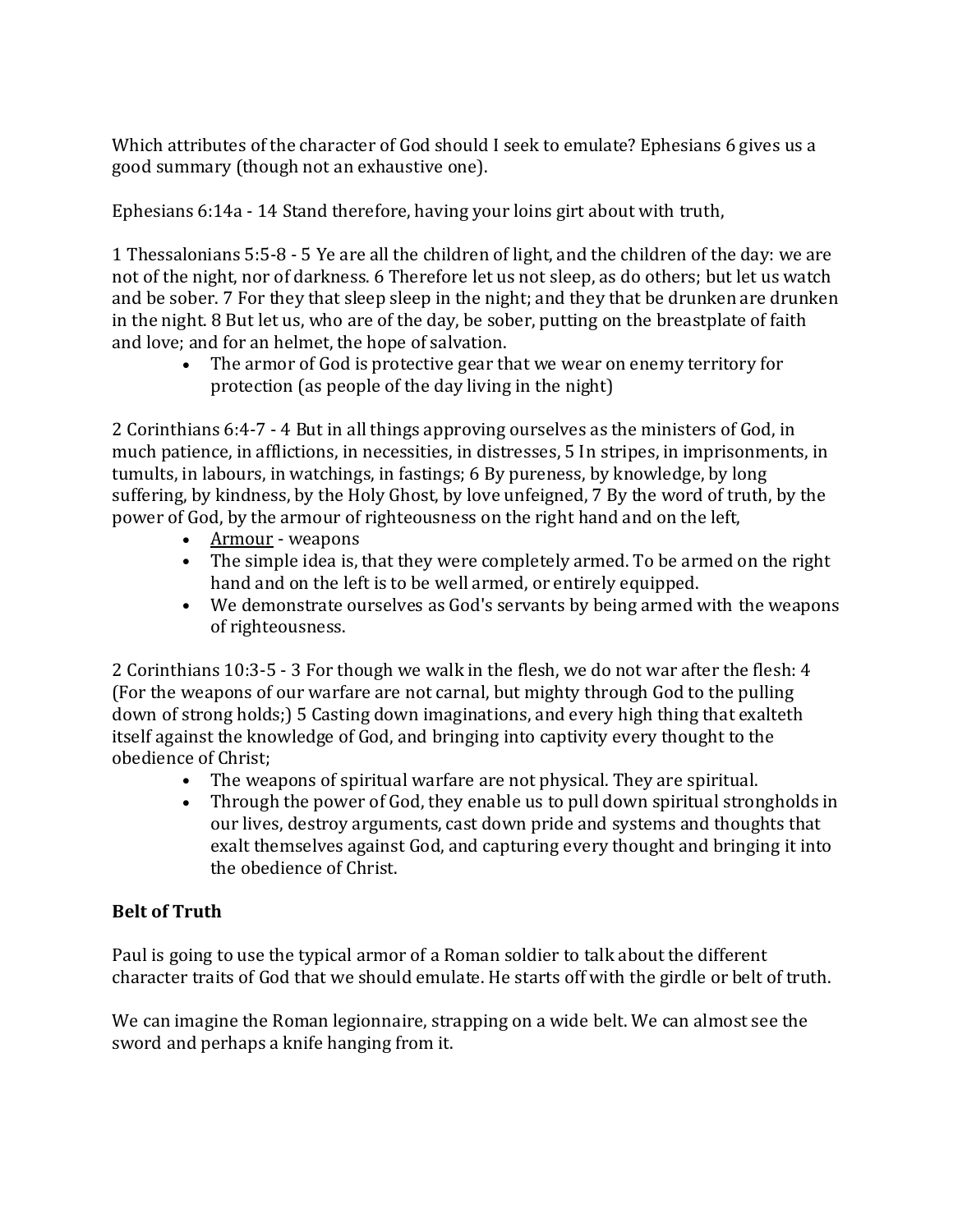Which attributes of the character of God should I seek to emulate? Ephesians 6 gives us a good summary (though not an exhaustive one).

Ephesians 6:14a - 14 Stand therefore, having your loins girt about with truth,

1 Thessalonians 5:5-8 - 5 Ye are all the children of light, and the children of the day: we are not of the night, nor of darkness. 6 Therefore let us not sleep, as do others; but let us watch and be sober. 7 For they that sleep sleep in the night; and they that be drunken are drunken in the night. 8 But let us, who are of the day, be sober, putting on the breastplate of faith and love; and for an helmet, the hope of salvation.

- The armor of God is protective gear that we wear on enemy territory for protection (as people of the day living in the night)

2 Corinthians 6:4-7 - 4 But in all things approving ourselves as the ministers of God, in much patience, in afflictions, in necessities, in distresses, 5 In stripes, in imprisonments, in tumults, in labours, in watchings, in fastings; 6 By pureness, by knowledge, by long suffering, by kindness, by the Holy Ghost, by love unfeigned, 7 By the word of truth, by the power of God, by the armour of righteousness on the right hand and on the left,

- <u>Armour</u> - weapons
- The simple idea is, that they were completely armed. To be armed on the right hand and on the left is to be well armed, or entirely equipped.
- We demonstrate ourselves as God's servants by being armed with the weapons of righteousness.

2 Corinthians 10:3-5 - 3 For though we walk in the flesh, we do not war after the flesh: 4 (For the weapons of our warfare are not carnal, but mighty through God to the pulling down of strong holds;) 5 Casting down imaginations, and every high thing that exalteth itself against the knowledge of God, and bringing into captivity every thought to the obedience of Christ;

- The weapons of spiritual warfare are not physical. They are spiritual.
- Through the power of God, they enable us to pull down spiritual strongholds in our lives, destroy arguments, cast down pride and systems and thoughts that exalt themselves against God, and capturing every thought and bringing it into the obedience of Christ.

**Belt of Truth**

Paul is going to use the typical armor of a Roman soldier to talk about the different character traits of God that we should emulate. He starts off with the girdle or belt of truth.

We can imagine the Roman legionnaire, strapping on a wide belt. We can almost see the sword and perhaps a knife hanging from it.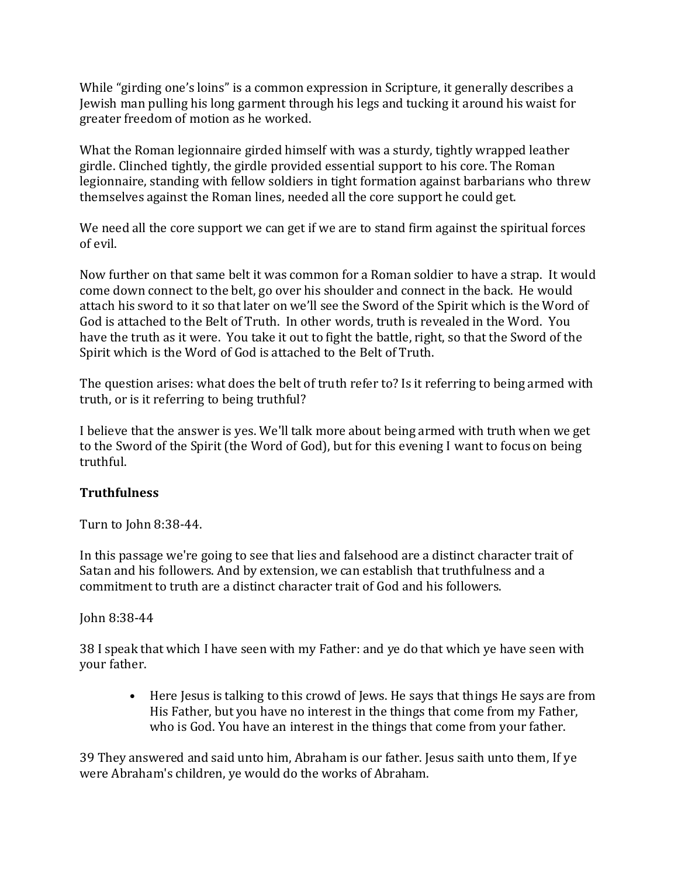While "girding one's loins" is a common expression in Scripture, it generally describes a Jewish man pulling his long garment through his legs and tucking it around his waist for greater freedom of motion as he worked.

What the Roman legionnaire girded himself with was a sturdy, tightly wrapped leather girdle. Clinched tightly, the girdle provided essential support to his core. The Roman legionnaire, standing with fellow soldiers in tight formation against barbarians who threw themselves against the Roman lines, needed all the core support he could get.

We need all the core support we can get if we are to stand firm against the spiritual forces of evil.

Now further on that same belt it was common for a Roman soldier to have a strap. It would come down connect to the belt, go over his shoulder and connect in the back. He would attach his sword to it so that later on we'll see the Sword of the Spirit which is the Word of God is attached to the Belt of Truth. In other words, truth is revealed in the Word. You have the truth as it were. You take it out to fight the battle, right, so that the Sword of the Spirit which is the Word of God is attached to the Belt of Truth.

The question arises: what does the belt of truth refer to? Is it referring to being armed with truth, or is it referring to being truthful?

I believe that the answer is yes. We'll talk more about being armed with truth when we get to the Sword of the Spirit (the Word of God), but for this evening I want to focus on being truthful.

**Truthfulness**

Turn to John 8:38-44.

In this passage we're going to see that lies and falsehood are a distinct character trait of Satan and his followers. And by extension, we can establish that truthfulness and a commitment to truth are a distinct character trait of God and his followers.

John 8:38-44

38 I speak that which I have seen with my Father: and ye do that which ye have seen with your father.

- Here Jesus is talking to this crowd of Jews. He says that things He says are from His Father, but you have no interest in the things that come from my Father, who is God. You have an interest in the things that come from your father.

39 They answered and said unto him, Abraham is our father. Jesus saith unto them, If ye were Abraham's children, ye would do the works of Abraham.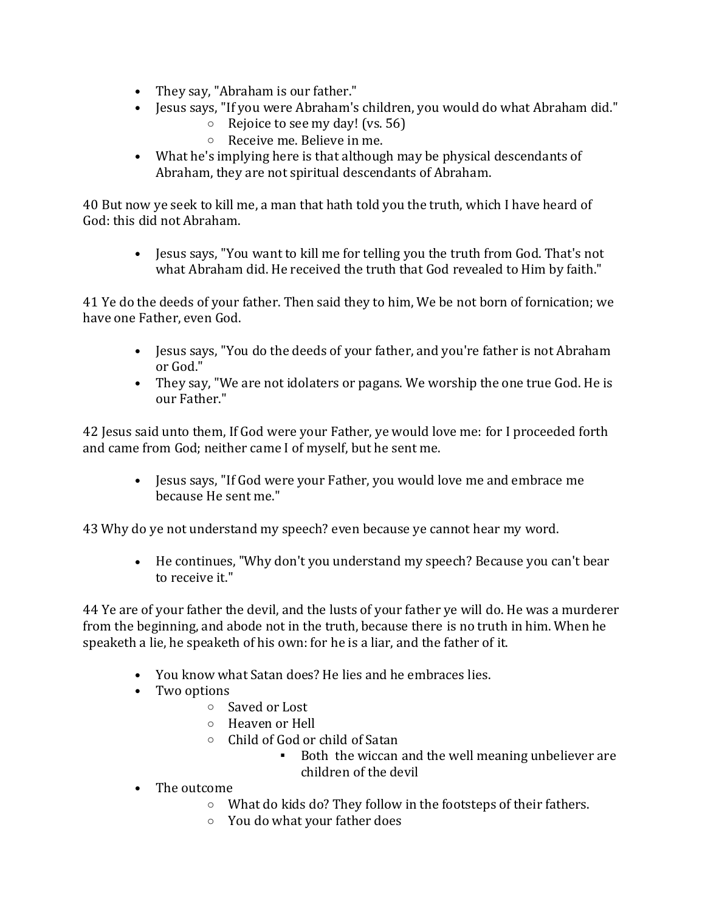- They say, "Abraham is our father."
- Jesus says, "If you were Abraham's children, you would do what Abraham did."
    - Rejoice to see my day! (vs. 56)
    - Receive me. Believe in me.
- What he's implying here is that although may be physical descendants of Abraham, they are not spiritual descendants of Abraham.

40 But now ye seek to kill me, a man that hath told you the truth, which I have heard of God: this did not Abraham.

- Jesus says, "You want to kill me for telling you the truth from God. That's not what Abraham did. He received the truth that God revealed to Him by faith."

41 Ye do the deeds of your father. Then said they to him, We be not born of fornication; we have one Father, even God.

- Jesus says, "You do the deeds of your father, and you're father is not Abraham or God."
- They say, "We are not idolaters or pagans. We worship the one true God. He is our Father."

42 Jesus said unto them, If God were your Father, ye would love me: for I proceeded forth and came from God; neither came I of myself, but he sent me.

- Jesus says, "If God were your Father, you would love me and embrace me because He sent me."

43 Why do ye not understand my speech? even because ye cannot hear my word.

- He continues, "Why don't you understand my speech? Because you can't bear to receive it."

44 Ye are of your father the devil, and the lusts of your father ye will do. He was a murderer from the beginning, and abode not in the truth, because there is no truth in him. When he speaketh a lie, he speaketh of his own: for he is a liar, and the father of it.

- You know what Satan does? He lies and he embraces lies.
- Two options
    - Saved or Lost
    - Heaven or Hell
    - Child of God or child of Satan
        - Both the wiccan and the well meaning unbeliever are children of the devil
- The outcome
    - What do kids do? They follow in the footsteps of their fathers.
    - You do what your father does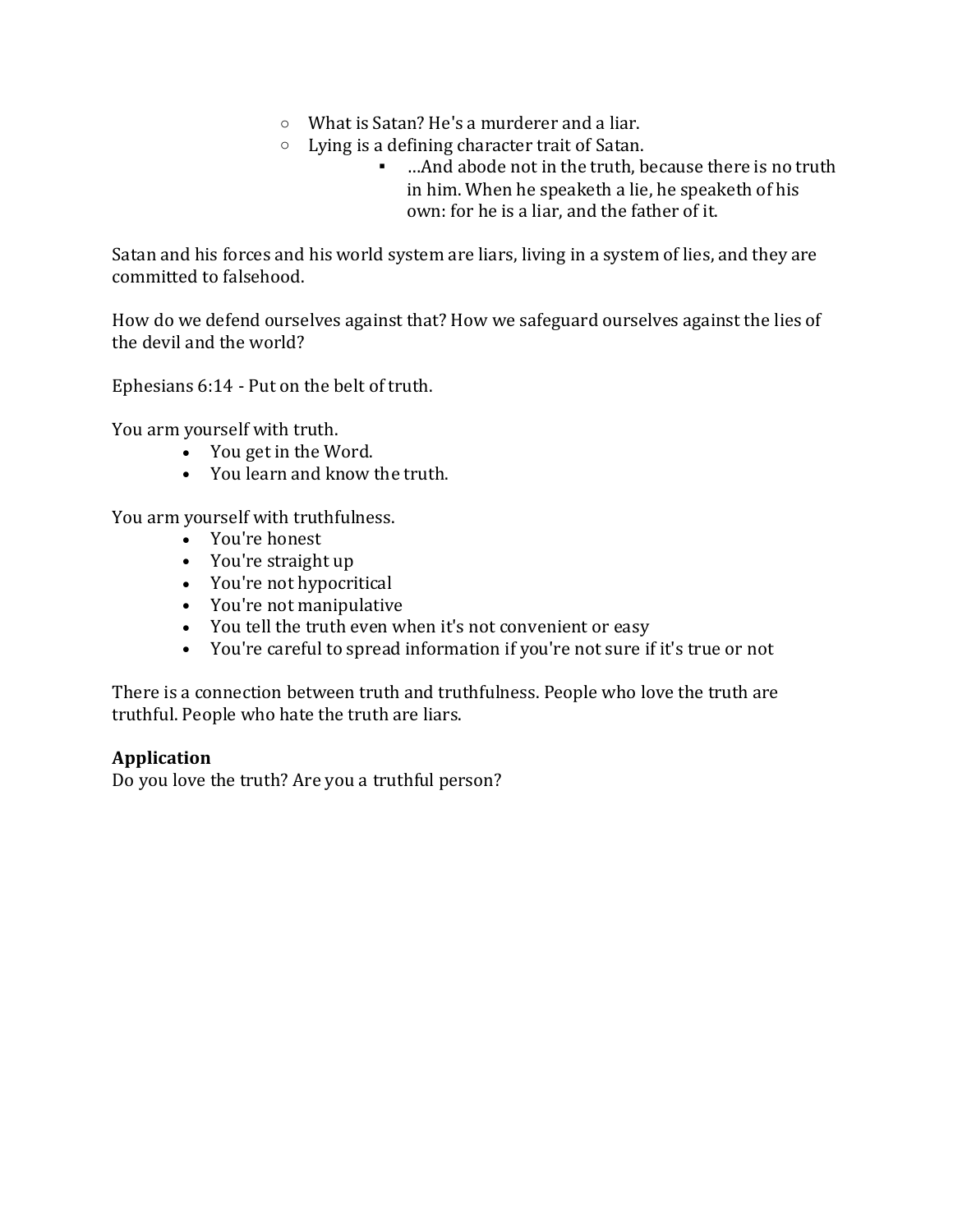- What is Satan? He's a murderer and a liar.
    - Lying is a defining character trait of Satan.
        - …And abode not in the truth, because there is no truth in him. When he speaketh a lie, he speaketh of his own: for he is a liar, and the father of it.

Satan and his forces and his world system are liars, living in a system of lies, and they are committed to falsehood.

How do we defend ourselves against that? How we safeguard ourselves against the lies of the devil and the world?

Ephesians 6:14 - Put on the belt of truth.

You arm yourself with truth.

- You get in the Word.
- You learn and know the truth.

You arm yourself with truthfulness.

- You're honest
- You're straight up
- You're not hypocritical
- You're not manipulative
- You tell the truth even when it's not convenient or easy
- You're careful to spread information if you're not sure if it's true or not

There is a connection between truth and truthfulness. People who love the truth are truthful. People who hate the truth are liars.

**Application**

Do you love the truth? Are you a truthful person?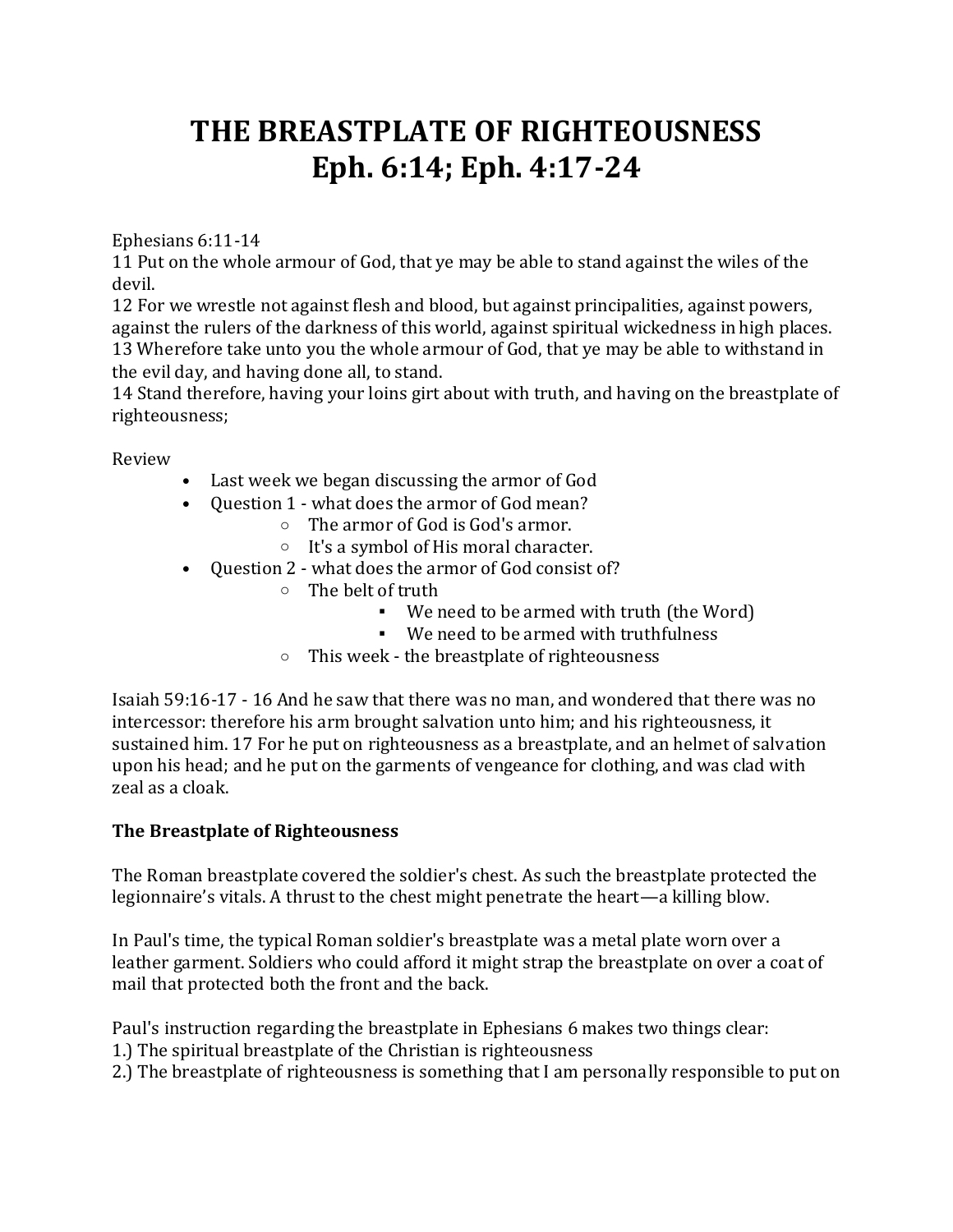# THE BREASTPLATE OF RIGHTEOUSNESS
# Eph. 6:14; Eph. 4:17-24

Ephesians 6:11-14
11 Put on the whole armour of God, that ye may be able to stand against the wiles of the devil.
12 For we wrestle not against flesh and blood, but against principalities, against powers, against the rulers of the darkness of this world, against spiritual wickedness in high places.
13 Wherefore take unto you the whole armour of God, that ye may be able to withstand in the evil day, and having done all, to stand.
14 Stand therefore, having your loins girt about with truth, and having on the breastplate of righteousness;

Review

- Last week we began discussing the armor of God
- Question 1 - what does the armor of God mean?
    - The armor of God is God's armor.
    - It's a symbol of His moral character.
- Question 2 - what does the armor of God consist of?
    - The belt of truth
        - We need to be armed with truth (the Word)
        - We need to be armed with truthfulness
    - This week - the breastplate of righteousness

Isaiah 59:16-17 - 16 And he saw that there was no man, and wondered that there was no intercessor: therefore his arm brought salvation unto him; and his righteousness, it sustained him. 17 For he put on righteousness as a breastplate, and an helmet of salvation upon his head; and he put on the garments of vengeance for clothing, and was clad with zeal as a cloak.

**The Breastplate of Righteousness**

The Roman breastplate covered the soldier's chest. As such the breastplate protected the legionnaire's vitals. A thrust to the chest might penetrate the heart—a killing blow.

In Paul's time, the typical Roman soldier's breastplate was a metal plate worn over a leather garment. Soldiers who could afford it might strap the breastplate on over a coat of mail that protected both the front and the back.

Paul's instruction regarding the breastplate in Ephesians 6 makes two things clear:
1.) The spiritual breastplate of the Christian is righteousness
2.) The breastplate of righteousness is something that I am personally responsible to put on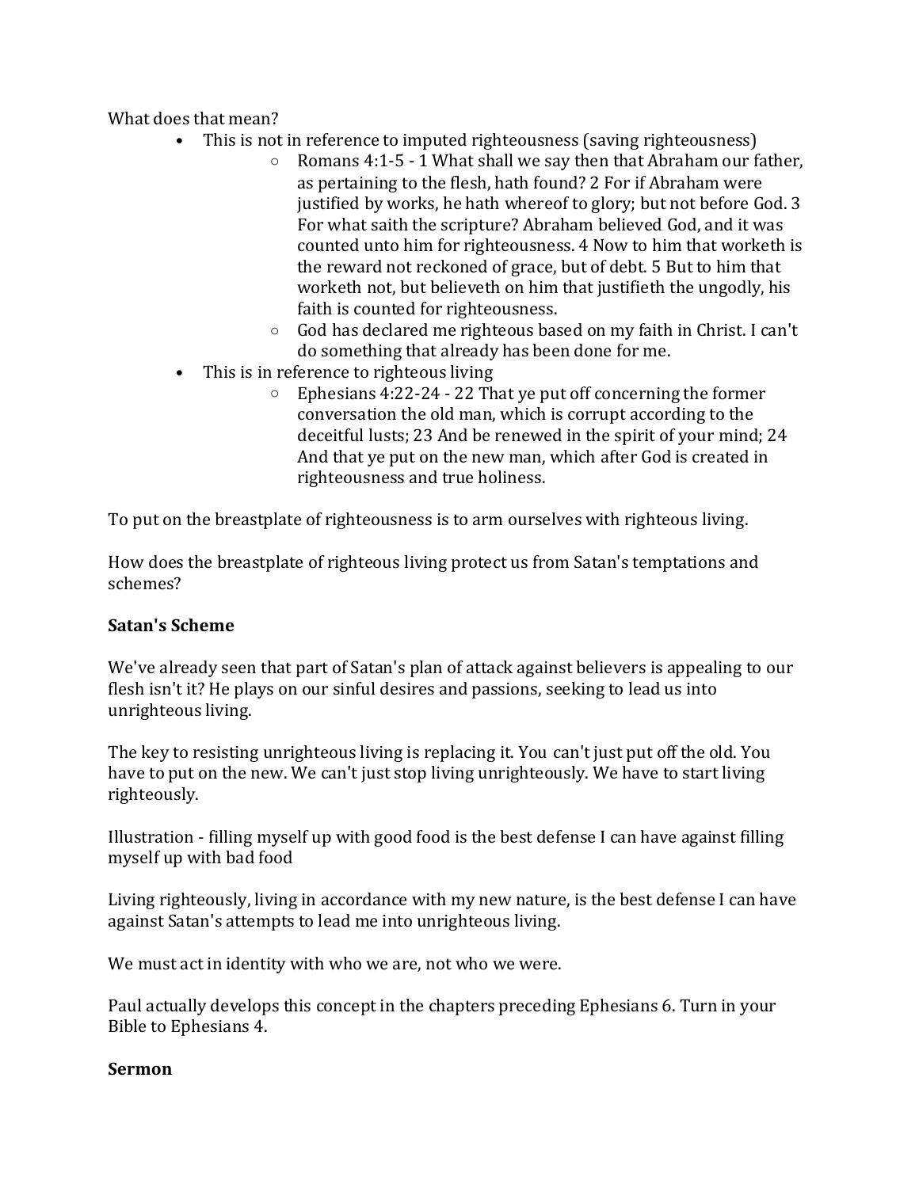What does that mean?

- This is not in reference to imputed righteousness (saving righteousness)
    - Romans 4:1-5 - 1 What shall we say then that Abraham our father, as pertaining to the flesh, hath found? 2 For if Abraham were justified by works, he hath whereof to glory; but not before God. 3 For what saith the scripture? Abraham believed God, and it was counted unto him for righteousness. 4 Now to him that worketh is the reward not reckoned of grace, but of debt. 5 But to him that worketh not, but believeth on him that justifieth the ungodly, his faith is counted for righteousness.
    - God has declared me righteous based on my faith in Christ. I can't do something that already has been done for me.
- This is in reference to righteous living
    - Ephesians 4:22-24 - 22 That ye put off concerning the former conversation the old man, which is corrupt according to the deceitful lusts; 23 And be renewed in the spirit of your mind; 24 And that ye put on the new man, which after God is created in righteousness and true holiness.

To put on the breastplate of righteousness is to arm ourselves with righteous living.

How does the breastplate of righteous living protect us from Satan's temptations and schemes?

**Satan's Scheme**

We've already seen that part of Satan's plan of attack against believers is appealing to our flesh isn't it? He plays on our sinful desires and passions, seeking to lead us into unrighteous living.

The key to resisting unrighteous living is replacing it. You can't just put off the old. You have to put on the new. We can't just stop living unrighteously. We have to start living righteously.

Illustration - filling myself up with good food is the best defense I can have against filling myself up with bad food

Living righteously, living in accordance with my new nature, is the best defense I can have against Satan's attempts to lead me into unrighteous living.

We must act in identity with who we are, not who we were.

Paul actually develops this concept in the chapters preceding Ephesians 6. Turn in your Bible to Ephesians 4.

**Sermon**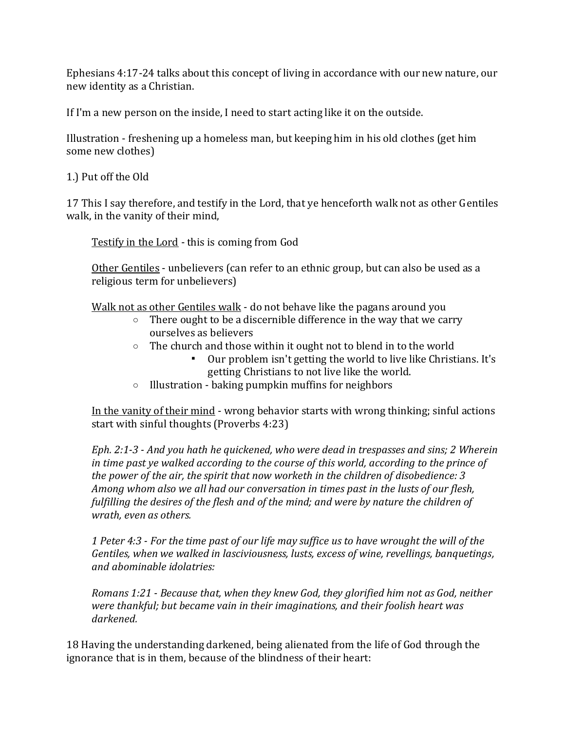Ephesians 4:17-24 talks about this concept of living in accordance with our new nature, our new identity as a Christian.

If I'm a new person on the inside, I need to start acting like it on the outside.

Illustration - freshening up a homeless man, but keeping him in his old clothes (get him some new clothes)

1.) Put off the Old

17 This I say therefore, and testify in the Lord, that ye henceforth walk not as other Gentiles walk, in the vanity of their mind,

> <u>Testify in the Lord</u> - this is coming from God
>
> <u>Other Gentiles</u> - unbelievers (can refer to an ethnic group, but can also be used as a religious term for unbelievers)
>
> <u>Walk not as other Gentiles walk</u> - do not behave like the pagans around you
>
> - There ought to be a discernible difference in the way that we carry ourselves as believers
> - The church and those within it ought not to blend in to the world
>     - Our problem isn't getting the world to live like Christians. It's getting Christians to not live like the world.
> - Illustration - baking pumpkin muffins for neighbors
>
> <u>In the vanity of their mind</u> - wrong behavior starts with wrong thinking; sinful actions start with sinful thoughts (Proverbs 4:23)
>
> *Eph. 2:1-3 - And you hath he quickened, who were dead in trespasses and sins; 2 Wherein in time past ye walked according to the course of this world, according to the prince of the power of the air, the spirit that now worketh in the children of disobedience: 3 Among whom also we all had our conversation in times past in the lusts of our flesh, fulfilling the desires of the flesh and of the mind; and were by nature the children of wrath, even as others.*
>
> *1 Peter 4:3 - For the time past of our life may suffice us to have wrought the will of the Gentiles, when we walked in lasciviousness, lusts, excess of wine, revellings, banquetings, and abominable idolatries:*
>
> *Romans 1:21 - Because that, when they knew God, they glorified him not as God, neither were thankful; but became vain in their imaginations, and their foolish heart was darkened.*

18 Having the understanding darkened, being alienated from the life of God through the ignorance that is in them, because of the blindness of their heart: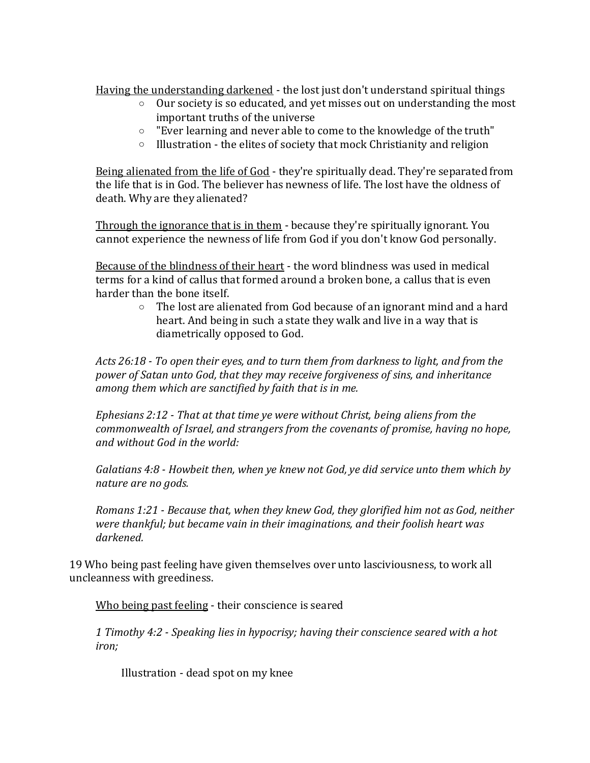<u>Having the understanding darkened</u> - the lost just don't understand spiritual things

- Our society is so educated, and yet misses out on understanding the most important truths of the universe
- "Ever learning and never able to come to the knowledge of the truth"
- Illustration - the elites of society that mock Christianity and religion

<u>Being alienated from the life of God</u> - they're spiritually dead. They're separated from the life that is in God. The believer has newness of life. The lost have the oldness of death. Why are they alienated?

<u>Through the ignorance that is in them</u> - because they're spiritually ignorant. You cannot experience the newness of life from God if you don't know God personally.

<u>Because of the blindness of their heart</u> - the word blindness was used in medical terms for a kind of callus that formed around a broken bone, a callus that is even harder than the bone itself.

- The lost are alienated from God because of an ignorant mind and a hard heart. And being in such a state they walk and live in a way that is diametrically opposed to God.

*Acts 26:18 - To open their eyes, and to turn them from darkness to light, and from the power of Satan unto God, that they may receive forgiveness of sins, and inheritance among them which are sanctified by faith that is in me.*

*Ephesians 2:12 - That at that time ye were without Christ, being aliens from the commonwealth of Israel, and strangers from the covenants of promise, having no hope, and without God in the world:*

*Galatians 4:8 - Howbeit then, when ye knew not God, ye did service unto them which by nature are no gods.*

*Romans 1:21 - Because that, when they knew God, they glorified him not as God, neither were thankful; but became vain in their imaginations, and their foolish heart was darkened.*

19 Who being past feeling have given themselves over unto lasciviousness, to work all uncleanness with greediness.

<u>Who being past feeling</u> - their conscience is seared

*1 Timothy 4:2 - Speaking lies in hypocrisy; having their conscience seared with a hot iron;*

Illustration - dead spot on my knee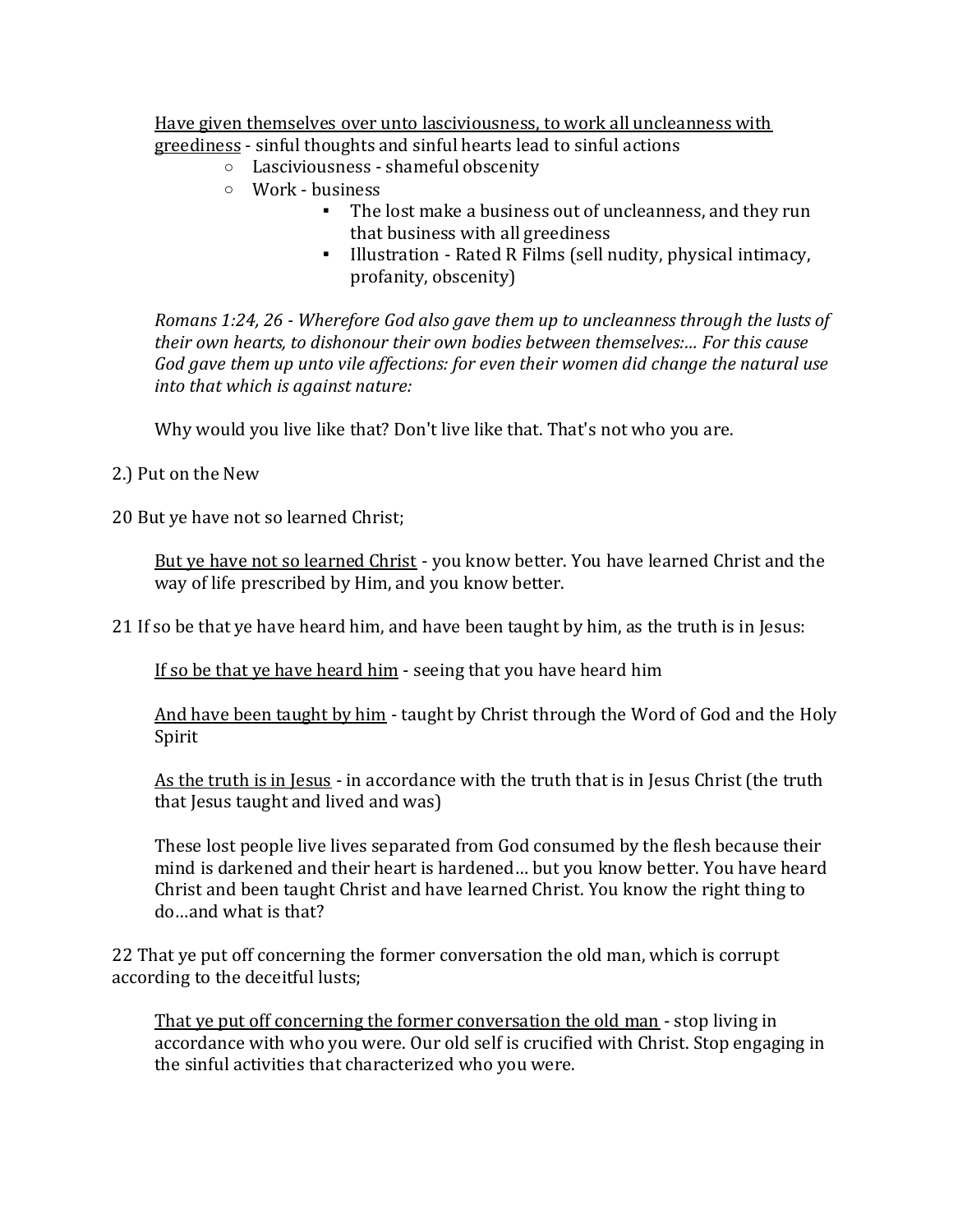<u>Have given themselves over unto lasciviousness, to work all uncleanness with greediness</u> - sinful thoughts and sinful hearts lead to sinful actions

- Lasciviousness - shameful obscenity
- Work - business
  - The lost make a business out of uncleanness, and they run that business with all greediness
  - Illustration - Rated R Films (sell nudity, physical intimacy, profanity, obscenity)

*Romans 1:24, 26 - Wherefore God also gave them up to uncleanness through the lusts of their own hearts, to dishonour their own bodies between themselves:… For this cause God gave them up unto vile affections: for even their women did change the natural use into that which is against nature:*

Why would you live like that? Don't live like that. That's not who you are.

2.) Put on the New

20 But ye have not so learned Christ;

<u>But ye have not so learned Christ</u> - you know better. You have learned Christ and the way of life prescribed by Him, and you know better.

21 If so be that ye have heard him, and have been taught by him, as the truth is in Jesus:

<u>If so be that ye have heard him</u> - seeing that you have heard him

<u>And have been taught by him</u> - taught by Christ through the Word of God and the Holy Spirit

<u>As the truth is in Jesus</u> - in accordance with the truth that is in Jesus Christ (the truth that Jesus taught and lived and was)

These lost people live lives separated from God consumed by the flesh because their mind is darkened and their heart is hardened… but you know better. You have heard Christ and been taught Christ and have learned Christ. You know the right thing to do…and what is that?

22 That ye put off concerning the former conversation the old man, which is corrupt according to the deceitful lusts;

<u>That ye put off concerning the former conversation the old man</u> - stop living in accordance with who you were. Our old self is crucified with Christ. Stop engaging in the sinful activities that characterized who you were.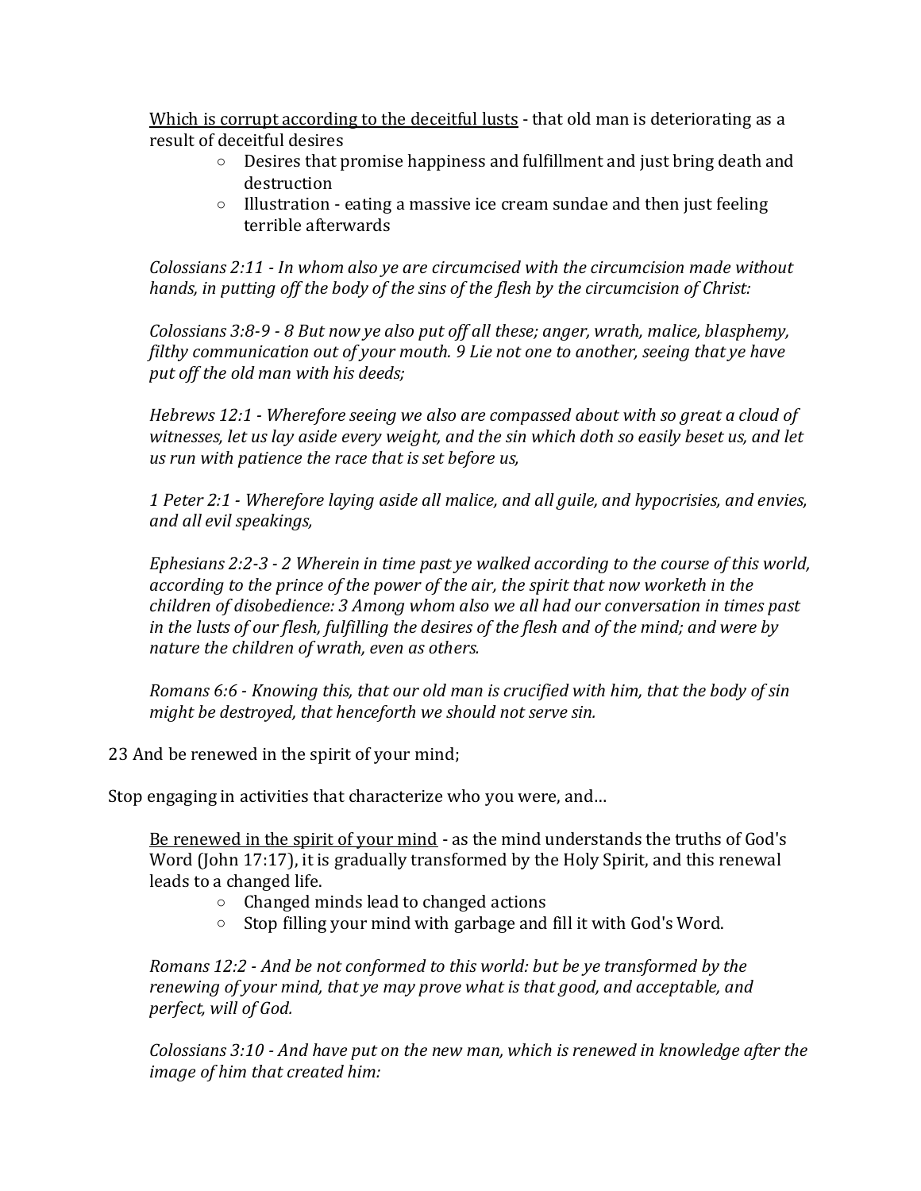Which is corrupt according to the deceitful lusts - that old man is deteriorating as a result of deceitful desires

- Desires that promise happiness and fulfillment and just bring death and destruction
- Illustration - eating a massive ice cream sundae and then just feeling terrible afterwards

*Colossians 2:11 - In whom also ye are circumcised with the circumcision made without hands, in putting off the body of the sins of the flesh by the circumcision of Christ:*

*Colossians 3:8-9 - 8 But now ye also put off all these; anger, wrath, malice, blasphemy, filthy communication out of your mouth. 9 Lie not one to another, seeing that ye have put off the old man with his deeds;*

*Hebrews 12:1 - Wherefore seeing we also are compassed about with so great a cloud of witnesses, let us lay aside every weight, and the sin which doth so easily beset us, and let us run with patience the race that is set before us,*

*1 Peter 2:1 - Wherefore laying aside all malice, and all guile, and hypocrisies, and envies, and all evil speakings,*

*Ephesians 2:2-3 - 2 Wherein in time past ye walked according to the course of this world, according to the prince of the power of the air, the spirit that now worketh in the children of disobedience: 3 Among whom also we all had our conversation in times past in the lusts of our flesh, fulfilling the desires of the flesh and of the mind; and were by nature the children of wrath, even as others.*

*Romans 6:6 - Knowing this, that our old man is crucified with him, that the body of sin might be destroyed, that henceforth we should not serve sin.*

23 And be renewed in the spirit of your mind;

Stop engaging in activities that characterize who you were, and…

Be renewed in the spirit of your mind - as the mind understands the truths of God's Word (John 17:17), it is gradually transformed by the Holy Spirit, and this renewal leads to a changed life.

- Changed minds lead to changed actions
- Stop filling your mind with garbage and fill it with God's Word.

*Romans 12:2 - And be not conformed to this world: but be ye transformed by the renewing of your mind, that ye may prove what is that good, and acceptable, and perfect, will of God.*

*Colossians 3:10 - And have put on the new man, which is renewed in knowledge after the image of him that created him:*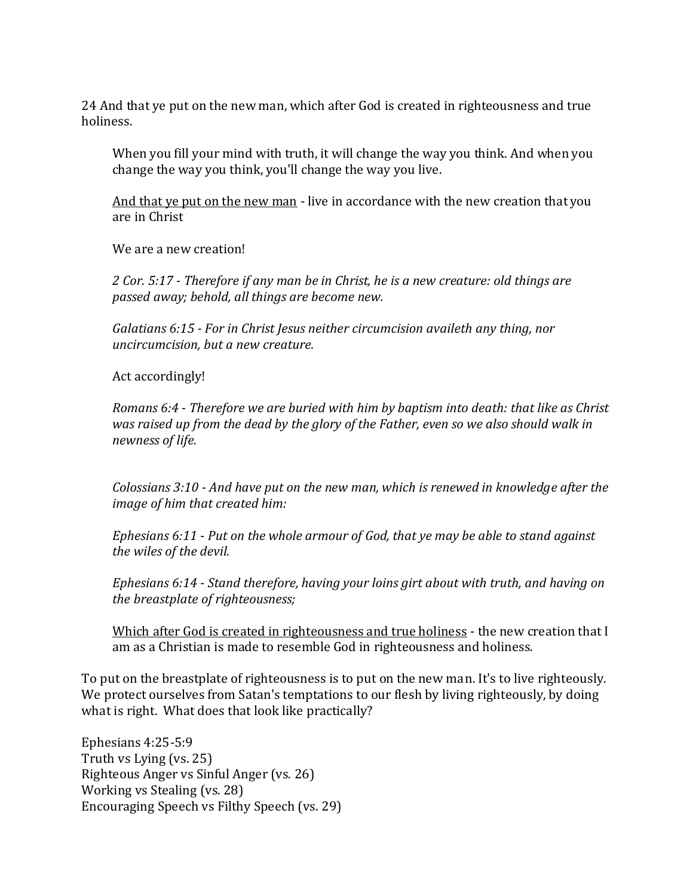24 And that ye put on the new man, which after God is created in righteousness and true holiness.

> When you fill your mind with truth, it will change the way you think. And when you change the way you think, you'll change the way you live.
>
> <u>And that ye put on the new man</u> - live in accordance with the new creation that you are in Christ
>
> We are a new creation!
>
> *2 Cor. 5:17 - Therefore if any man be in Christ, he is a new creature: old things are passed away; behold, all things are become new.*
>
> *Galatians 6:15 - For in Christ Jesus neither circumcision availeth any thing, nor uncircumcision, but a new creature.*
>
> Act accordingly!
>
> *Romans 6:4 - Therefore we are buried with him by baptism into death: that like as Christ was raised up from the dead by the glory of the Father, even so we also should walk in newness of life.*
>
> *Colossians 3:10 - And have put on the new man, which is renewed in knowledge after the image of him that created him:*
>
> *Ephesians 6:11 - Put on the whole armour of God, that ye may be able to stand against the wiles of the devil.*
>
> *Ephesians 6:14 - Stand therefore, having your loins girt about with truth, and having on the breastplate of righteousness;*
>
> <u>Which after God is created in righteousness and true holiness</u> - the new creation that I am as a Christian is made to resemble God in righteousness and holiness.

To put on the breastplate of righteousness is to put on the new man. It's to live righteously. We protect ourselves from Satan's temptations to our flesh by living righteously, by doing what is right. What does that look like practically?

Ephesians 4:25-5:9
Truth vs Lying (vs. 25)
Righteous Anger vs Sinful Anger (vs. 26)
Working vs Stealing (vs. 28)
Encouraging Speech vs Filthy Speech (vs. 29)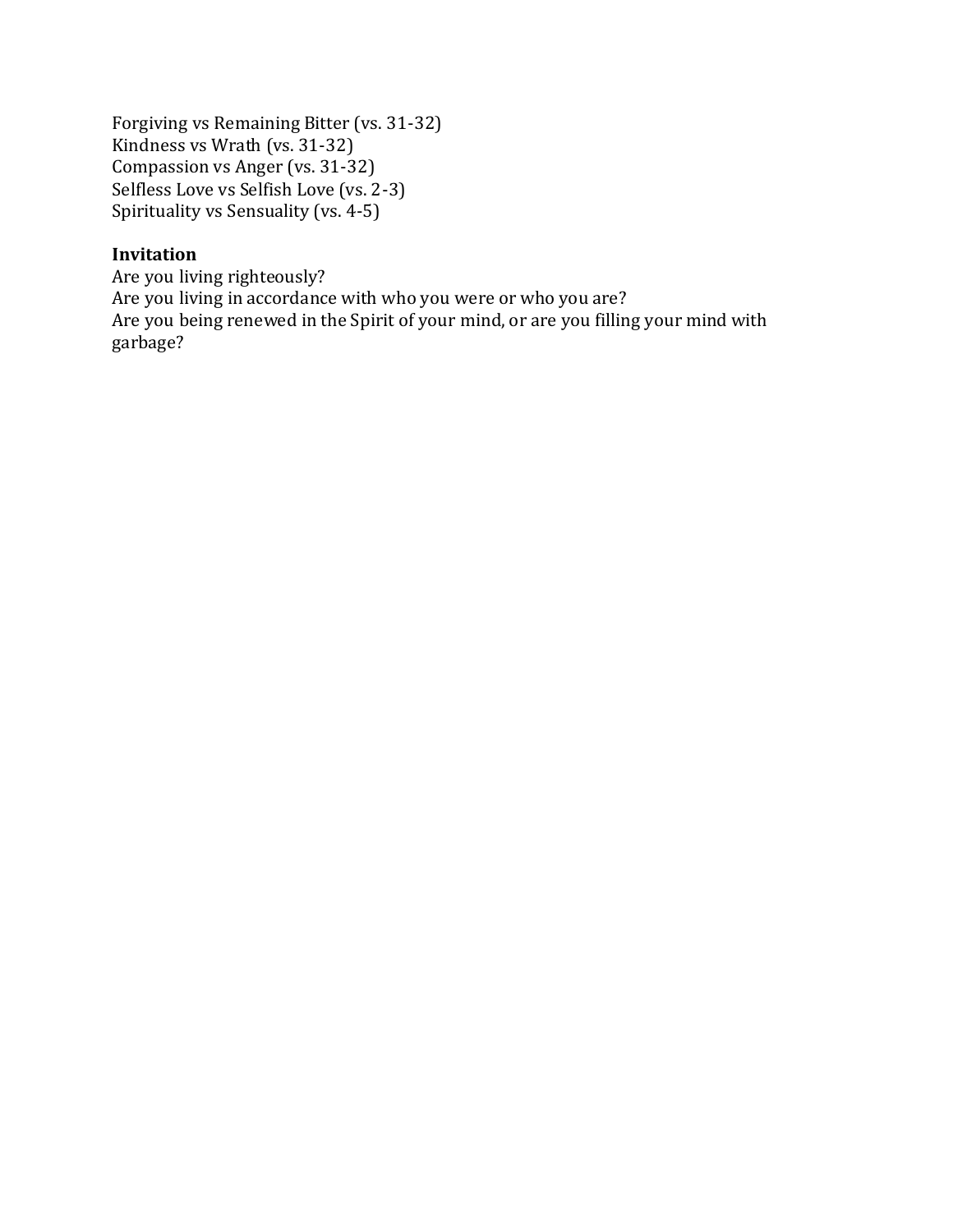Forgiving vs Remaining Bitter (vs. 31-32)
Kindness vs Wrath (vs. 31-32)
Compassion vs Anger (vs. 31-32)
Selfless Love vs Selfish Love (vs. 2-3)
Spirituality vs Sensuality (vs. 4-5)

**Invitation**
Are you living righteously?
Are you living in accordance with who you were or who you are?
Are you being renewed in the Spirit of your mind, or are you filling your mind with garbage?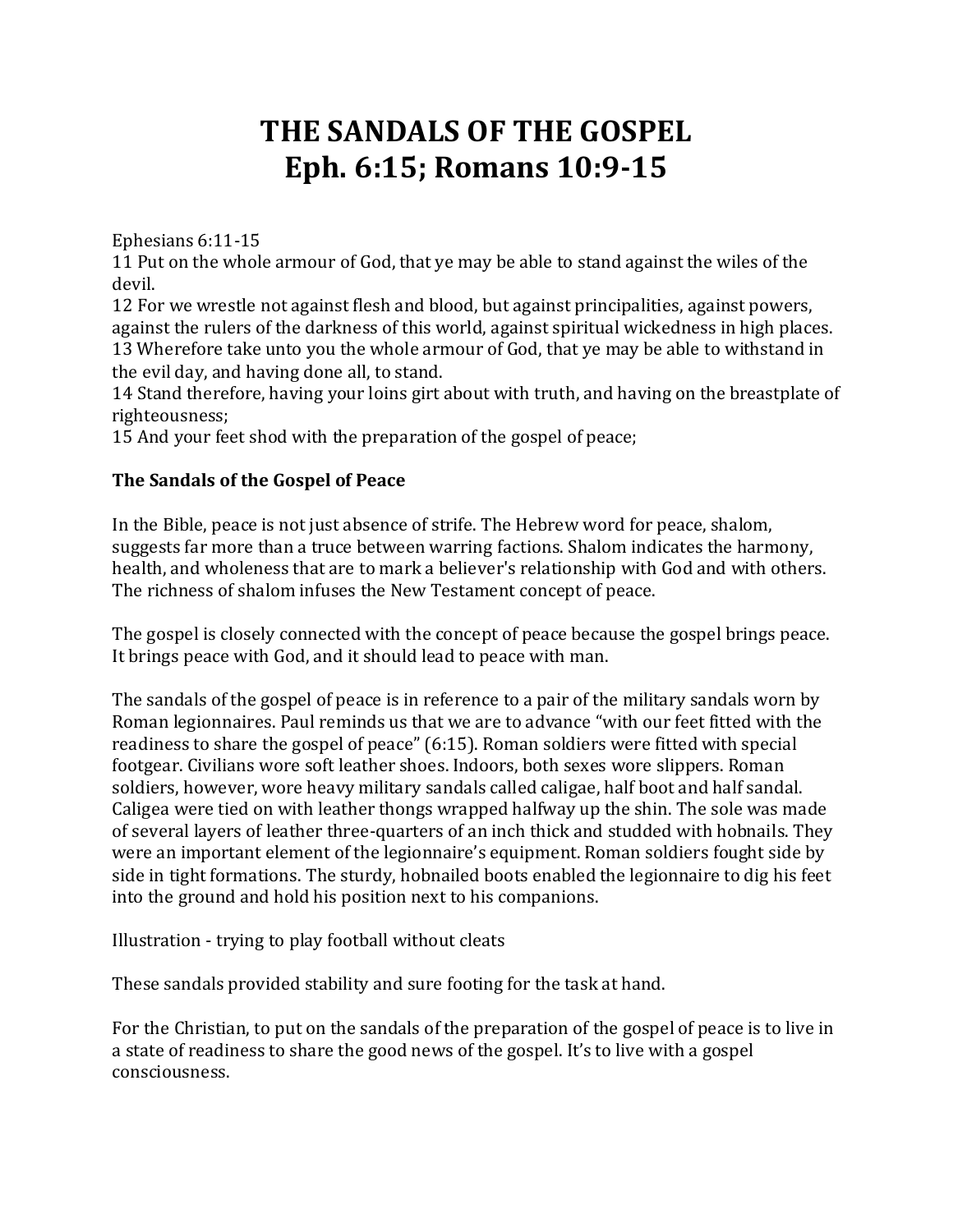# THE SANDALS OF THE GOSPEL
# Eph. 6:15; Romans 10:9-15

Ephesians 6:11-15
11 Put on the whole armour of God, that ye may be able to stand against the wiles of the devil.
12 For we wrestle not against flesh and blood, but against principalities, against powers, against the rulers of the darkness of this world, against spiritual wickedness in high places.
13 Wherefore take unto you the whole armour of God, that ye may be able to withstand in the evil day, and having done all, to stand.
14 Stand therefore, having your loins girt about with truth, and having on the breastplate of righteousness;
15 And your feet shod with the preparation of the gospel of peace;

**The Sandals of the Gospel of Peace**

In the Bible, peace is not just absence of strife. The Hebrew word for peace, shalom, suggests far more than a truce between warring factions. Shalom indicates the harmony, health, and wholeness that are to mark a believer's relationship with God and with others. The richness of shalom infuses the New Testament concept of peace.

The gospel is closely connected with the concept of peace because the gospel brings peace. It brings peace with God, and it should lead to peace with man.

The sandals of the gospel of peace is in reference to a pair of the military sandals worn by Roman legionnaires. Paul reminds us that we are to advance "with our feet fitted with the readiness to share the gospel of peace" (6:15). Roman soldiers were fitted with special footgear. Civilians wore soft leather shoes. Indoors, both sexes wore slippers. Roman soldiers, however, wore heavy military sandals called caligae, half boot and half sandal. Caligea were tied on with leather thongs wrapped halfway up the shin. The sole was made of several layers of leather three-quarters of an inch thick and studded with hobnails. They were an important element of the legionnaire's equipment. Roman soldiers fought side by side in tight formations. The sturdy, hobnailed boots enabled the legionnaire to dig his feet into the ground and hold his position next to his companions.

Illustration - trying to play football without cleats

These sandals provided stability and sure footing for the task at hand.

For the Christian, to put on the sandals of the preparation of the gospel of peace is to live in a state of readiness to share the good news of the gospel. It's to live with a gospel consciousness.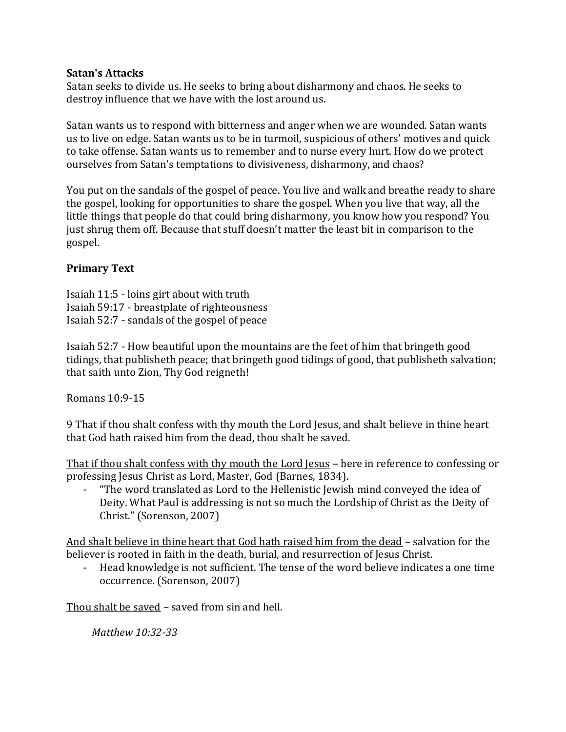**Satan's Attacks**

Satan seeks to divide us. He seeks to bring about disharmony and chaos. He seeks to destroy influence that we have with the lost around us.

Satan wants us to respond with bitterness and anger when we are wounded. Satan wants us to live on edge. Satan wants us to be in turmoil, suspicious of others' motives and quick to take offense. Satan wants us to remember and to nurse every hurt. How do we protect ourselves from Satan's temptations to divisiveness, disharmony, and chaos?

You put on the sandals of the gospel of peace. You live and walk and breathe ready to share the gospel, looking for opportunities to share the gospel. When you live that way, all the little things that people do that could bring disharmony, you know how you respond? You just shrug them off. Because that stuff doesn't matter the least bit in comparison to the gospel.

**Primary Text**

Isaiah 11:5 - loins girt about with truth
Isaiah 59:17 - breastplate of righteousness
Isaiah 52:7 - sandals of the gospel of peace

Isaiah 52:7 - How beautiful upon the mountains are the feet of him that bringeth good tidings, that publisheth peace; that bringeth good tidings of good, that publisheth salvation; that saith unto Zion, Thy God reigneth!

Romans 10:9-15

9 That if thou shalt confess with thy mouth the Lord Jesus, and shalt believe in thine heart that God hath raised him from the dead, thou shalt be saved.

<u>That if thou shalt confess with thy mouth the Lord Jesus</u> – here in reference to confessing or professing Jesus Christ as Lord, Master, God (Barnes, 1834).

- "The word translated as Lord to the Hellenistic Jewish mind conveyed the idea of Deity. What Paul is addressing is not so much the Lordship of Christ as the Deity of Christ." (Sorenson, 2007)

<u>And shalt believe in thine heart that God hath raised him from the dead</u> – salvation for the believer is rooted in faith in the death, burial, and resurrection of Jesus Christ.

- Head knowledge is not sufficient. The tense of the word believe indicates a one time occurrence. (Sorenson, 2007)

<u>Thou shalt be saved</u> – saved from sin and hell.

*Matthew 10:32-33*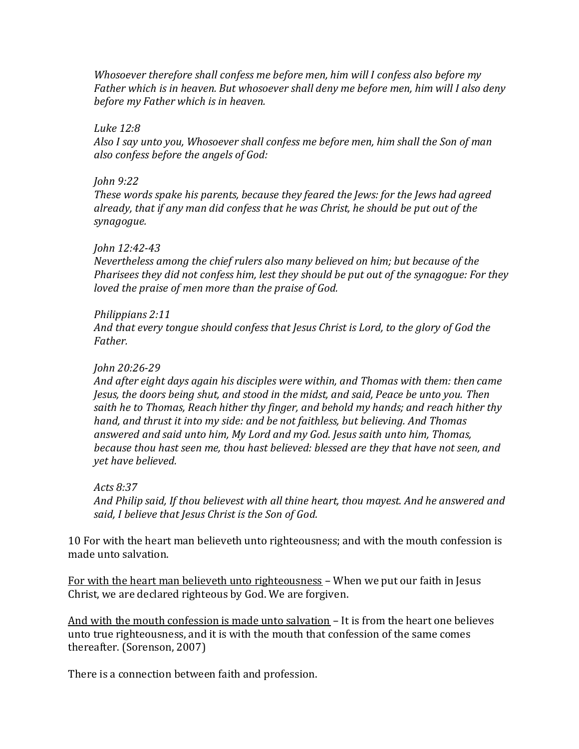*Whosoever therefore shall confess me before men, him will I confess also before my Father which is in heaven. But whosoever shall deny me before men, him will I also deny before my Father which is in heaven.*

*Luke 12:8*
*Also I say unto you, Whosoever shall confess me before men, him shall the Son of man also confess before the angels of God:*

*John 9:22*
*These words spake his parents, because they feared the Jews: for the Jews had agreed already, that if any man did confess that he was Christ, he should be put out of the synagogue.*

*John 12:42-43*
*Nevertheless among the chief rulers also many believed on him; but because of the Pharisees they did not confess him, lest they should be put out of the synagogue: For they loved the praise of men more than the praise of God.*

*Philippians 2:11*
*And that every tongue should confess that Jesus Christ is Lord, to the glory of God the Father.*

*John 20:26-29*
*And after eight days again his disciples were within, and Thomas with them: then came Jesus, the doors being shut, and stood in the midst, and said, Peace be unto you. Then saith he to Thomas, Reach hither thy finger, and behold my hands; and reach hither thy hand, and thrust it into my side: and be not faithless, but believing. And Thomas answered and said unto him, My Lord and my God. Jesus saith unto him, Thomas, because thou hast seen me, thou hast believed: blessed are they that have not seen, and yet have believed.*

*Acts 8:37*
*And Philip said, If thou believest with all thine heart, thou mayest. And he answered and said, I believe that Jesus Christ is the Son of God.*

10 For with the heart man believeth unto righteousness; and with the mouth confession is made unto salvation.

<u>For with the heart man believeth unto righteousness</u> – When we put our faith in Jesus Christ, we are declared righteous by God. We are forgiven.

<u>And with the mouth confession is made unto salvation</u> – It is from the heart one believes unto true righteousness, and it is with the mouth that confession of the same comes thereafter. (Sorenson, 2007)

There is a connection between faith and profession.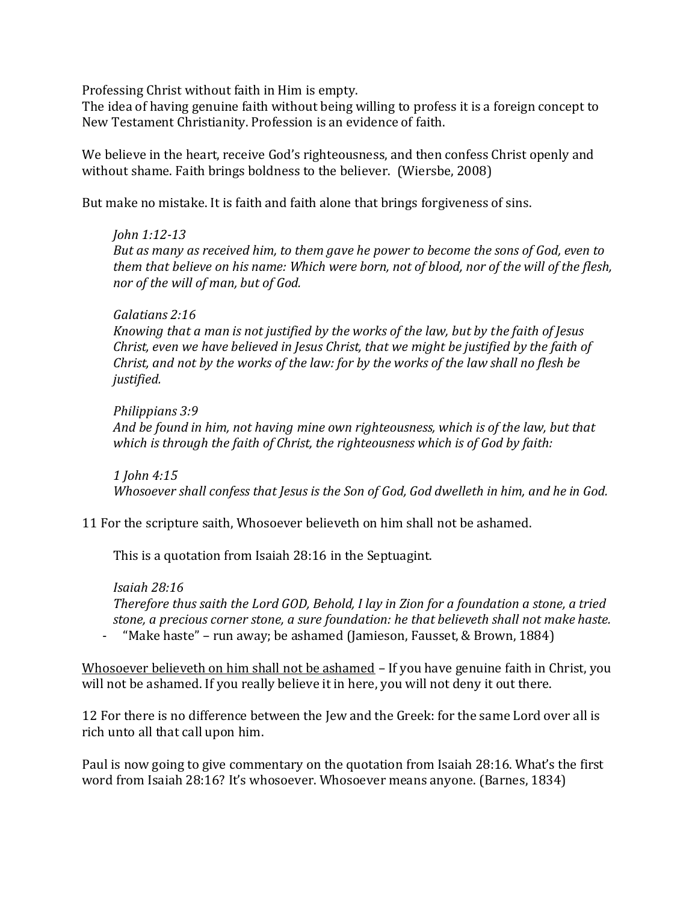Professing Christ without faith in Him is empty.
The idea of having genuine faith without being willing to profess it is a foreign concept to New Testament Christianity. Profession is an evidence of faith.

We believe in the heart, receive God's righteousness, and then confess Christ openly and without shame. Faith brings boldness to the believer. (Wiersbe, 2008)

But make no mistake. It is faith and faith alone that brings forgiveness of sins.

> *John 1:12-13*
> *But as many as received him, to them gave he power to become the sons of God, even to them that believe on his name: Which were born, not of blood, nor of the will of the flesh, nor of the will of man, but of God.*
>
> *Galatians 2:16*
> *Knowing that a man is not justified by the works of the law, but by the faith of Jesus Christ, even we have believed in Jesus Christ, that we might be justified by the faith of Christ, and not by the works of the law: for by the works of the law shall no flesh be justified.*
>
> *Philippians 3:9*
> *And be found in him, not having mine own righteousness, which is of the law, but that which is through the faith of Christ, the righteousness which is of God by faith:*
>
> *1 John 4:15*
> *Whosoever shall confess that Jesus is the Son of God, God dwelleth in him, and he in God.*

11 For the scripture saith, Whosoever believeth on him shall not be ashamed.

> This is a quotation from Isaiah 28:16 in the Septuagint.
>
> *Isaiah 28:16*
> *Therefore thus saith the Lord GOD, Behold, I lay in Zion for a foundation a stone, a tried stone, a precious corner stone, a sure foundation: he that believeth shall not make haste.*
>
> - "Make haste" – run away; be ashamed (Jamieson, Fausset, & Brown, 1884)

<u>Whosoever believeth on him shall not be ashamed</u> – If you have genuine faith in Christ, you will not be ashamed. If you really believe it in here, you will not deny it out there.

12 For there is no difference between the Jew and the Greek: for the same Lord over all is rich unto all that call upon him.

Paul is now going to give commentary on the quotation from Isaiah 28:16. What's the first word from Isaiah 28:16? It's whosoever. Whosoever means anyone. (Barnes, 1834)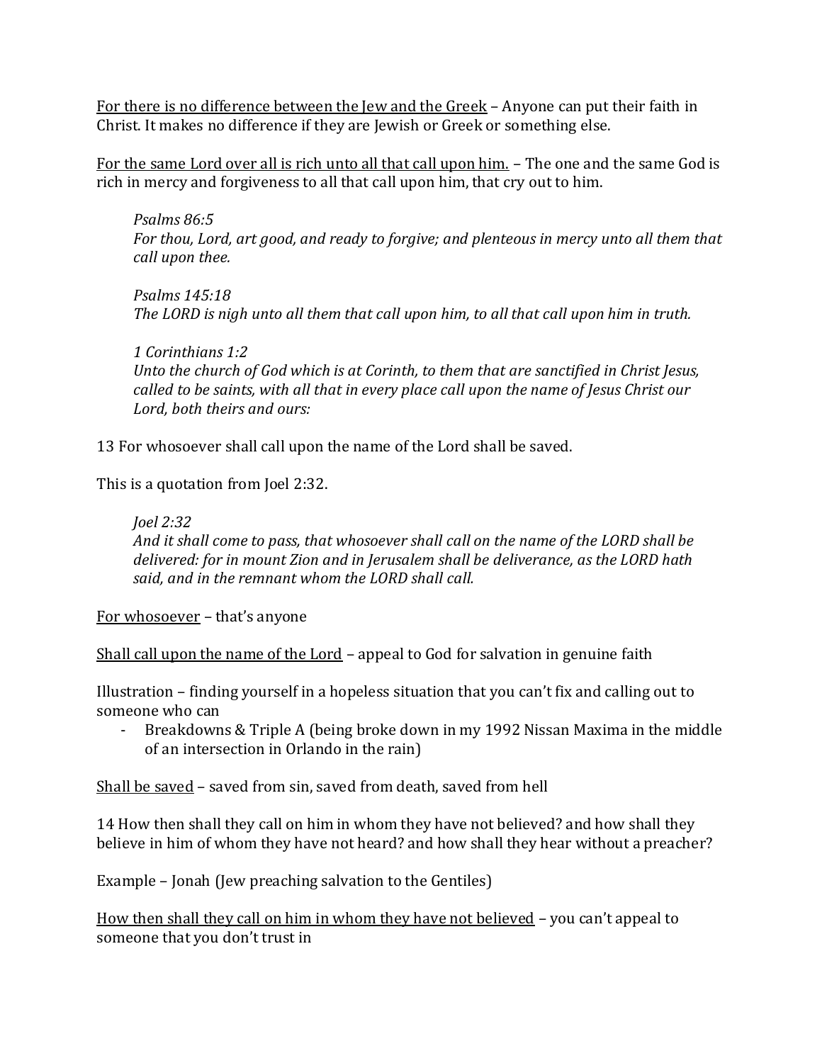<u>For there is no difference between the Jew and the Greek</u> – Anyone can put their faith in Christ. It makes no difference if they are Jewish or Greek or something else.

<u>For the same Lord over all is rich unto all that call upon him.</u> – The one and the same God is rich in mercy and forgiveness to all that call upon him, that cry out to him.

> *Psalms 86:5*
> *For thou, Lord, art good, and ready to forgive; and plenteous in mercy unto all them that call upon thee.*
>
> *Psalms 145:18*
> *The LORD is nigh unto all them that call upon him, to all that call upon him in truth.*
>
> *1 Corinthians 1:2*
> *Unto the church of God which is at Corinth, to them that are sanctified in Christ Jesus, called to be saints, with all that in every place call upon the name of Jesus Christ our Lord, both theirs and ours:*

13 For whosoever shall call upon the name of the Lord shall be saved.

This is a quotation from Joel 2:32.

> *Joel 2:32*
> *And it shall come to pass, that whosoever shall call on the name of the LORD shall be delivered: for in mount Zion and in Jerusalem shall be deliverance, as the LORD hath said, and in the remnant whom the LORD shall call.*

<u>For whosoever</u> – that's anyone

<u>Shall call upon the name of the Lord</u> – appeal to God for salvation in genuine faith

Illustration – finding yourself in a hopeless situation that you can't fix and calling out to someone who can

- Breakdowns & Triple A (being broke down in my 1992 Nissan Maxima in the middle of an intersection in Orlando in the rain)

<u>Shall be saved</u> – saved from sin, saved from death, saved from hell

14 How then shall they call on him in whom they have not believed? and how shall they believe in him of whom they have not heard? and how shall they hear without a preacher?

Example – Jonah (Jew preaching salvation to the Gentiles)

<u>How then shall they call on him in whom they have not believed</u> – you can't appeal to someone that you don't trust in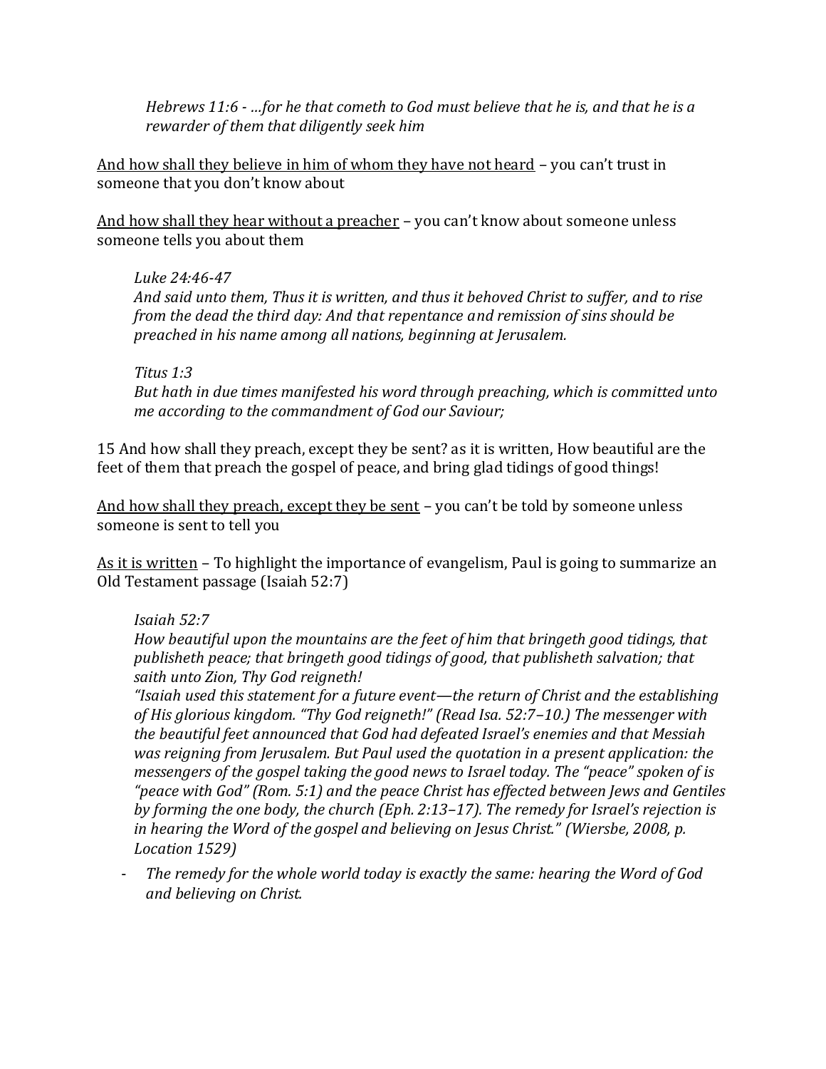*Hebrews 11:6 - …for he that cometh to God must believe that he is, and that he is a rewarder of them that diligently seek him*

<u>And how shall they believe in him of whom they have not heard</u> – you can't trust in someone that you don't know about

<u>And how shall they hear without a preacher</u> – you can't know about someone unless someone tells you about them

*Luke 24:46-47*
*And said unto them, Thus it is written, and thus it behoved Christ to suffer, and to rise from the dead the third day: And that repentance and remission of sins should be preached in his name among all nations, beginning at Jerusalem.*

*Titus 1:3*
*But hath in due times manifested his word through preaching, which is committed unto me according to the commandment of God our Saviour;*

15 And how shall they preach, except they be sent? as it is written, How beautiful are the feet of them that preach the gospel of peace, and bring glad tidings of good things!

<u>And how shall they preach, except they be sent</u> – you can't be told by someone unless someone is sent to tell you

<u>As it is written</u> – To highlight the importance of evangelism, Paul is going to summarize an Old Testament passage (Isaiah 52:7)

*Isaiah 52:7*
*How beautiful upon the mountains are the feet of him that bringeth good tidings, that publisheth peace; that bringeth good tidings of good, that publisheth salvation; that saith unto Zion, Thy God reigneth!*
*"Isaiah used this statement for a future event—the return of Christ and the establishing of His glorious kingdom. "Thy God reigneth!" (Read Isa. 52:7–10.) The messenger with the beautiful feet announced that God had defeated Israel's enemies and that Messiah was reigning from Jerusalem. But Paul used the quotation in a present application: the messengers of the gospel taking the good news to Israel today. The "peace" spoken of is "peace with God" (Rom. 5:1) and the peace Christ has effected between Jews and Gentiles by forming the one body, the church (Eph. 2:13–17). The remedy for Israel's rejection is in hearing the Word of the gospel and believing on Jesus Christ." (Wiersbe, 2008, p. Location 1529)*

- *The remedy for the whole world today is exactly the same: hearing the Word of God and believing on Christ.*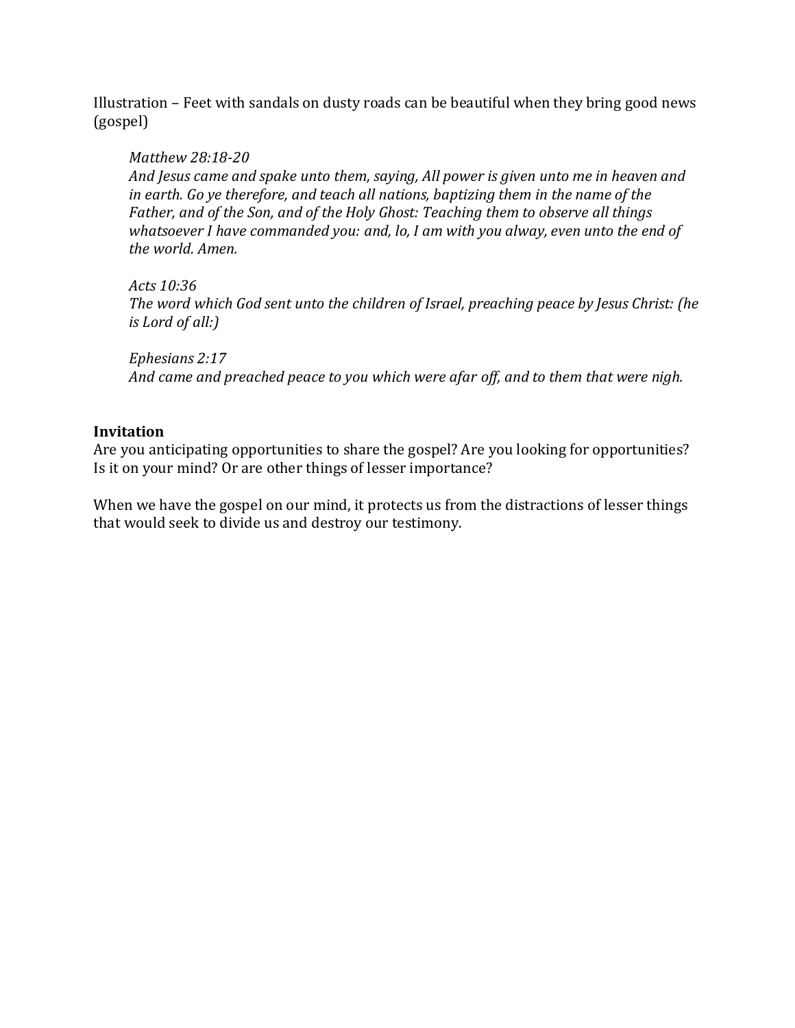Illustration – Feet with sandals on dusty roads can be beautiful when they bring good news (gospel)

> *Matthew 28:18-20*
> *And Jesus came and spake unto them, saying, All power is given unto me in heaven and in earth. Go ye therefore, and teach all nations, baptizing them in the name of the Father, and of the Son, and of the Holy Ghost: Teaching them to observe all things whatsoever I have commanded you: and, lo, I am with you alway, even unto the end of the world. Amen.*
>
> *Acts 10:36*
> *The word which God sent unto the children of Israel, preaching peace by Jesus Christ: (he is Lord of all:)*
>
> *Ephesians 2:17*
> *And came and preached peace to you which were afar off, and to them that were nigh.*

**Invitation**

Are you anticipating opportunities to share the gospel? Are you looking for opportunities? Is it on your mind? Or are other things of lesser importance?

When we have the gospel on our mind, it protects us from the distractions of lesser things that would seek to divide us and destroy our testimony.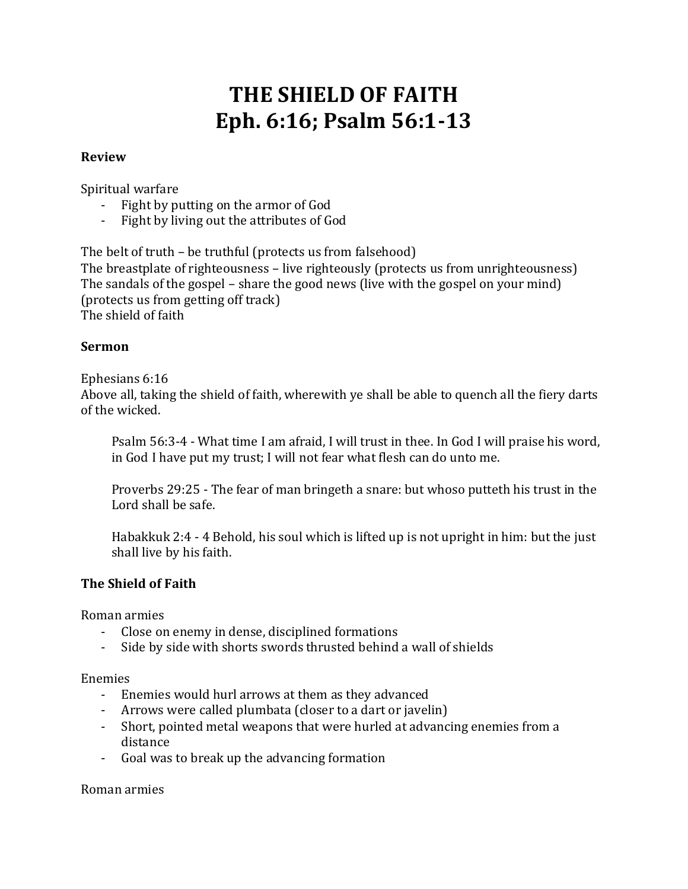# THE SHIELD OF FAITH
# Eph. 6:16; Psalm 56:1-13

**Review**

Spiritual warfare

- Fight by putting on the armor of God
- Fight by living out the attributes of God

The belt of truth – be truthful (protects us from falsehood)
The breastplate of righteousness – live righteously (protects us from unrighteousness)
The sandals of the gospel – share the good news (live with the gospel on your mind) (protects us from getting off track)
The shield of faith

**Sermon**

Ephesians 6:16
Above all, taking the shield of faith, wherewith ye shall be able to quench all the fiery darts of the wicked.

> Psalm 56:3-4 - What time I am afraid, I will trust in thee. In God I will praise his word, in God I have put my trust; I will not fear what flesh can do unto me.
>
> Proverbs 29:25 - The fear of man bringeth a snare: but whoso putteth his trust in the Lord shall be safe.
>
> Habakkuk 2:4 - 4 Behold, his soul which is lifted up is not upright in him: but the just shall live by his faith.

**The Shield of Faith**

Roman armies

- Close on enemy in dense, disciplined formations
- Side by side with shorts swords thrusted behind a wall of shields

Enemies

- Enemies would hurl arrows at them as they advanced
- Arrows were called plumbata (closer to a dart or javelin)
- Short, pointed metal weapons that were hurled at advancing enemies from a distance
- Goal was to break up the advancing formation

Roman armies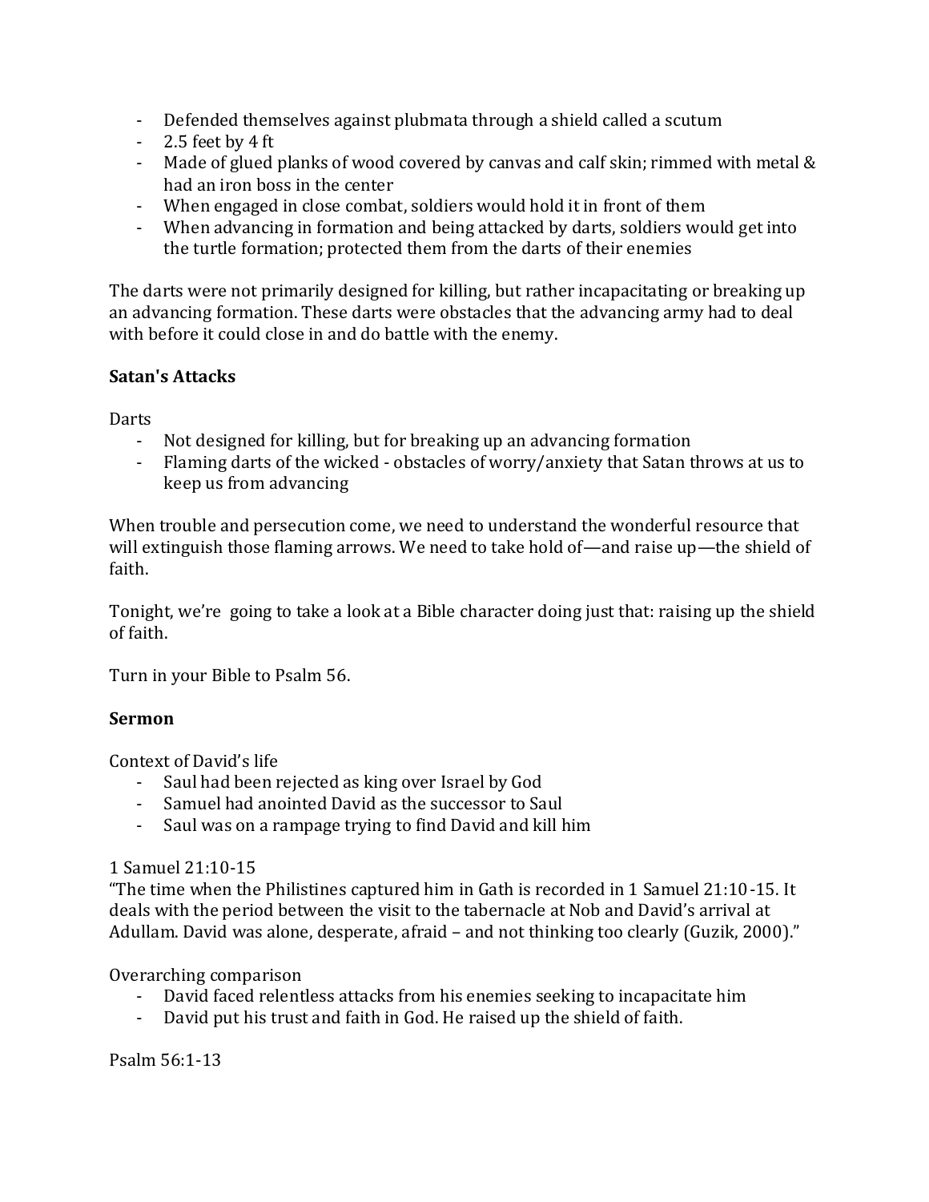- Defended themselves against plubmata through a shield called a scutum
- 2.5 feet by 4 ft
- Made of glued planks of wood covered by canvas and calf skin; rimmed with metal & had an iron boss in the center
- When engaged in close combat, soldiers would hold it in front of them
- When advancing in formation and being attacked by darts, soldiers would get into the turtle formation; protected them from the darts of their enemies

The darts were not primarily designed for killing, but rather incapacitating or breaking up an advancing formation. These darts were obstacles that the advancing army had to deal with before it could close in and do battle with the enemy.

**Satan's Attacks**

Darts

- Not designed for killing, but for breaking up an advancing formation
- Flaming darts of the wicked - obstacles of worry/anxiety that Satan throws at us to keep us from advancing

When trouble and persecution come, we need to understand the wonderful resource that will extinguish those flaming arrows. We need to take hold of—and raise up—the shield of faith.

Tonight, we're going to take a look at a Bible character doing just that: raising up the shield of faith.

Turn in your Bible to Psalm 56.

**Sermon**

Context of David's life

- Saul had been rejected as king over Israel by God
- Samuel had anointed David as the successor to Saul
- Saul was on a rampage trying to find David and kill him

1 Samuel 21:10-15

"The time when the Philistines captured him in Gath is recorded in 1 Samuel 21:10-15. It deals with the period between the visit to the tabernacle at Nob and David's arrival at Adullam. David was alone, desperate, afraid – and not thinking too clearly (Guzik, 2000)."

Overarching comparison

- David faced relentless attacks from his enemies seeking to incapacitate him
- David put his trust and faith in God. He raised up the shield of faith.

Psalm 56:1-13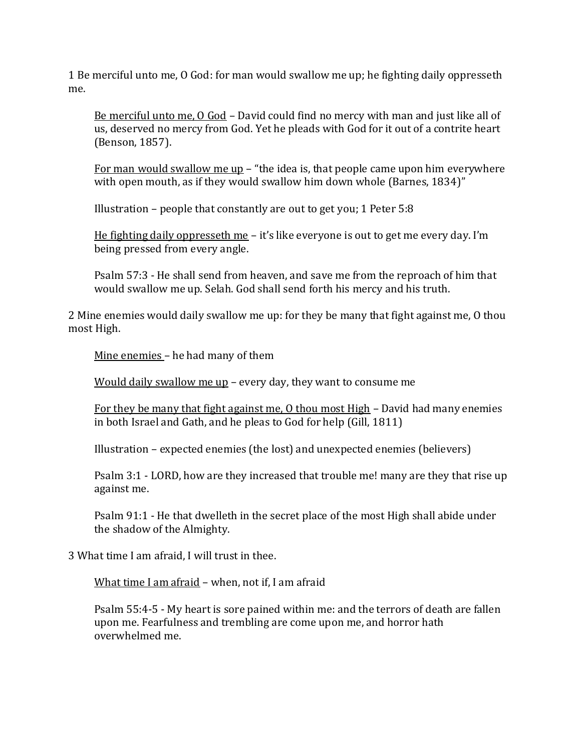1 Be merciful unto me, O God: for man would swallow me up; he fighting daily oppresseth me.

> <u>Be merciful unto me, O God</u> – David could find no mercy with man and just like all of us, deserved no mercy from God. Yet he pleads with God for it out of a contrite heart (Benson, 1857).
>
> <u>For man would swallow me up</u> – "the idea is, that people came upon him everywhere with open mouth, as if they would swallow him down whole (Barnes, 1834)"
>
> Illustration – people that constantly are out to get you; 1 Peter 5:8
>
> <u>He fighting daily oppresseth me</u> – it's like everyone is out to get me every day. I'm being pressed from every angle.
>
> Psalm 57:3 - He shall send from heaven, and save me from the reproach of him that would swallow me up. Selah. God shall send forth his mercy and his truth.

2 Mine enemies would daily swallow me up: for they be many that fight against me, O thou most High.

> <u>Mine enemies</u> – he had many of them
>
> <u>Would daily swallow me up</u> – every day, they want to consume me
>
> <u>For they be many that fight against me, O thou most High</u> – David had many enemies in both Israel and Gath, and he pleas to God for help (Gill, 1811)
>
> Illustration – expected enemies (the lost) and unexpected enemies (believers)
>
> Psalm 3:1 - LORD, how are they increased that trouble me! many are they that rise up against me.
>
> Psalm 91:1 - He that dwelleth in the secret place of the most High shall abide under the shadow of the Almighty.

3 What time I am afraid, I will trust in thee.

> <u>What time I am afraid</u> – when, not if, I am afraid
>
> Psalm 55:4-5 - My heart is sore pained within me: and the terrors of death are fallen upon me. Fearfulness and trembling are come upon me, and horror hath overwhelmed me.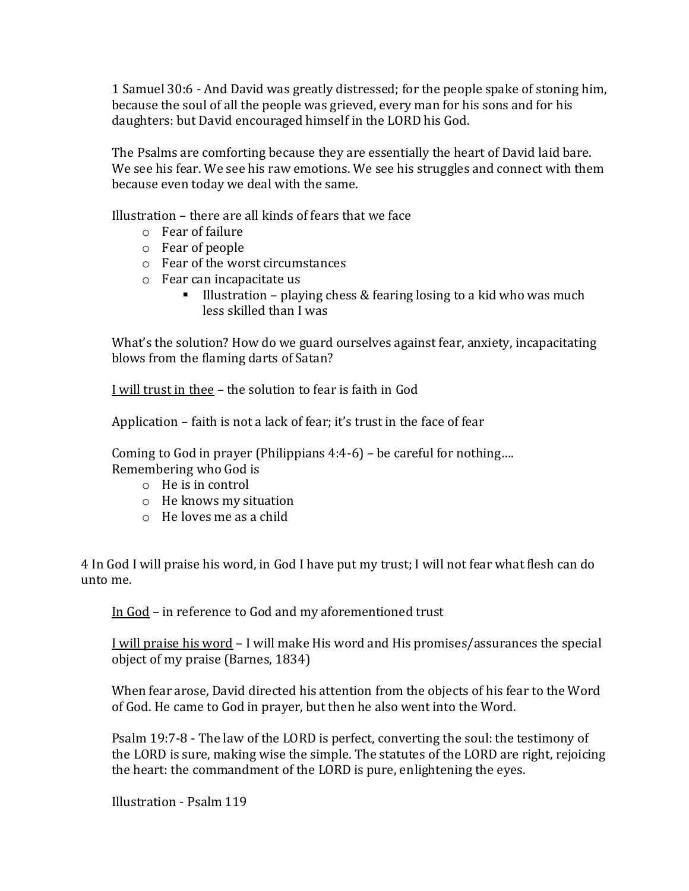1 Samuel 30:6 - And David was greatly distressed; for the people spake of stoning him, because the soul of all the people was grieved, every man for his sons and for his daughters: but David encouraged himself in the LORD his God.

The Psalms are comforting because they are essentially the heart of David laid bare. We see his fear. We see his raw emotions. We see his struggles and connect with them because even today we deal with the same.

Illustration – there are all kinds of fears that we face

- Fear of failure
- Fear of people
- Fear of the worst circumstances
- Fear can incapacitate us
  - Illustration – playing chess & fearing losing to a kid who was much less skilled than I was

What's the solution? How do we guard ourselves against fear, anxiety, incapacitating blows from the flaming darts of Satan?

<u>I will trust in thee</u> – the solution to fear is faith in God

Application – faith is not a lack of fear; it's trust in the face of fear

Coming to God in prayer (Philippians 4:4-6) – be careful for nothing….
Remembering who God is

- He is in control
- He knows my situation
- He loves me as a child

4 In God I will praise his word, in God I have put my trust; I will not fear what flesh can do unto me.

<u>In God</u> – in reference to God and my aforementioned trust

<u>I will praise his word</u> – I will make His word and His promises/assurances the special object of my praise (Barnes, 1834)

When fear arose, David directed his attention from the objects of his fear to the Word of God. He came to God in prayer, but then he also went into the Word.

Psalm 19:7-8 - The law of the LORD is perfect, converting the soul: the testimony of the LORD is sure, making wise the simple. The statutes of the LORD are right, rejoicing the heart: the commandment of the LORD is pure, enlightening the eyes.

Illustration - Psalm 119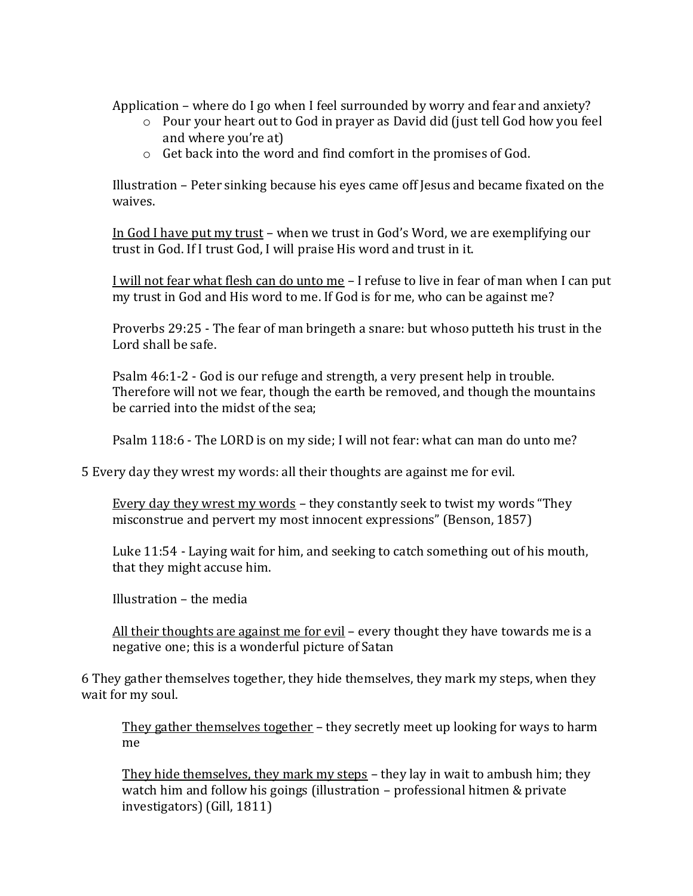Application – where do I go when I feel surrounded by worry and fear and anxiety?

- Pour your heart out to God in prayer as David did (just tell God how you feel and where you're at)
- Get back into the word and find comfort in the promises of God.

Illustration – Peter sinking because his eyes came off Jesus and became fixated on the waives.

<u>In God I have put my trust</u> – when we trust in God's Word, we are exemplifying our trust in God. If I trust God, I will praise His word and trust in it.

<u>I will not fear what flesh can do unto me</u> – I refuse to live in fear of man when I can put my trust in God and His word to me. If God is for me, who can be against me?

Proverbs 29:25 - The fear of man bringeth a snare: but whoso putteth his trust in the Lord shall be safe.

Psalm 46:1-2 - God is our refuge and strength, a very present help in trouble. Therefore will not we fear, though the earth be removed, and though the mountains be carried into the midst of the sea;

Psalm 118:6 - The LORD is on my side; I will not fear: what can man do unto me?

5 Every day they wrest my words: all their thoughts are against me for evil.

<u>Every day they wrest my words</u> – they constantly seek to twist my words "They misconstrue and pervert my most innocent expressions" (Benson, 1857)

Luke 11:54 - Laying wait for him, and seeking to catch something out of his mouth, that they might accuse him.

Illustration – the media

<u>All their thoughts are against me for evil</u> – every thought they have towards me is a negative one; this is a wonderful picture of Satan

6 They gather themselves together, they hide themselves, they mark my steps, when they wait for my soul.

<u>They gather themselves together</u> – they secretly meet up looking for ways to harm me

<u>They hide themselves, they mark my steps</u> – they lay in wait to ambush him; they watch him and follow his goings (illustration – professional hitmen & private investigators) (Gill, 1811)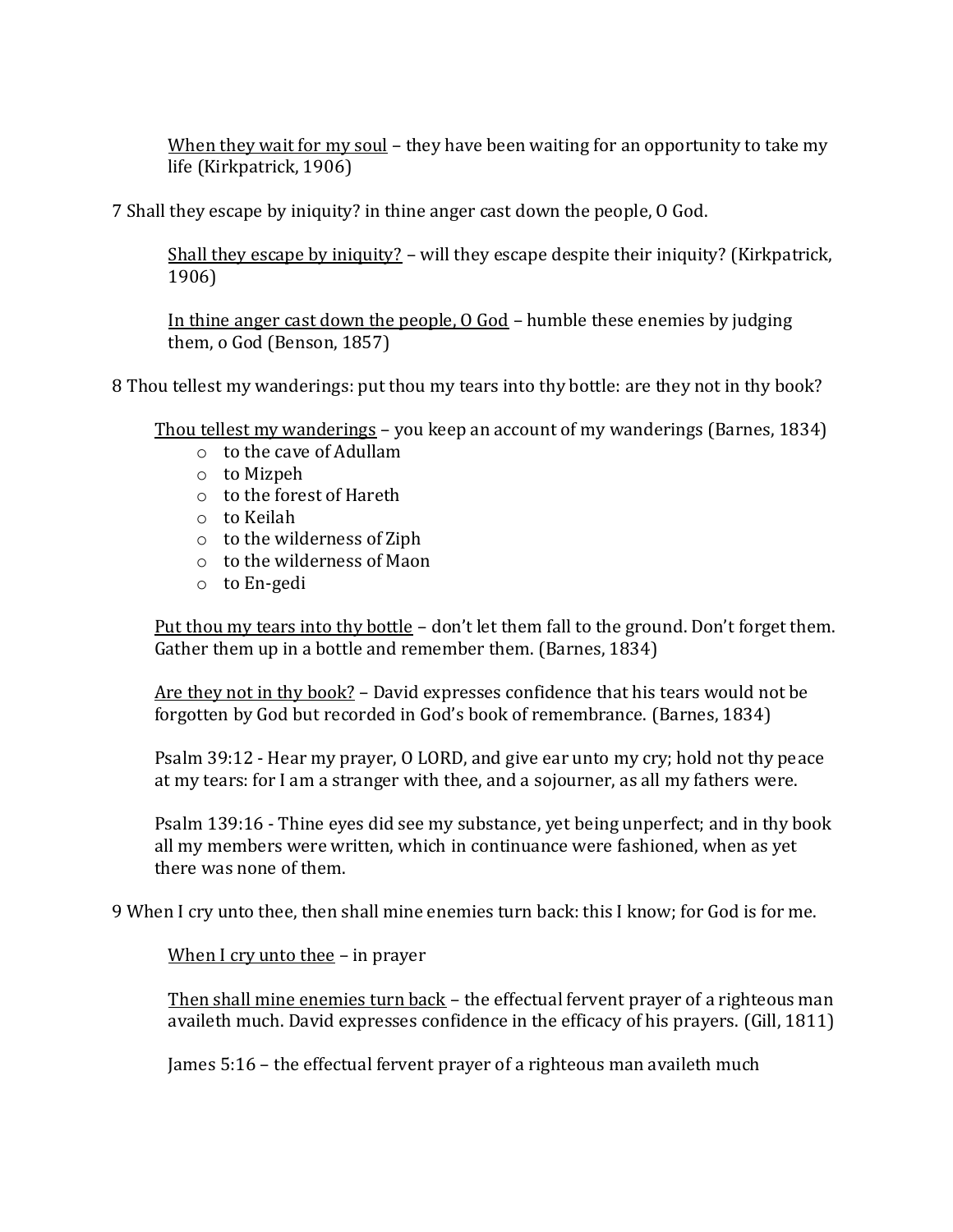When they wait for my soul – they have been waiting for an opportunity to take my life (Kirkpatrick, 1906)

7 Shall they escape by iniquity? in thine anger cast down the people, O God.

Shall they escape by iniquity? – will they escape despite their iniquity? (Kirkpatrick, 1906)

In thine anger cast down the people, O God – humble these enemies by judging them, o God (Benson, 1857)

8 Thou tellest my wanderings: put thou my tears into thy bottle: are they not in thy book?

Thou tellest my wanderings – you keep an account of my wanderings (Barnes, 1834)

- to the cave of Adullam
- to Mizpeh
- to the forest of Hareth
- to Keilah
- to the wilderness of Ziph
- to the wilderness of Maon
- to En-gedi

Put thou my tears into thy bottle – don't let them fall to the ground. Don't forget them. Gather them up in a bottle and remember them. (Barnes, 1834)

Are they not in thy book? – David expresses confidence that his tears would not be forgotten by God but recorded in God's book of remembrance. (Barnes, 1834)

Psalm 39:12 - Hear my prayer, O LORD, and give ear unto my cry; hold not thy peace at my tears: for I am a stranger with thee, and a sojourner, as all my fathers were.

Psalm 139:16 - Thine eyes did see my substance, yet being unperfect; and in thy book all my members were written, which in continuance were fashioned, when as yet there was none of them.

9 When I cry unto thee, then shall mine enemies turn back: this I know; for God is for me.

When I cry unto thee – in prayer

Then shall mine enemies turn back – the effectual fervent prayer of a righteous man availeth much. David expresses confidence in the efficacy of his prayers. (Gill, 1811)

James 5:16 – the effectual fervent prayer of a righteous man availeth much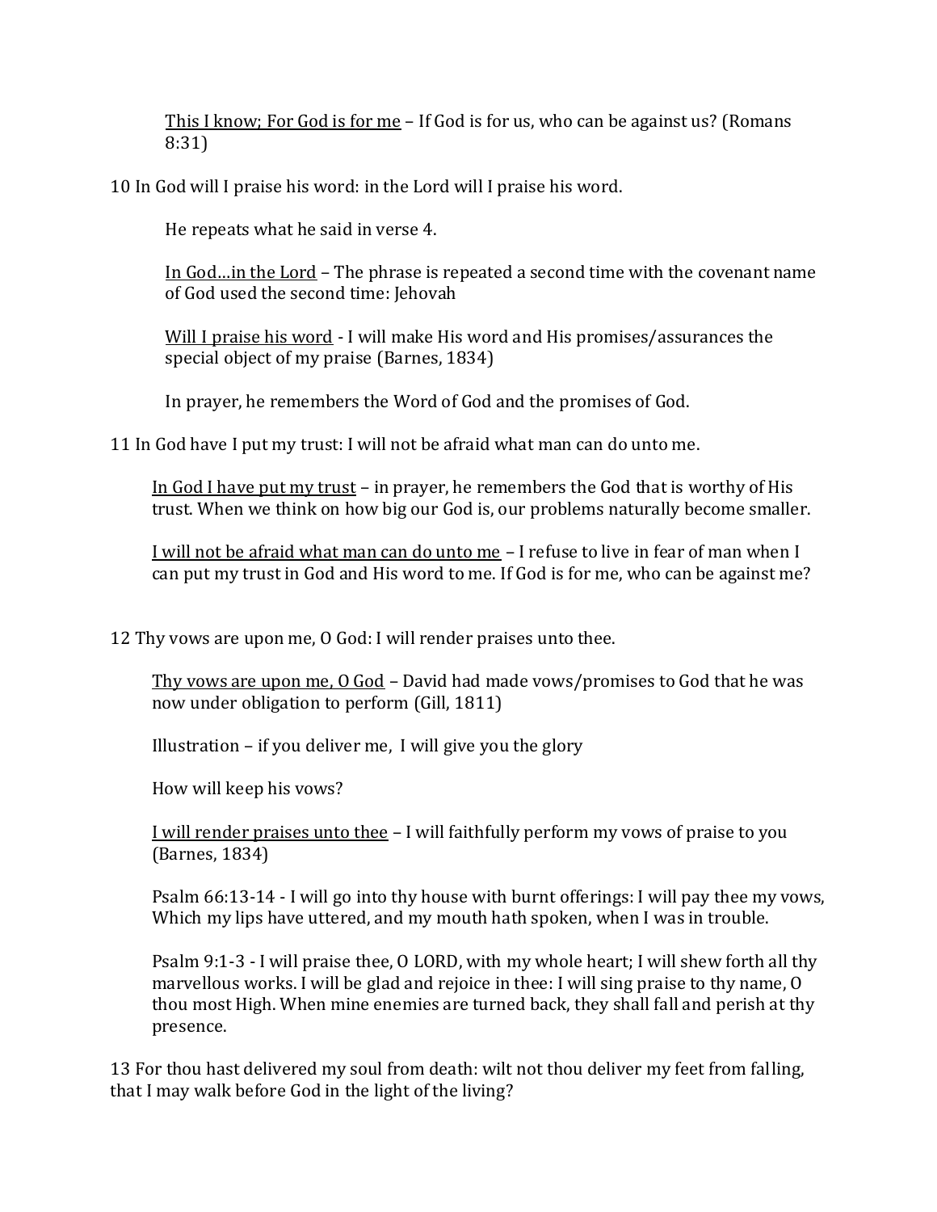<u>This I know; For God is for me</u> – If God is for us, who can be against us? (Romans 8:31)

10 In God will I praise his word: in the Lord will I praise his word.

He repeats what he said in verse 4.

<u>In God…in the Lord</u> – The phrase is repeated a second time with the covenant name of God used the second time: Jehovah

<u>Will I praise his word</u> - I will make His word and His promises/assurances the special object of my praise (Barnes, 1834)

In prayer, he remembers the Word of God and the promises of God.

11 In God have I put my trust: I will not be afraid what man can do unto me.

<u>In God I have put my trust</u> – in prayer, he remembers the God that is worthy of His trust. When we think on how big our God is, our problems naturally become smaller.

<u>I will not be afraid what man can do unto me</u> – I refuse to live in fear of man when I can put my trust in God and His word to me. If God is for me, who can be against me?

12 Thy vows are upon me, O God: I will render praises unto thee.

<u>Thy vows are upon me, O God</u> – David had made vows/promises to God that he was now under obligation to perform (Gill, 1811)

Illustration – if you deliver me, I will give you the glory

How will keep his vows?

<u>I will render praises unto thee</u> – I will faithfully perform my vows of praise to you (Barnes, 1834)

Psalm 66:13-14 - I will go into thy house with burnt offerings: I will pay thee my vows, Which my lips have uttered, and my mouth hath spoken, when I was in trouble.

Psalm 9:1-3 - I will praise thee, O LORD, with my whole heart; I will shew forth all thy marvellous works. I will be glad and rejoice in thee: I will sing praise to thy name, O thou most High. When mine enemies are turned back, they shall fall and perish at thy presence.

13 For thou hast delivered my soul from death: wilt not thou deliver my feet from falling, that I may walk before God in the light of the living?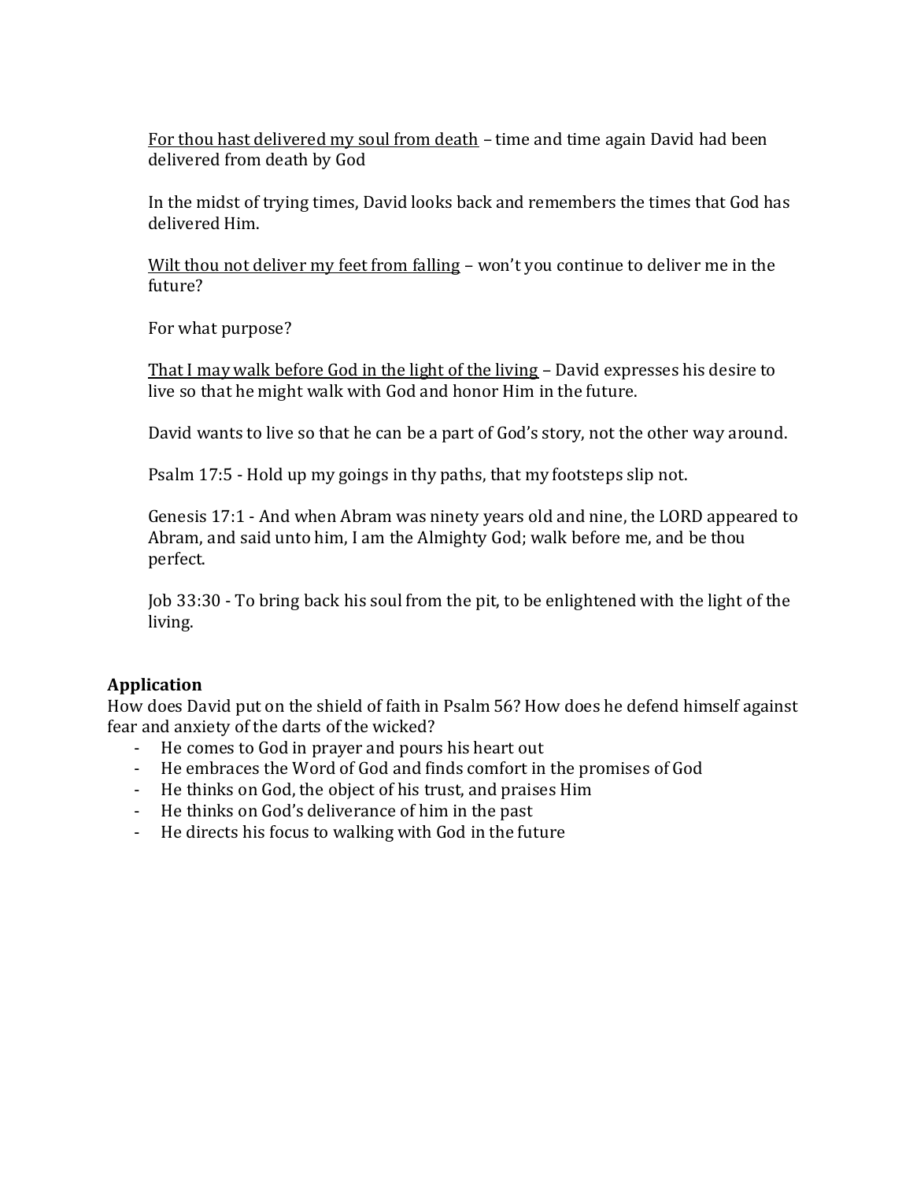<u>For thou hast delivered my soul from death</u> – time and time again David had been delivered from death by God

In the midst of trying times, David looks back and remembers the times that God has delivered Him.

<u>Wilt thou not deliver my feet from falling</u> – won't you continue to deliver me in the future?

For what purpose?

<u>That I may walk before God in the light of the living</u> – David expresses his desire to live so that he might walk with God and honor Him in the future.

David wants to live so that he can be a part of God's story, not the other way around.

Psalm 17:5 - Hold up my goings in thy paths, that my footsteps slip not.

Genesis 17:1 - And when Abram was ninety years old and nine, the LORD appeared to Abram, and said unto him, I am the Almighty God; walk before me, and be thou perfect.

Job 33:30 - To bring back his soul from the pit, to be enlightened with the light of the living.

**Application**

How does David put on the shield of faith in Psalm 56? How does he defend himself against fear and anxiety of the darts of the wicked?

- He comes to God in prayer and pours his heart out
- He embraces the Word of God and finds comfort in the promises of God
- He thinks on God, the object of his trust, and praises Him
- He thinks on God's deliverance of him in the past
- He directs his focus to walking with God in the future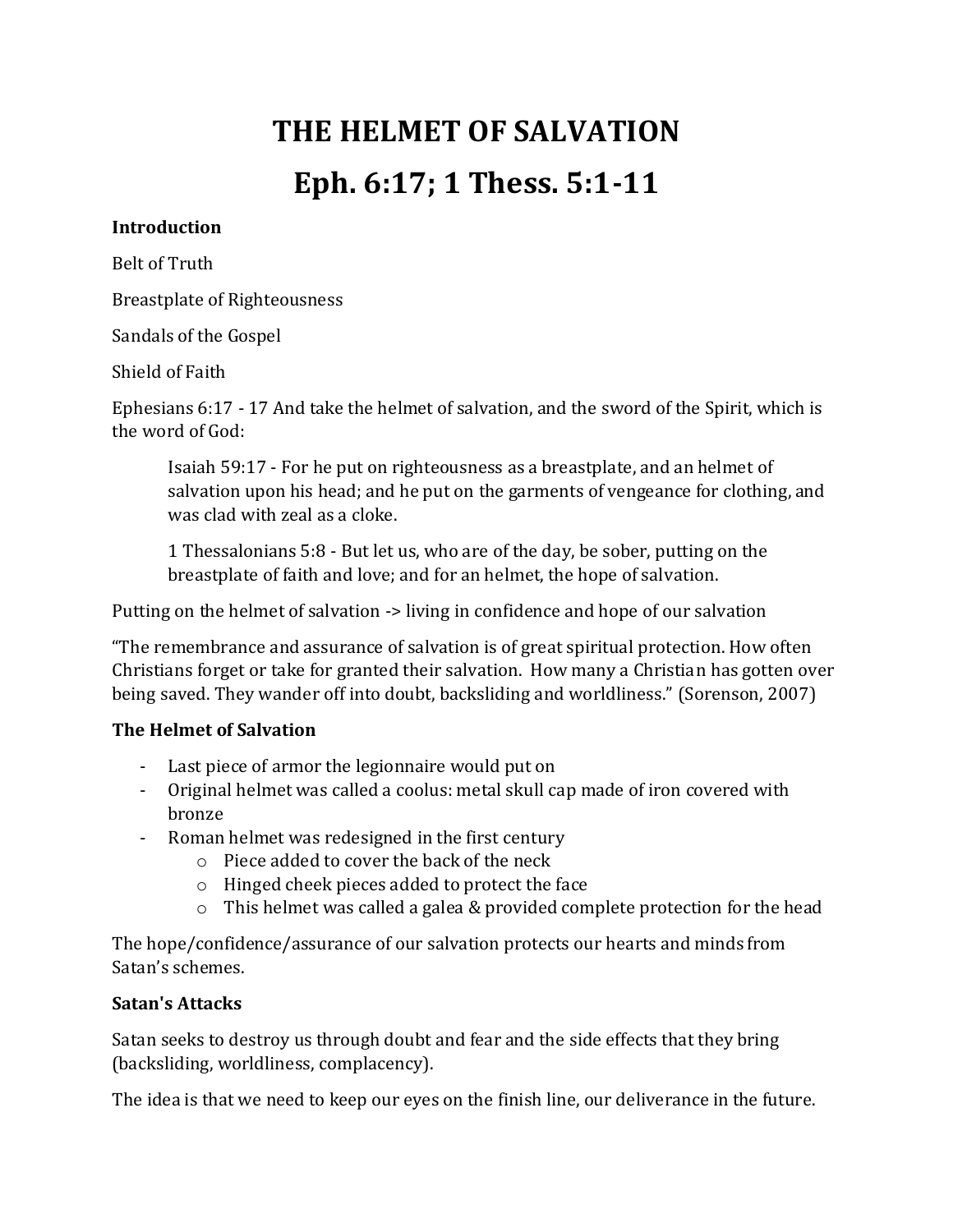# THE HELMET OF SALVATION

# Eph. 6:17; 1 Thess. 5:1-11

**Introduction**

Belt of Truth

Breastplate of Righteousness

Sandals of the Gospel

Shield of Faith

Ephesians 6:17 - 17 And take the helmet of salvation, and the sword of the Spirit, which is the word of God:

> Isaiah 59:17 - For he put on righteousness as a breastplate, and an helmet of salvation upon his head; and he put on the garments of vengeance for clothing, and was clad with zeal as a cloke.
>
> 1 Thessalonians 5:8 - But let us, who are of the day, be sober, putting on the breastplate of faith and love; and for an helmet, the hope of salvation.

Putting on the helmet of salvation -> living in confidence and hope of our salvation

"The remembrance and assurance of salvation is of great spiritual protection. How often Christians forget or take for granted their salvation. How many a Christian has gotten over being saved. They wander off into doubt, backsliding and worldliness." (Sorenson, 2007)

**The Helmet of Salvation**

- Last piece of armor the legionnaire would put on
- Original helmet was called a coolus: metal skull cap made of iron covered with bronze
- Roman helmet was redesigned in the first century
  - Piece added to cover the back of the neck
  - Hinged cheek pieces added to protect the face
  - This helmet was called a galea & provided complete protection for the head

The hope/confidence/assurance of our salvation protects our hearts and minds from Satan's schemes.

**Satan's Attacks**

Satan seeks to destroy us through doubt and fear and the side effects that they bring (backsliding, worldliness, complacency).

The idea is that we need to keep our eyes on the finish line, our deliverance in the future.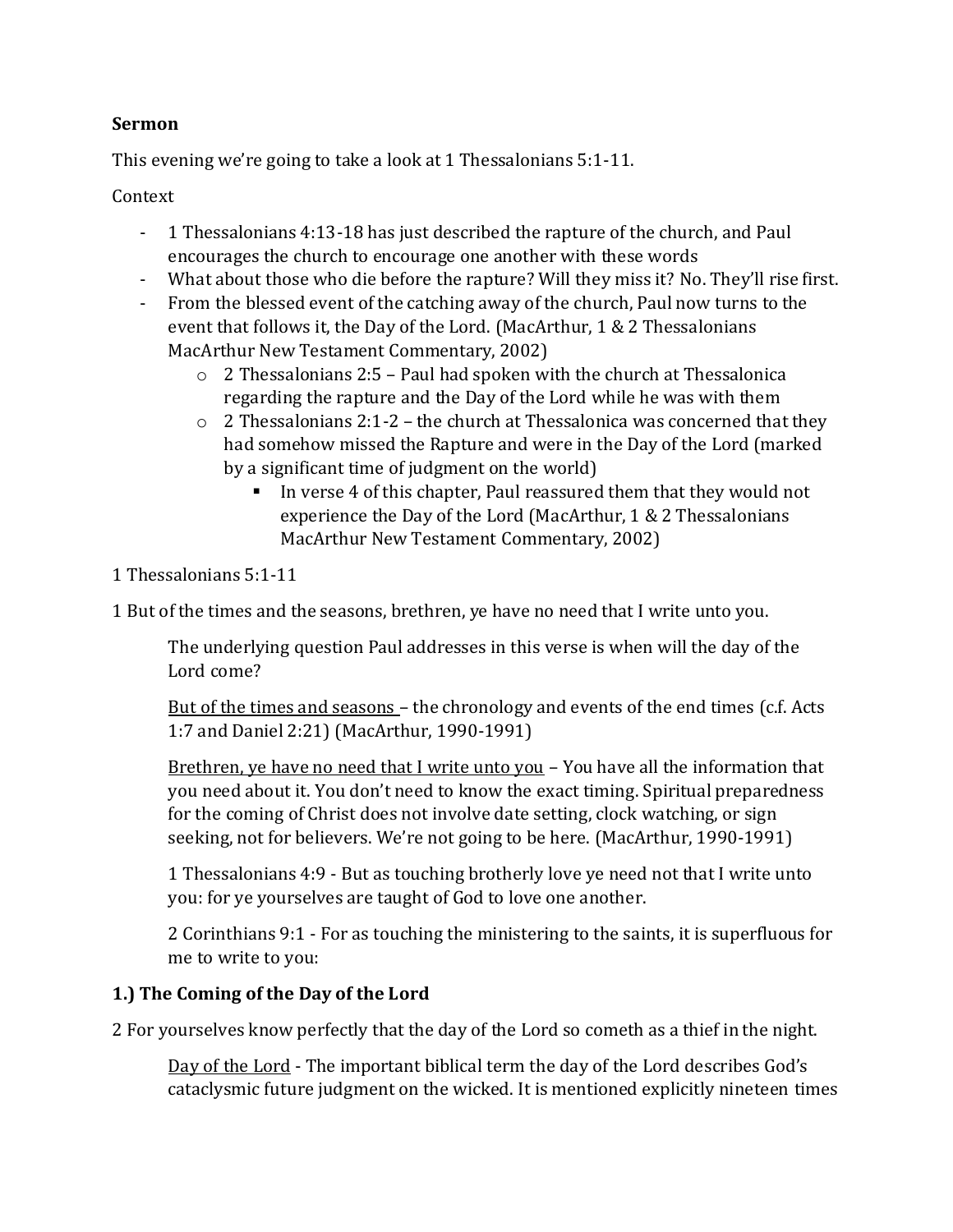**Sermon**

This evening we're going to take a look at 1 Thessalonians 5:1-11.

Context

- 1 Thessalonians 4:13-18 has just described the rapture of the church, and Paul encourages the church to encourage one another with these words
- What about those who die before the rapture? Will they miss it? No. They'll rise first.
- From the blessed event of the catching away of the church, Paul now turns to the event that follows it, the Day of the Lord. (MacArthur, 1 & 2 Thessalonians MacArthur New Testament Commentary, 2002)
    - 2 Thessalonians 2:5 – Paul had spoken with the church at Thessalonica regarding the rapture and the Day of the Lord while he was with them
    - 2 Thessalonians 2:1-2 – the church at Thessalonica was concerned that they had somehow missed the Rapture and were in the Day of the Lord (marked by a significant time of judgment on the world)
        - In verse 4 of this chapter, Paul reassured them that they would not experience the Day of the Lord (MacArthur, 1 & 2 Thessalonians MacArthur New Testament Commentary, 2002)

1 Thessalonians 5:1-11

1 But of the times and the seasons, brethren, ye have no need that I write unto you.

> The underlying question Paul addresses in this verse is when will the day of the Lord come?
>
> <u>But of the times and seasons</u> – the chronology and events of the end times (c.f. Acts 1:7 and Daniel 2:21) (MacArthur, 1990-1991)
>
> <u>Brethren, ye have no need that I write unto you</u> – You have all the information that you need about it. You don't need to know the exact timing. Spiritual preparedness for the coming of Christ does not involve date setting, clock watching, or sign seeking, not for believers. We're not going to be here. (MacArthur, 1990-1991)
>
> 1 Thessalonians 4:9 - But as touching brotherly love ye need not that I write unto you: for ye yourselves are taught of God to love one another.
>
> 2 Corinthians 9:1 - For as touching the ministering to the saints, it is superfluous for me to write to you:

**1.) The Coming of the Day of the Lord**

2 For yourselves know perfectly that the day of the Lord so cometh as a thief in the night.

> <u>Day of the Lord</u> - The important biblical term the day of the Lord describes God's cataclysmic future judgment on the wicked. It is mentioned explicitly nineteen times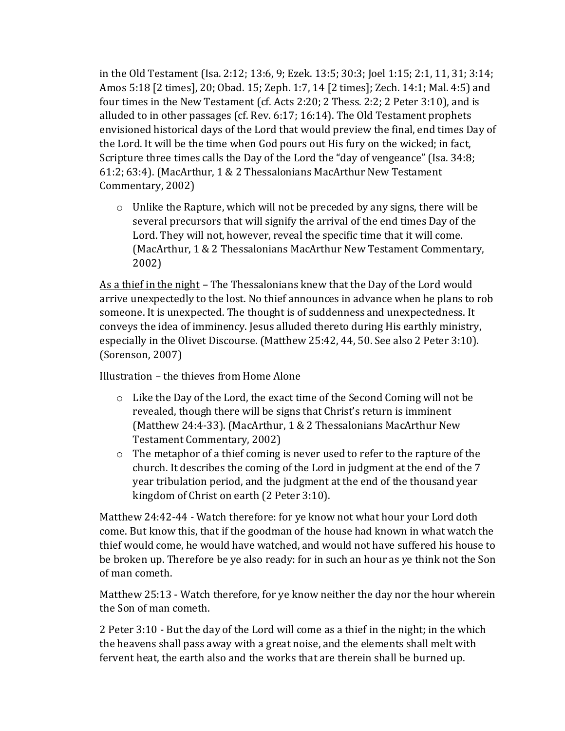in the Old Testament (Isa. 2:12; 13:6, 9; Ezek. 13:5; 30:3; Joel 1:15; 2:1, 11, 31; 3:14; Amos 5:18 [2 times], 20; Obad. 15; Zeph. 1:7, 14 [2 times]; Zech. 14:1; Mal. 4:5) and four times in the New Testament (cf. Acts 2:20; 2 Thess. 2:2; 2 Peter 3:10), and is alluded to in other passages (cf. Rev. 6:17; 16:14). The Old Testament prophets envisioned historical days of the Lord that would preview the final, end times Day of the Lord. It will be the time when God pours out His fury on the wicked; in fact, Scripture three times calls the Day of the Lord the "day of vengeance" (Isa. 34:8; 61:2; 63:4). (MacArthur, 1 & 2 Thessalonians MacArthur New Testament Commentary, 2002)

- Unlike the Rapture, which will not be preceded by any signs, there will be several precursors that will signify the arrival of the end times Day of the Lord. They will not, however, reveal the specific time that it will come. (MacArthur, 1 & 2 Thessalonians MacArthur New Testament Commentary, 2002)

<u>As a thief in the night</u> – The Thessalonians knew that the Day of the Lord would arrive unexpectedly to the lost. No thief announces in advance when he plans to rob someone. It is unexpected. The thought is of suddenness and unexpectedness. It conveys the idea of imminency. Jesus alluded thereto during His earthly ministry, especially in the Olivet Discourse. (Matthew 25:42, 44, 50. See also 2 Peter 3:10). (Sorenson, 2007)

Illustration – the thieves from Home Alone

- Like the Day of the Lord, the exact time of the Second Coming will not be revealed, though there will be signs that Christ's return is imminent (Matthew 24:4-33). (MacArthur, 1 & 2 Thessalonians MacArthur New Testament Commentary, 2002)
- The metaphor of a thief coming is never used to refer to the rapture of the church. It describes the coming of the Lord in judgment at the end of the 7 year tribulation period, and the judgment at the end of the thousand year kingdom of Christ on earth (2 Peter 3:10).

Matthew 24:42-44 - Watch therefore: for ye know not what hour your Lord doth come. But know this, that if the goodman of the house had known in what watch the thief would come, he would have watched, and would not have suffered his house to be broken up. Therefore be ye also ready: for in such an hour as ye think not the Son of man cometh.

Matthew 25:13 - Watch therefore, for ye know neither the day nor the hour wherein the Son of man cometh.

2 Peter 3:10 - But the day of the Lord will come as a thief in the night; in the which the heavens shall pass away with a great noise, and the elements shall melt with fervent heat, the earth also and the works that are therein shall be burned up.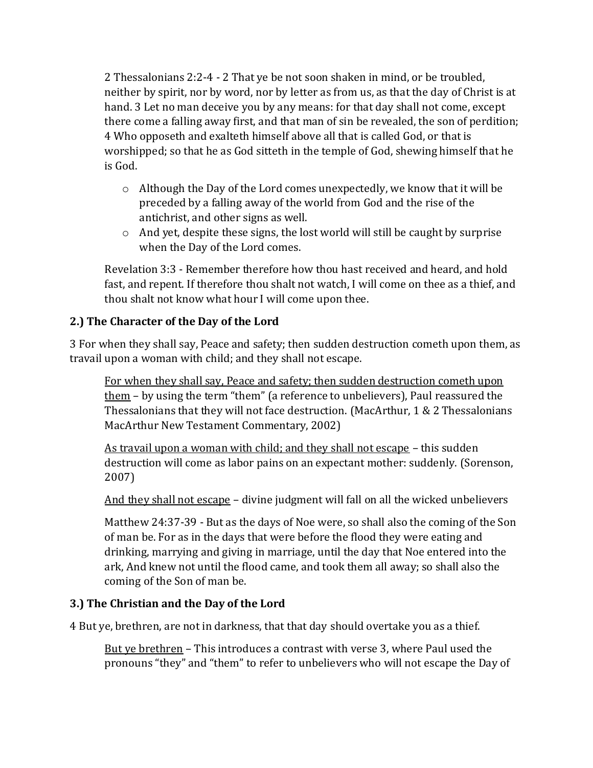2 Thessalonians 2:2-4 - 2 That ye be not soon shaken in mind, or be troubled, neither by spirit, nor by word, nor by letter as from us, as that the day of Christ is at hand. 3 Let no man deceive you by any means: for that day shall not come, except there come a falling away first, and that man of sin be revealed, the son of perdition; 4 Who opposeth and exalteth himself above all that is called God, or that is worshipped; so that he as God sitteth in the temple of God, shewing himself that he is God.

- Although the Day of the Lord comes unexpectedly, we know that it will be preceded by a falling away of the world from God and the rise of the antichrist, and other signs as well.
- And yet, despite these signs, the lost world will still be caught by surprise when the Day of the Lord comes.

Revelation 3:3 - Remember therefore how thou hast received and heard, and hold fast, and repent. If therefore thou shalt not watch, I will come on thee as a thief, and thou shalt not know what hour I will come upon thee.

**2.) The Character of the Day of the Lord**

3 For when they shall say, Peace and safety; then sudden destruction cometh upon them, as travail upon a woman with child; and they shall not escape.

<u>For when they shall say, Peace and safety; then sudden destruction cometh upon them</u> – by using the term “them” (a reference to unbelievers), Paul reassured the Thessalonians that they will not face destruction. (MacArthur, 1 & 2 Thessalonians MacArthur New Testament Commentary, 2002)

<u>As travail upon a woman with child; and they shall not escape</u> – this sudden destruction will come as labor pains on an expectant mother: suddenly. (Sorenson, 2007)

<u>And they shall not escape</u> – divine judgment will fall on all the wicked unbelievers

Matthew 24:37-39 - But as the days of Noe were, so shall also the coming of the Son of man be. For as in the days that were before the flood they were eating and drinking, marrying and giving in marriage, until the day that Noe entered into the ark, And knew not until the flood came, and took them all away; so shall also the coming of the Son of man be.

**3.) The Christian and the Day of the Lord**

4 But ye, brethren, are not in darkness, that that day should overtake you as a thief.

<u>But ye brethren</u> – This introduces a contrast with verse 3, where Paul used the pronouns “they” and “them” to refer to unbelievers who will not escape the Day of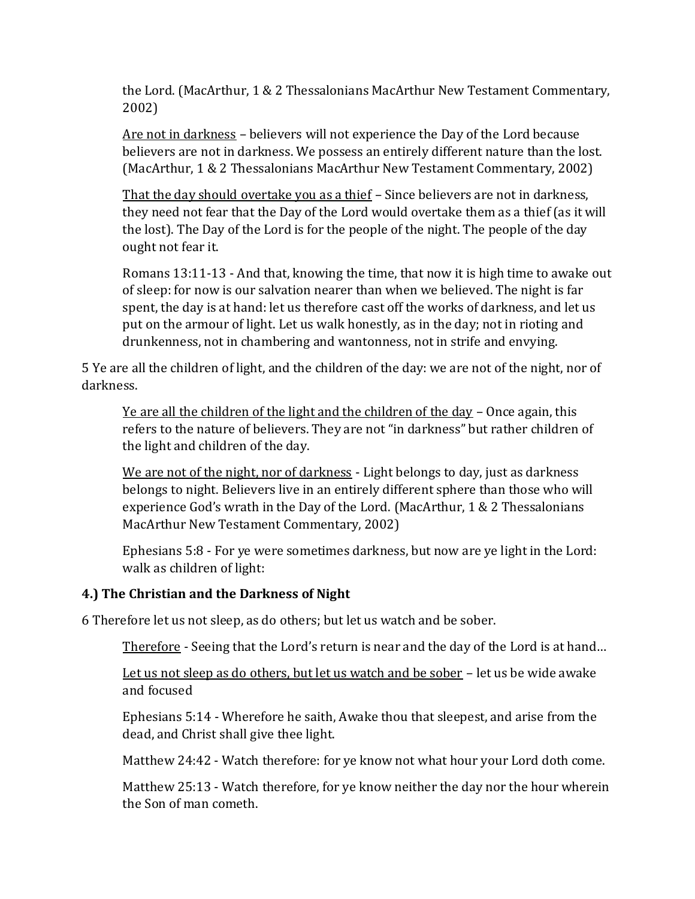the Lord. (MacArthur, 1 & 2 Thessalonians MacArthur New Testament Commentary, 2002)

<u>Are not in darkness</u> – believers will not experience the Day of the Lord because believers are not in darkness. We possess an entirely different nature than the lost. (MacArthur, 1 & 2 Thessalonians MacArthur New Testament Commentary, 2002)

<u>That the day should overtake you as a thief</u> – Since believers are not in darkness, they need not fear that the Day of the Lord would overtake them as a thief (as it will the lost). The Day of the Lord is for the people of the night. The people of the day ought not fear it.

Romans 13:11-13 - And that, knowing the time, that now it is high time to awake out of sleep: for now is our salvation nearer than when we believed. The night is far spent, the day is at hand: let us therefore cast off the works of darkness, and let us put on the armour of light. Let us walk honestly, as in the day; not in rioting and drunkenness, not in chambering and wantonness, not in strife and envying.

5 Ye are all the children of light, and the children of the day: we are not of the night, nor of darkness.

<u>Ye are all the children of the light and the children of the day</u> – Once again, this refers to the nature of believers. They are not "in darkness" but rather children of the light and children of the day.

<u>We are not of the night, nor of darkness</u> - Light belongs to day, just as darkness belongs to night. Believers live in an entirely different sphere than those who will experience God's wrath in the Day of the Lord. (MacArthur, 1 & 2 Thessalonians MacArthur New Testament Commentary, 2002)

Ephesians 5:8 - For ye were sometimes darkness, but now are ye light in the Lord: walk as children of light:

**4.) The Christian and the Darkness of Night**

6 Therefore let us not sleep, as do others; but let us watch and be sober.

<u>Therefore</u> - Seeing that the Lord's return is near and the day of the Lord is at hand…

<u>Let us not sleep as do others, but let us watch and be sober</u> – let us be wide awake and focused

Ephesians 5:14 - Wherefore he saith, Awake thou that sleepest, and arise from the dead, and Christ shall give thee light.

Matthew 24:42 - Watch therefore: for ye know not what hour your Lord doth come.

Matthew 25:13 - Watch therefore, for ye know neither the day nor the hour wherein the Son of man cometh.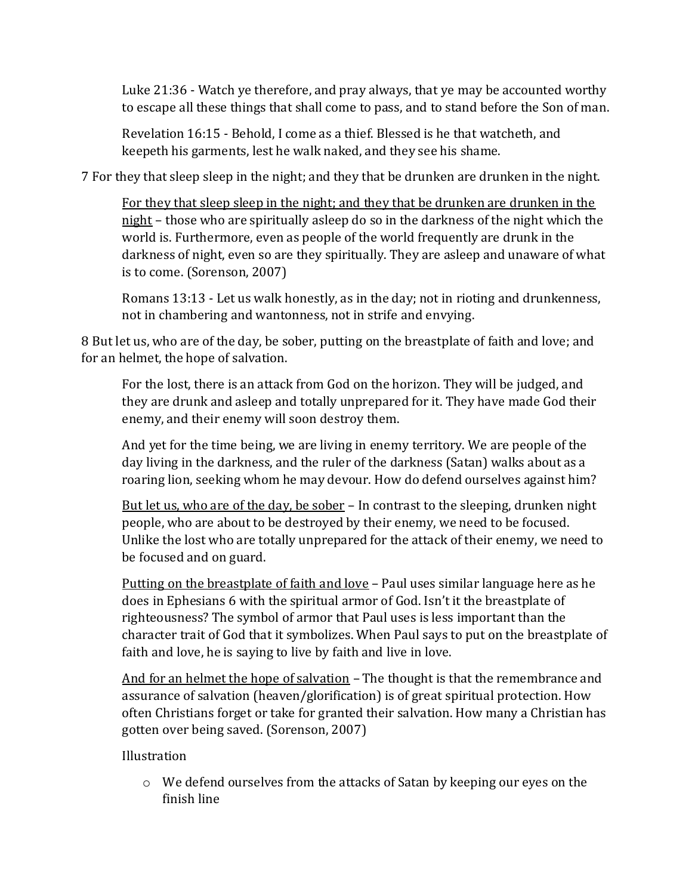Luke 21:36 - Watch ye therefore, and pray always, that ye may be accounted worthy to escape all these things that shall come to pass, and to stand before the Son of man.

Revelation 16:15 - Behold, I come as a thief. Blessed is he that watcheth, and keepeth his garments, lest he walk naked, and they see his shame.

7 For they that sleep sleep in the night; and they that be drunken are drunken in the night.

<u>For they that sleep sleep in the night; and they that be drunken are drunken in the night</u> – those who are spiritually asleep do so in the darkness of the night which the world is. Furthermore, even as people of the world frequently are drunk in the darkness of night, even so are they spiritually. They are asleep and unaware of what is to come. (Sorenson, 2007)

Romans 13:13 - Let us walk honestly, as in the day; not in rioting and drunkenness, not in chambering and wantonness, not in strife and envying.

8 But let us, who are of the day, be sober, putting on the breastplate of faith and love; and for an helmet, the hope of salvation.

For the lost, there is an attack from God on the horizon. They will be judged, and they are drunk and asleep and totally unprepared for it. They have made God their enemy, and their enemy will soon destroy them.

And yet for the time being, we are living in enemy territory. We are people of the day living in the darkness, and the ruler of the darkness (Satan) walks about as a roaring lion, seeking whom he may devour. How do defend ourselves against him?

<u>But let us, who are of the day, be sober</u> – In contrast to the sleeping, drunken night people, who are about to be destroyed by their enemy, we need to be focused. Unlike the lost who are totally unprepared for the attack of their enemy, we need to be focused and on guard.

<u>Putting on the breastplate of faith and love</u> – Paul uses similar language here as he does in Ephesians 6 with the spiritual armor of God. Isn't it the breastplate of righteousness? The symbol of armor that Paul uses is less important than the character trait of God that it symbolizes. When Paul says to put on the breastplate of faith and love, he is saying to live by faith and live in love.

<u>And for an helmet the hope of salvation</u> – The thought is that the remembrance and assurance of salvation (heaven/glorification) is of great spiritual protection. How often Christians forget or take for granted their salvation. How many a Christian has gotten over being saved. (Sorenson, 2007)

Illustration

- We defend ourselves from the attacks of Satan by keeping our eyes on the finish line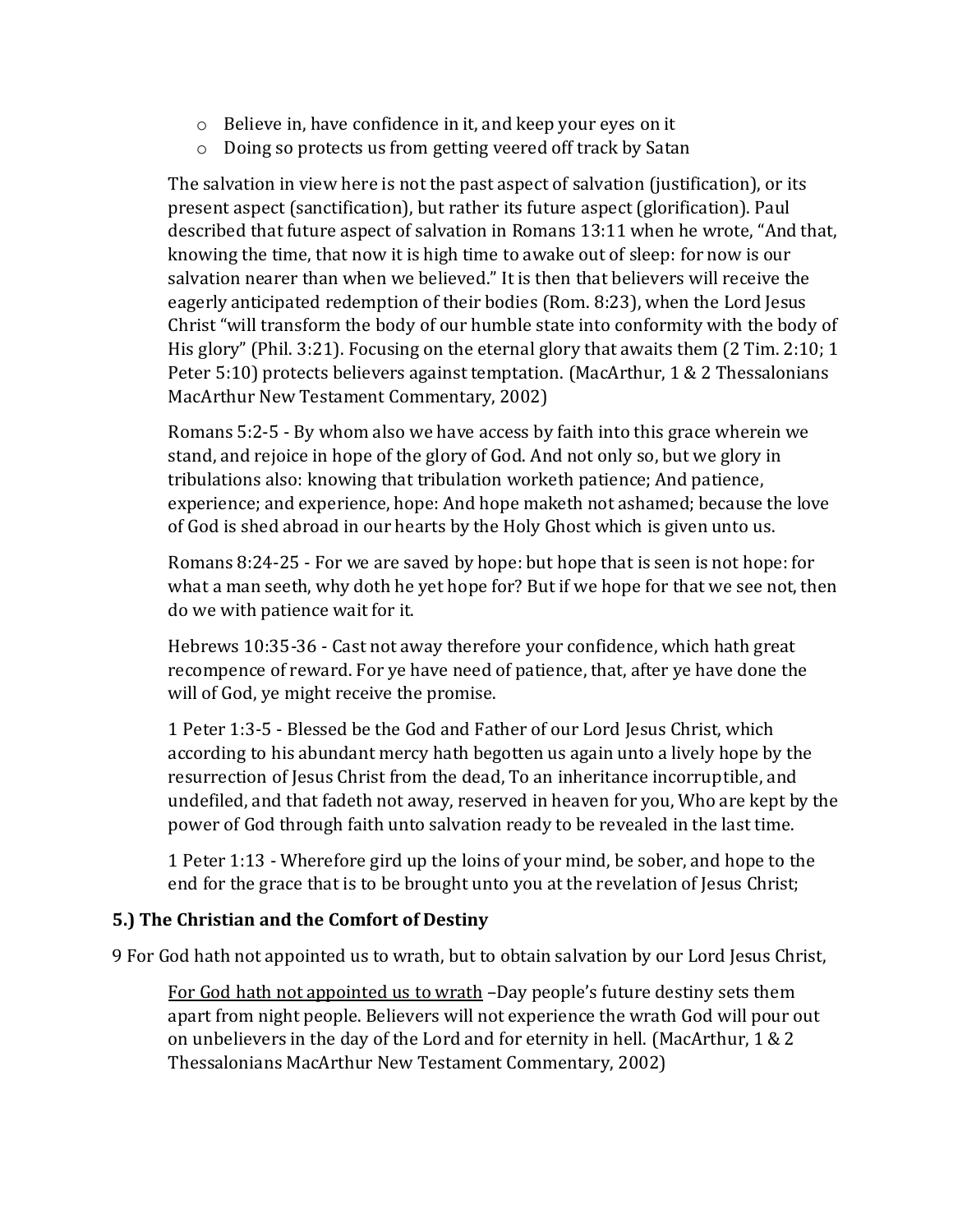- Believe in, have confidence in it, and keep your eyes on it
- Doing so protects us from getting veered off track by Satan

The salvation in view here is not the past aspect of salvation (justification), or its present aspect (sanctification), but rather its future aspect (glorification). Paul described that future aspect of salvation in Romans 13:11 when he wrote, "And that, knowing the time, that now it is high time to awake out of sleep: for now is our salvation nearer than when we believed." It is then that believers will receive the eagerly anticipated redemption of their bodies (Rom. 8:23), when the Lord Jesus Christ "will transform the body of our humble state into conformity with the body of His glory" (Phil. 3:21). Focusing on the eternal glory that awaits them (2 Tim. 2:10; 1 Peter 5:10) protects believers against temptation. (MacArthur, 1 & 2 Thessalonians MacArthur New Testament Commentary, 2002)

Romans 5:2-5 - By whom also we have access by faith into this grace wherein we stand, and rejoice in hope of the glory of God. And not only so, but we glory in tribulations also: knowing that tribulation worketh patience; And patience, experience; and experience, hope: And hope maketh not ashamed; because the love of God is shed abroad in our hearts by the Holy Ghost which is given unto us.

Romans 8:24-25 - For we are saved by hope: but hope that is seen is not hope: for what a man seeth, why doth he yet hope for? But if we hope for that we see not, then do we with patience wait for it.

Hebrews 10:35-36 - Cast not away therefore your confidence, which hath great recompence of reward. For ye have need of patience, that, after ye have done the will of God, ye might receive the promise.

1 Peter 1:3-5 - Blessed be the God and Father of our Lord Jesus Christ, which according to his abundant mercy hath begotten us again unto a lively hope by the resurrection of Jesus Christ from the dead, To an inheritance incorruptible, and undefiled, and that fadeth not away, reserved in heaven for you, Who are kept by the power of God through faith unto salvation ready to be revealed in the last time.

1 Peter 1:13 - Wherefore gird up the loins of your mind, be sober, and hope to the end for the grace that is to be brought unto you at the revelation of Jesus Christ;

**5.) The Christian and the Comfort of Destiny**

9 For God hath not appointed us to wrath, but to obtain salvation by our Lord Jesus Christ,

<u>For God hath not appointed us to wrath</u> –Day people's future destiny sets them apart from night people. Believers will not experience the wrath God will pour out on unbelievers in the day of the Lord and for eternity in hell. (MacArthur, 1 & 2 Thessalonians MacArthur New Testament Commentary, 2002)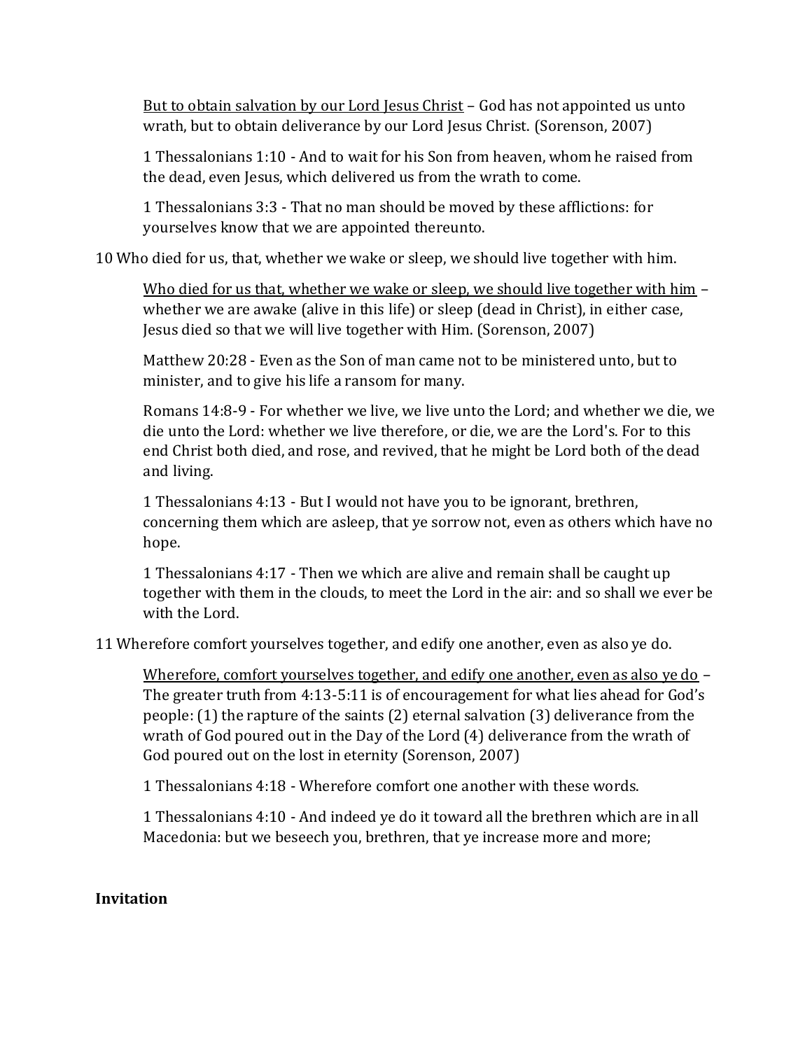But to obtain salvation by our Lord Jesus Christ – God has not appointed us unto wrath, but to obtain deliverance by our Lord Jesus Christ. (Sorenson, 2007)

1 Thessalonians 1:10 - And to wait for his Son from heaven, whom he raised from the dead, even Jesus, which delivered us from the wrath to come.

1 Thessalonians 3:3 - That no man should be moved by these afflictions: for yourselves know that we are appointed thereunto.

10 Who died for us, that, whether we wake or sleep, we should live together with him.

Who died for us that, whether we wake or sleep, we should live together with him – whether we are awake (alive in this life) or sleep (dead in Christ), in either case, Jesus died so that we will live together with Him. (Sorenson, 2007)

Matthew 20:28 - Even as the Son of man came not to be ministered unto, but to minister, and to give his life a ransom for many.

Romans 14:8-9 - For whether we live, we live unto the Lord; and whether we die, we die unto the Lord: whether we live therefore, or die, we are the Lord's. For to this end Christ both died, and rose, and revived, that he might be Lord both of the dead and living.

1 Thessalonians 4:13 - But I would not have you to be ignorant, brethren, concerning them which are asleep, that ye sorrow not, even as others which have no hope.

1 Thessalonians 4:17 - Then we which are alive and remain shall be caught up together with them in the clouds, to meet the Lord in the air: and so shall we ever be with the Lord.

11 Wherefore comfort yourselves together, and edify one another, even as also ye do.

Wherefore, comfort yourselves together, and edify one another, even as also ye do – The greater truth from 4:13-5:11 is of encouragement for what lies ahead for God's people: (1) the rapture of the saints (2) eternal salvation (3) deliverance from the wrath of God poured out in the Day of the Lord (4) deliverance from the wrath of God poured out on the lost in eternity (Sorenson, 2007)

1 Thessalonians 4:18 - Wherefore comfort one another with these words.

1 Thessalonians 4:10 - And indeed ye do it toward all the brethren which are in all Macedonia: but we beseech you, brethren, that ye increase more and more;

**Invitation**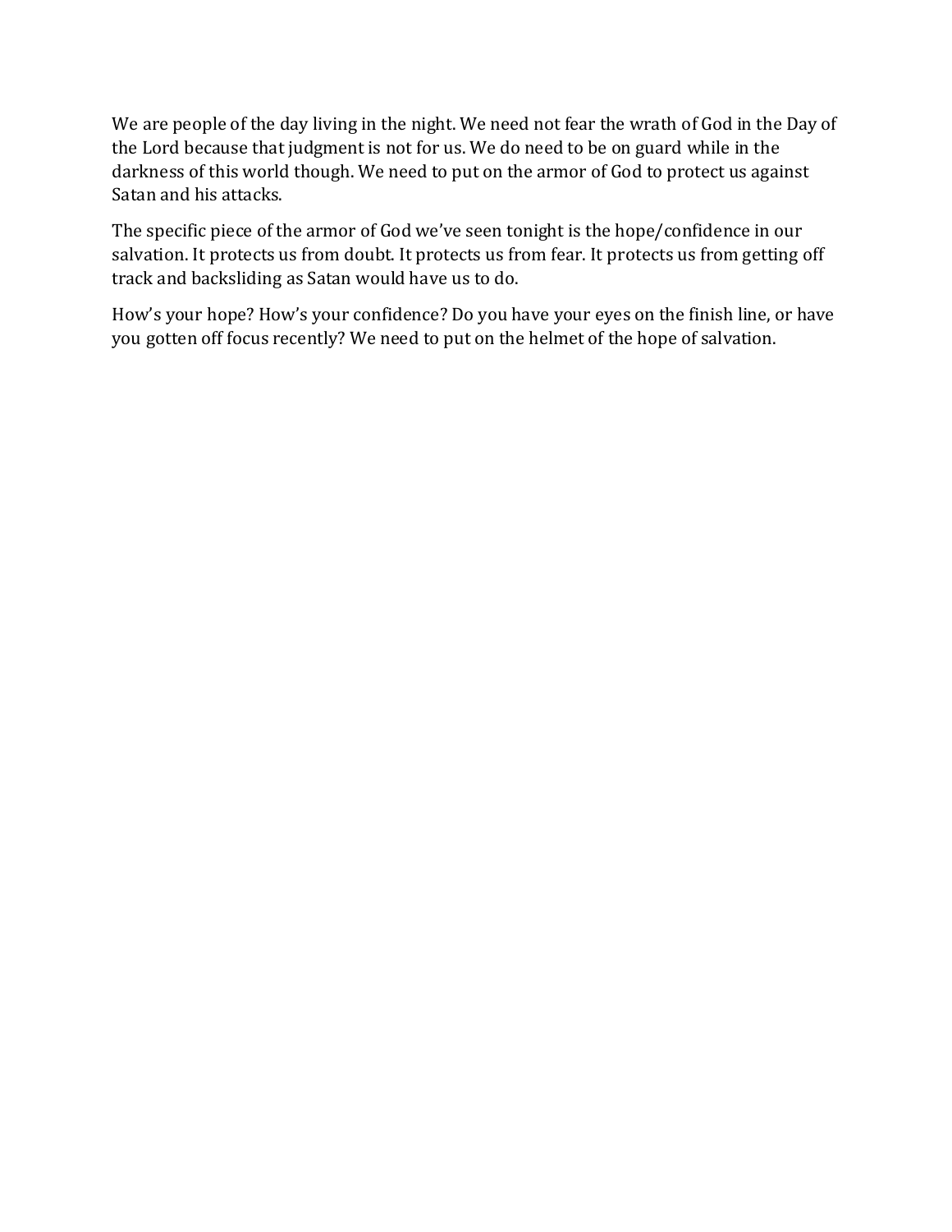We are people of the day living in the night. We need not fear the wrath of God in the Day of the Lord because that judgment is not for us. We do need to be on guard while in the darkness of this world though. We need to put on the armor of God to protect us against Satan and his attacks.

The specific piece of the armor of God we've seen tonight is the hope/confidence in our salvation. It protects us from doubt. It protects us from fear. It protects us from getting off track and backsliding as Satan would have us to do.

How's your hope? How's your confidence? Do you have your eyes on the finish line, or have you gotten off focus recently? We need to put on the helmet of the hope of salvation.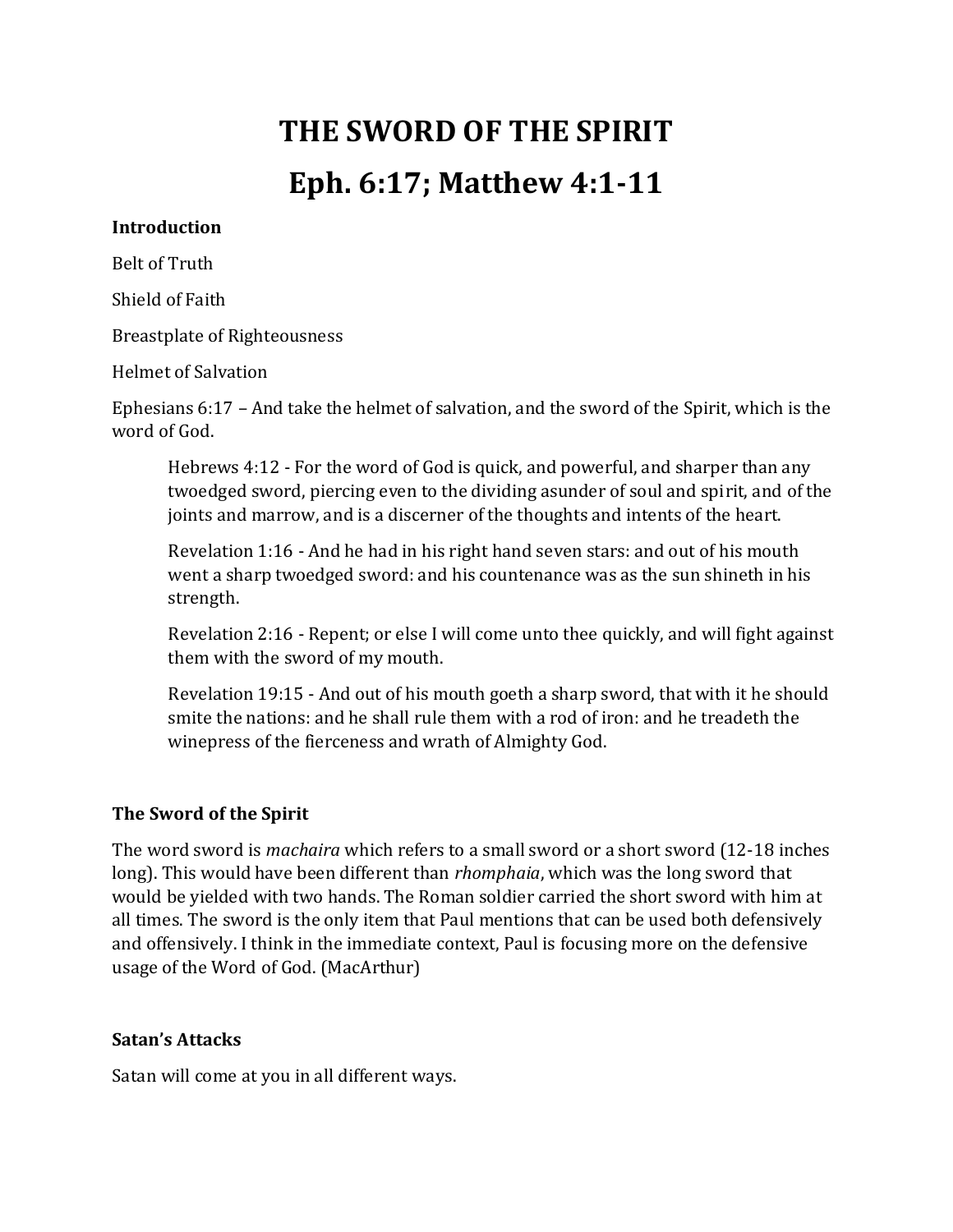# THE SWORD OF THE SPIRIT

# Eph. 6:17; Matthew 4:1-11

**Introduction**

Belt of Truth

Shield of Faith

Breastplate of Righteousness

Helmet of Salvation

Ephesians 6:17 – And take the helmet of salvation, and the sword of the Spirit, which is the word of God.

> Hebrews 4:12 - For the word of God is quick, and powerful, and sharper than any twoedged sword, piercing even to the dividing asunder of soul and spirit, and of the joints and marrow, and is a discerner of the thoughts and intents of the heart.
>
> Revelation 1:16 - And he had in his right hand seven stars: and out of his mouth went a sharp twoedged sword: and his countenance was as the sun shineth in his strength.
>
> Revelation 2:16 - Repent; or else I will come unto thee quickly, and will fight against them with the sword of my mouth.
>
> Revelation 19:15 - And out of his mouth goeth a sharp sword, that with it he should smite the nations: and he shall rule them with a rod of iron: and he treadeth the winepress of the fierceness and wrath of Almighty God.

**The Sword of the Spirit**

The word sword is *machaira* which refers to a small sword or a short sword (12-18 inches long). This would have been different than *rhomphaia*, which was the long sword that would be yielded with two hands. The Roman soldier carried the short sword with him at all times. The sword is the only item that Paul mentions that can be used both defensively and offensively. I think in the immediate context, Paul is focusing more on the defensive usage of the Word of God. (MacArthur)

**Satan's Attacks**

Satan will come at you in all different ways.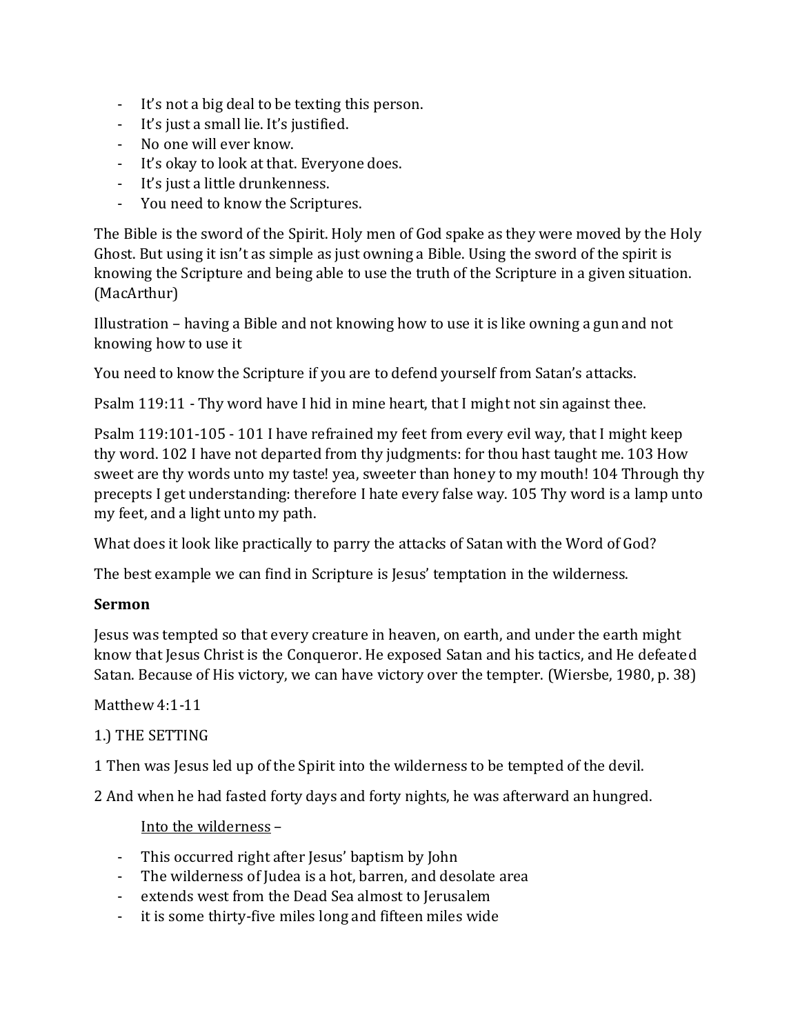- It's not a big deal to be texting this person.
- It's just a small lie. It's justified.
- No one will ever know.
- It's okay to look at that. Everyone does.
- It's just a little drunkenness.
- You need to know the Scriptures.

The Bible is the sword of the Spirit. Holy men of God spake as they were moved by the Holy Ghost. But using it isn't as simple as just owning a Bible. Using the sword of the spirit is knowing the Scripture and being able to use the truth of the Scripture in a given situation. (MacArthur)

Illustration – having a Bible and not knowing how to use it is like owning a gun and not knowing how to use it

You need to know the Scripture if you are to defend yourself from Satan's attacks.

Psalm 119:11 - Thy word have I hid in mine heart, that I might not sin against thee.

Psalm 119:101-105 - 101 I have refrained my feet from every evil way, that I might keep thy word. 102 I have not departed from thy judgments: for thou hast taught me. 103 How sweet are thy words unto my taste! yea, sweeter than honey to my mouth! 104 Through thy precepts I get understanding: therefore I hate every false way. 105 Thy word is a lamp unto my feet, and a light unto my path.

What does it look like practically to parry the attacks of Satan with the Word of God?

The best example we can find in Scripture is Jesus' temptation in the wilderness.

**Sermon**

Jesus was tempted so that every creature in heaven, on earth, and under the earth might know that Jesus Christ is the Conqueror. He exposed Satan and his tactics, and He defeated Satan. Because of His victory, we can have victory over the tempter. (Wiersbe, 1980, p. 38)

Matthew 4:1-11

1.) THE SETTING

1 Then was Jesus led up of the Spirit into the wilderness to be tempted of the devil.

2 And when he had fasted forty days and forty nights, he was afterward an hungred.

<u>Into the wilderness</u> –

- This occurred right after Jesus' baptism by John
- The wilderness of Judea is a hot, barren, and desolate area
- extends west from the Dead Sea almost to Jerusalem
- it is some thirty-five miles long and fifteen miles wide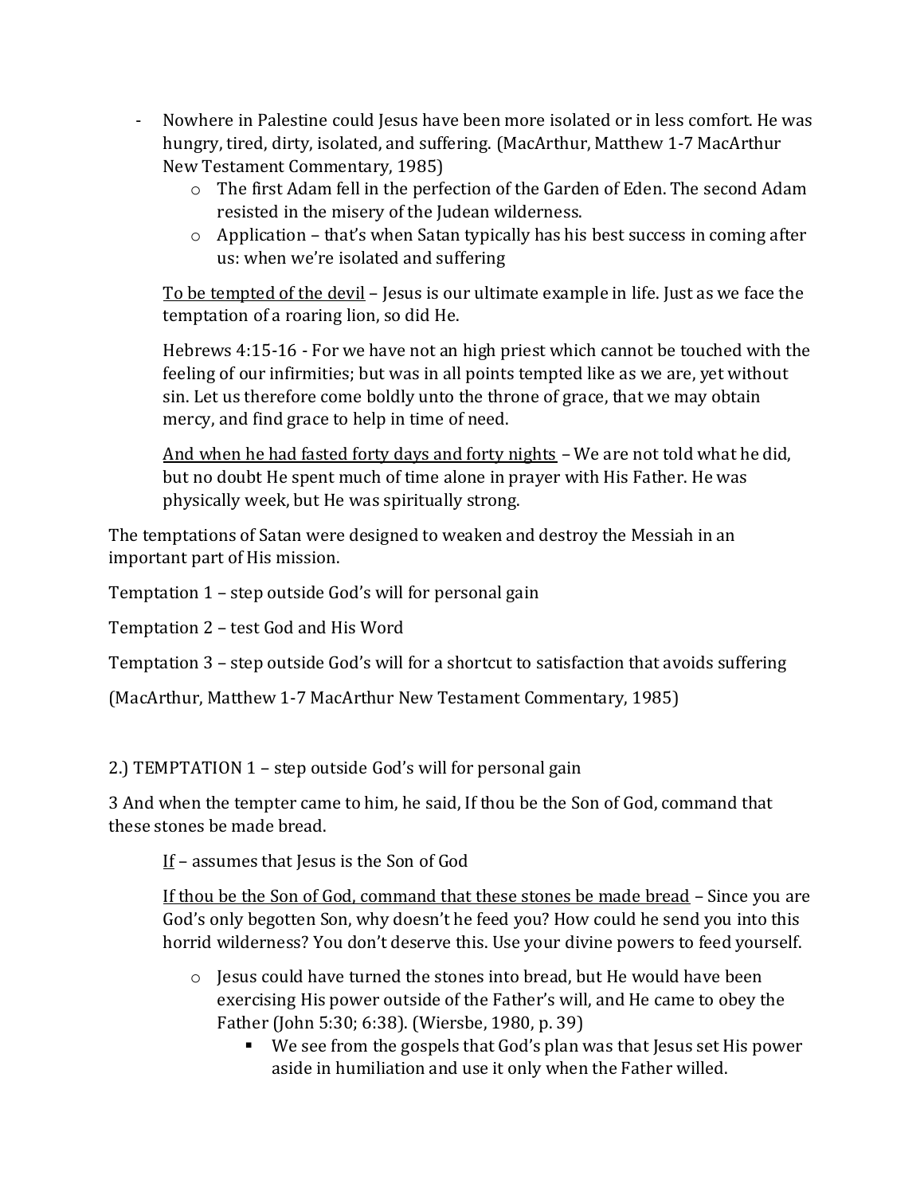- Nowhere in Palestine could Jesus have been more isolated or in less comfort. He was hungry, tired, dirty, isolated, and suffering. (MacArthur, Matthew 1-7 MacArthur New Testament Commentary, 1985)
    - The first Adam fell in the perfection of the Garden of Eden. The second Adam resisted in the misery of the Judean wilderness.
    - Application – that's when Satan typically has his best success in coming after us: when we're isolated and suffering

<u>To be tempted of the devil</u> – Jesus is our ultimate example in life. Just as we face the temptation of a roaring lion, so did He.

Hebrews 4:15-16 - For we have not an high priest which cannot be touched with the feeling of our infirmities; but was in all points tempted like as we are, yet without sin. Let us therefore come boldly unto the throne of grace, that we may obtain mercy, and find grace to help in time of need.

<u>And when he had fasted forty days and forty nights</u> – We are not told what he did, but no doubt He spent much of time alone in prayer with His Father. He was physically week, but He was spiritually strong.

The temptations of Satan were designed to weaken and destroy the Messiah in an important part of His mission.

Temptation 1 – step outside God's will for personal gain

Temptation 2 – test God and His Word

Temptation 3 – step outside God's will for a shortcut to satisfaction that avoids suffering

(MacArthur, Matthew 1-7 MacArthur New Testament Commentary, 1985)

2.) TEMPTATION 1 – step outside God's will for personal gain

3 And when the tempter came to him, he said, If thou be the Son of God, command that these stones be made bread.

<u>If</u> – assumes that Jesus is the Son of God

<u>If thou be the Son of God, command that these stones be made bread</u> – Since you are God's only begotten Son, why doesn't he feed you? How could he send you into this horrid wilderness? You don't deserve this. Use your divine powers to feed yourself.

- Jesus could have turned the stones into bread, but He would have been exercising His power outside of the Father's will, and He came to obey the Father (John 5:30; 6:38). (Wiersbe, 1980, p. 39)
    - We see from the gospels that God's plan was that Jesus set His power aside in humiliation and use it only when the Father willed.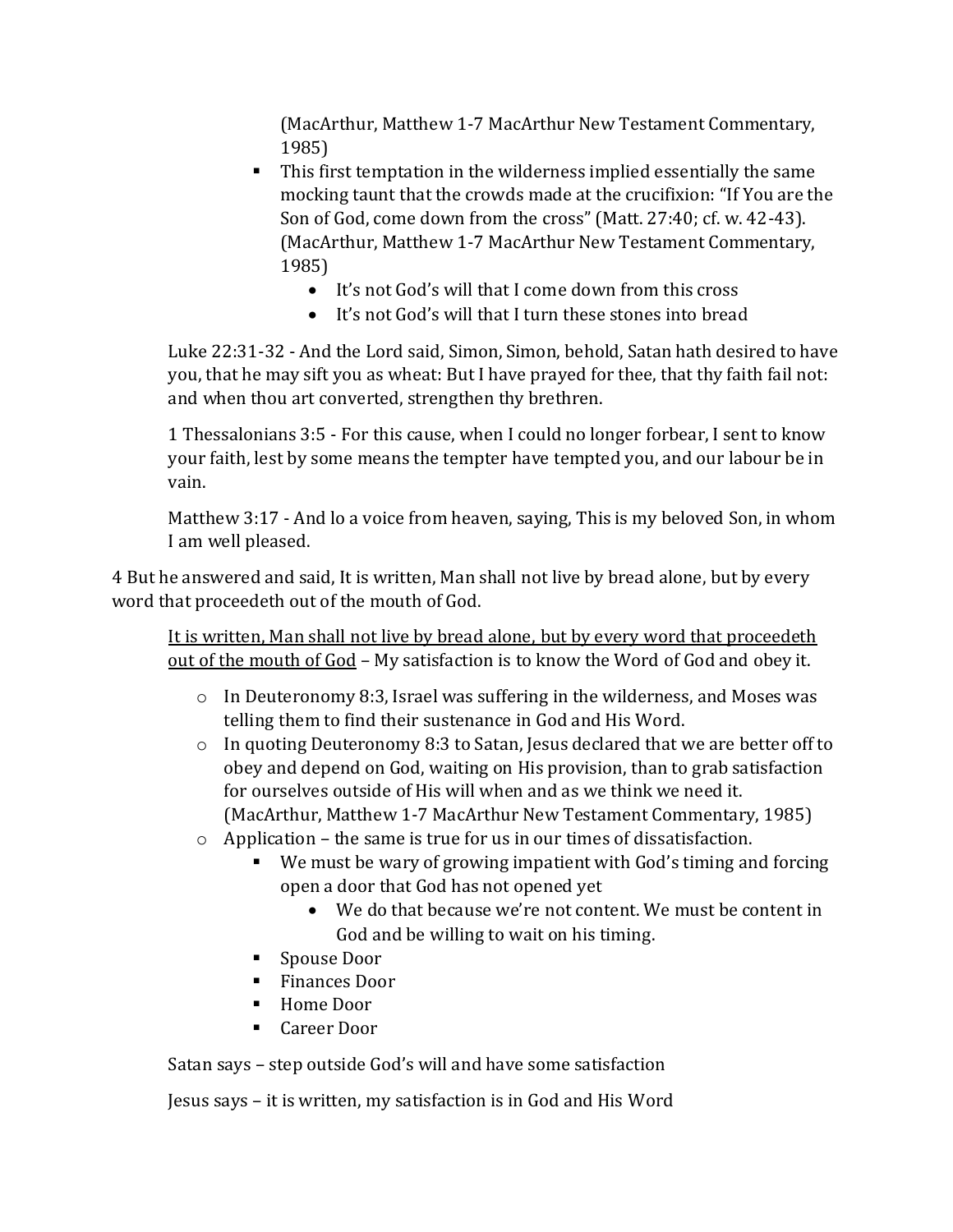(MacArthur, Matthew 1-7 MacArthur New Testament Commentary, 1985)

- This first temptation in the wilderness implied essentially the same mocking taunt that the crowds made at the crucifixion: "If You are the Son of God, come down from the cross" (Matt. 27:40; cf. w. 42-43). (MacArthur, Matthew 1-7 MacArthur New Testament Commentary, 1985)
  - It's not God's will that I come down from this cross
  - It's not God's will that I turn these stones into bread

Luke 22:31-32 - And the Lord said, Simon, Simon, behold, Satan hath desired to have you, that he may sift you as wheat: But I have prayed for thee, that thy faith fail not: and when thou art converted, strengthen thy brethren.

1 Thessalonians 3:5 - For this cause, when I could no longer forbear, I sent to know your faith, lest by some means the tempter have tempted you, and our labour be in vain.

Matthew 3:17 - And lo a voice from heaven, saying, This is my beloved Son, in whom I am well pleased.

4 But he answered and said, It is written, Man shall not live by bread alone, but by every word that proceedeth out of the mouth of God.

<u>It is written, Man shall not live by bread alone, but by every word that proceedeth out of the mouth of God</u> – My satisfaction is to know the Word of God and obey it.

- In Deuteronomy 8:3, Israel was suffering in the wilderness, and Moses was telling them to find their sustenance in God and His Word.
- In quoting Deuteronomy 8:3 to Satan, Jesus declared that we are better off to obey and depend on God, waiting on His provision, than to grab satisfaction for ourselves outside of His will when and as we think we need it. (MacArthur, Matthew 1-7 MacArthur New Testament Commentary, 1985)
- Application – the same is true for us in our times of dissatisfaction.
  - We must be wary of growing impatient with God's timing and forcing open a door that God has not opened yet
    - We do that because we're not content. We must be content in God and be willing to wait on his timing.
  - Spouse Door
  - Finances Door
  - Home Door
  - Career Door

Satan says – step outside God's will and have some satisfaction

Jesus says – it is written, my satisfaction is in God and His Word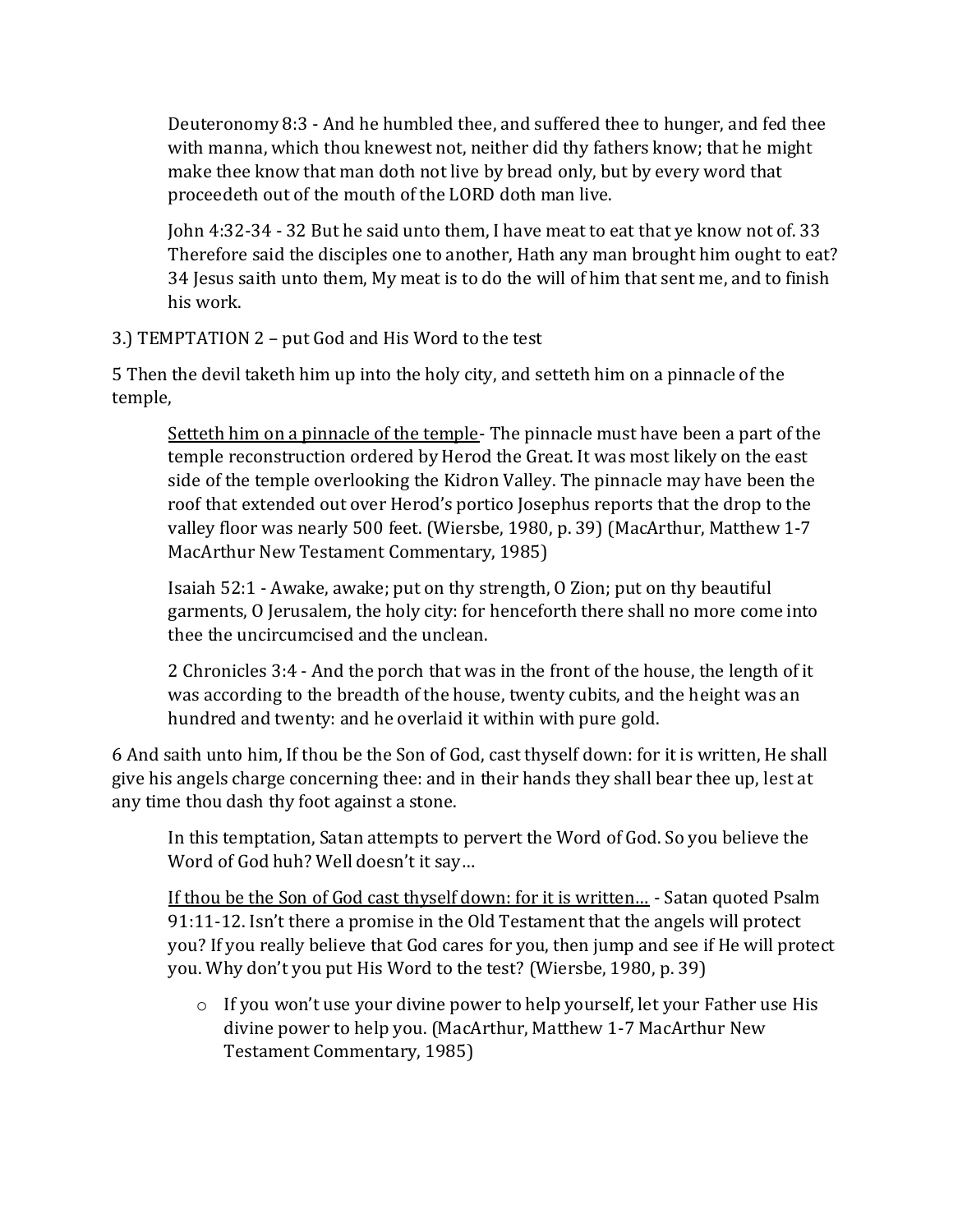Deuteronomy 8:3 - And he humbled thee, and suffered thee to hunger, and fed thee with manna, which thou knewest not, neither did thy fathers know; that he might make thee know that man doth not live by bread only, but by every word that proceedeth out of the mouth of the LORD doth man live.

John 4:32-34 - 32 But he said unto them, I have meat to eat that ye know not of. 33 Therefore said the disciples one to another, Hath any man brought him ought to eat? 34 Jesus saith unto them, My meat is to do the will of him that sent me, and to finish his work.

3.) TEMPTATION 2 – put God and His Word to the test

5 Then the devil taketh him up into the holy city, and setteth him on a pinnacle of the temple,

<u>Setteth him on a pinnacle of the temple</u>- The pinnacle must have been a part of the temple reconstruction ordered by Herod the Great. It was most likely on the east side of the temple overlooking the Kidron Valley. The pinnacle may have been the roof that extended out over Herod's portico Josephus reports that the drop to the valley floor was nearly 500 feet. (Wiersbe, 1980, p. 39) (MacArthur, Matthew 1-7 MacArthur New Testament Commentary, 1985)

Isaiah 52:1 - Awake, awake; put on thy strength, O Zion; put on thy beautiful garments, O Jerusalem, the holy city: for henceforth there shall no more come into thee the uncircumcised and the unclean.

2 Chronicles 3:4 - And the porch that was in the front of the house, the length of it was according to the breadth of the house, twenty cubits, and the height was an hundred and twenty: and he overlaid it within with pure gold.

6 And saith unto him, If thou be the Son of God, cast thyself down: for it is written, He shall give his angels charge concerning thee: and in their hands they shall bear thee up, lest at any time thou dash thy foot against a stone.

In this temptation, Satan attempts to pervert the Word of God. So you believe the Word of God huh? Well doesn't it say…

<u>If thou be the Son of God cast thyself down: for it is written…</u> - Satan quoted Psalm 91:11-12. Isn't there a promise in the Old Testament that the angels will protect you? If you really believe that God cares for you, then jump and see if He will protect you. Why don't you put His Word to the test? (Wiersbe, 1980, p. 39)

- If you won't use your divine power to help yourself, let your Father use His divine power to help you. (MacArthur, Matthew 1-7 MacArthur New Testament Commentary, 1985)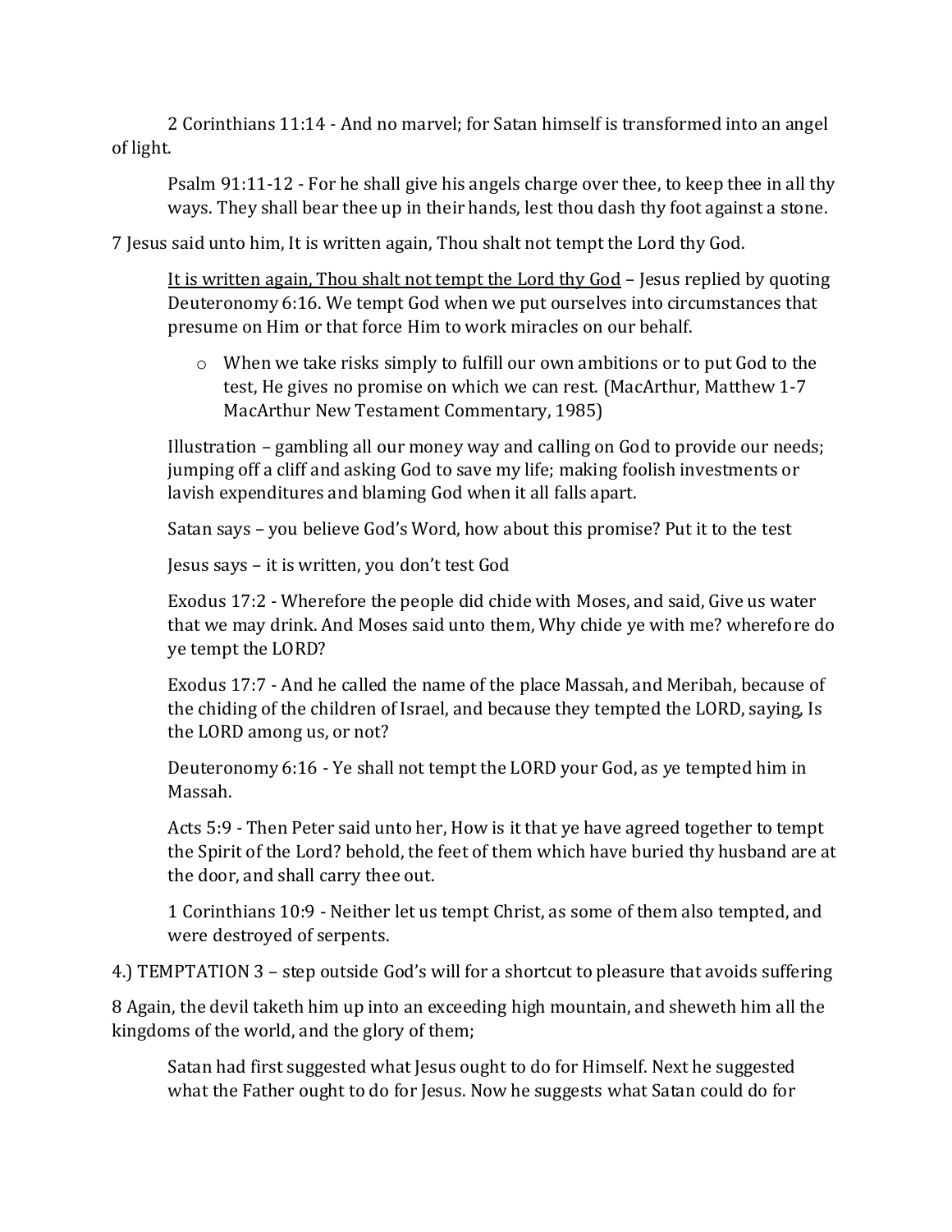2 Corinthians 11:14 - And no marvel; for Satan himself is transformed into an angel of light.

Psalm 91:11-12 - For he shall give his angels charge over thee, to keep thee in all thy ways. They shall bear thee up in their hands, lest thou dash thy foot against a stone.

7 Jesus said unto him, It is written again, Thou shalt not tempt the Lord thy God.

<u>It is written again, Thou shalt not tempt the Lord thy God</u> – Jesus replied by quoting Deuteronomy 6:16. We tempt God when we put ourselves into circumstances that presume on Him or that force Him to work miracles on our behalf.

- When we take risks simply to fulfill our own ambitions or to put God to the test, He gives no promise on which we can rest. (MacArthur, Matthew 1-7 MacArthur New Testament Commentary, 1985)

Illustration – gambling all our money way and calling on God to provide our needs; jumping off a cliff and asking God to save my life; making foolish investments or lavish expenditures and blaming God when it all falls apart.

Satan says – you believe God's Word, how about this promise? Put it to the test

Jesus says – it is written, you don't test God

Exodus 17:2 - Wherefore the people did chide with Moses, and said, Give us water that we may drink. And Moses said unto them, Why chide ye with me? wherefore do ye tempt the LORD?

Exodus 17:7 - And he called the name of the place Massah, and Meribah, because of the chiding of the children of Israel, and because they tempted the LORD, saying, Is the LORD among us, or not?

Deuteronomy 6:16 - Ye shall not tempt the LORD your God, as ye tempted him in Massah.

Acts 5:9 - Then Peter said unto her, How is it that ye have agreed together to tempt the Spirit of the Lord? behold, the feet of them which have buried thy husband are at the door, and shall carry thee out.

1 Corinthians 10:9 - Neither let us tempt Christ, as some of them also tempted, and were destroyed of serpents.

4.) TEMPTATION 3 – step outside God's will for a shortcut to pleasure that avoids suffering

8 Again, the devil taketh him up into an exceeding high mountain, and sheweth him all the kingdoms of the world, and the glory of them;

Satan had first suggested what Jesus ought to do for Himself. Next he suggested what the Father ought to do for Jesus. Now he suggests what Satan could do for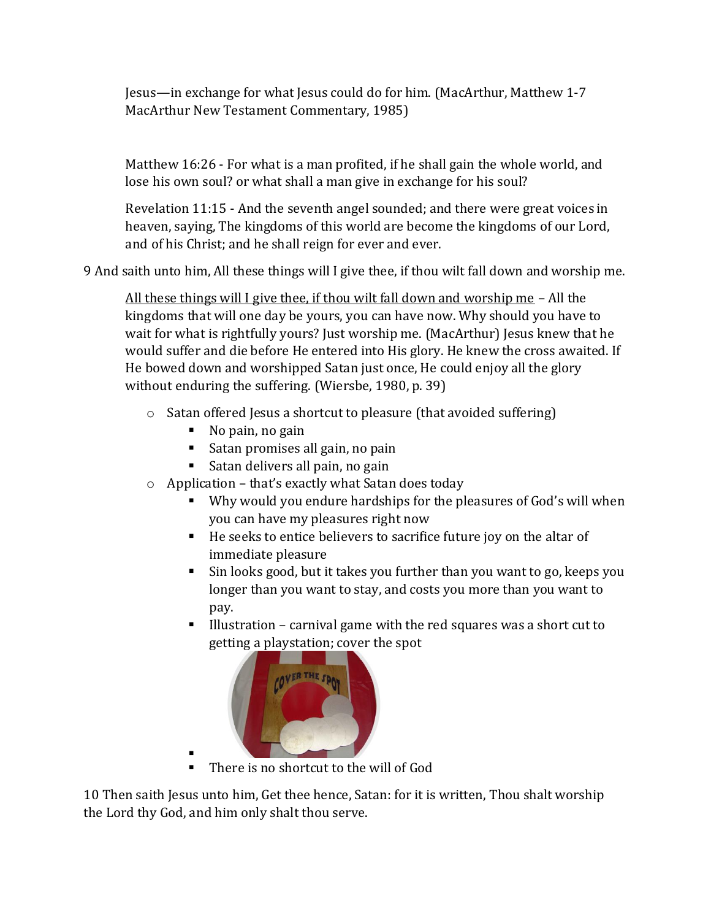Jesus—in exchange for what Jesus could do for him. (MacArthur, Matthew 1-7 MacArthur New Testament Commentary, 1985)

Matthew 16:26 - For what is a man profited, if he shall gain the whole world, and lose his own soul? or what shall a man give in exchange for his soul?

Revelation 11:15 - And the seventh angel sounded; and there were great voices in heaven, saying, The kingdoms of this world are become the kingdoms of our Lord, and of his Christ; and he shall reign for ever and ever.

9 And saith unto him, All these things will I give thee, if thou wilt fall down and worship me.

<u>All these things will I give thee, if thou wilt fall down and worship me</u> – All the kingdoms that will one day be yours, you can have now. Why should you have to wait for what is rightfully yours? Just worship me. (MacArthur) Jesus knew that he would suffer and die before He entered into His glory. He knew the cross awaited. If He bowed down and worshipped Satan just once, He could enjoy all the glory without enduring the suffering. (Wiersbe, 1980, p. 39)

- Satan offered Jesus a shortcut to pleasure (that avoided suffering)
  - No pain, no gain
  - Satan promises all gain, no pain
  - Satan delivers all pain, no gain
- Application – that's exactly what Satan does today
  - Why would you endure hardships for the pleasures of God's will when you can have my pleasures right now
  - He seeks to entice believers to sacrifice future joy on the altar of immediate pleasure
  - Sin looks good, but it takes you further than you want to go, keeps you longer than you want to stay, and costs you more than you want to pay.
  - Illustration – carnival game with the red squares was a short cut to getting a playstation; cover the spot
  - 
  - There is no shortcut to the will of God

10 Then saith Jesus unto him, Get thee hence, Satan: for it is written, Thou shalt worship the Lord thy God, and him only shalt thou serve.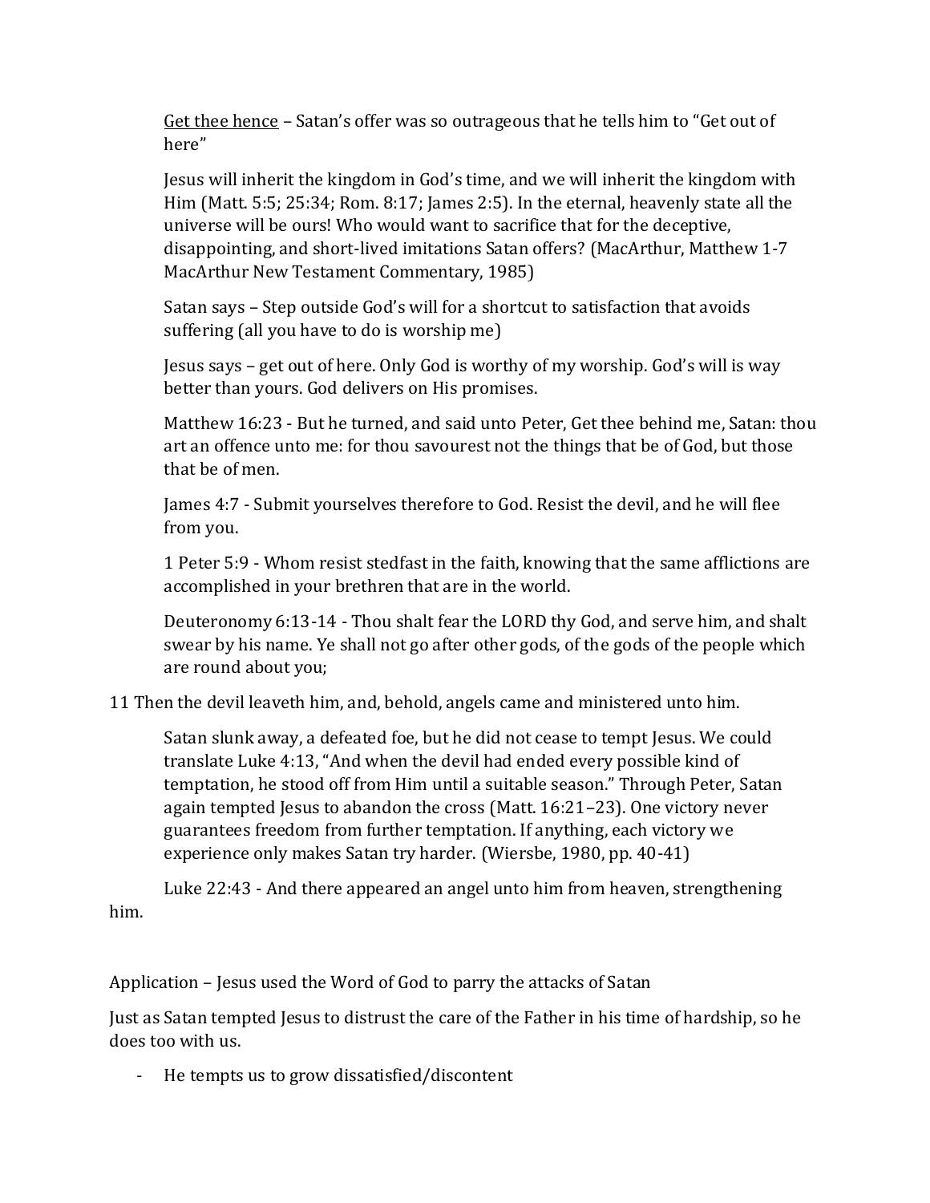<u>Get thee hence</u> – Satan's offer was so outrageous that he tells him to "Get out of here"

Jesus will inherit the kingdom in God's time, and we will inherit the kingdom with Him (Matt. 5:5; 25:34; Rom. 8:17; James 2:5). In the eternal, heavenly state all the universe will be ours! Who would want to sacrifice that for the deceptive, disappointing, and short-lived imitations Satan offers? (MacArthur, Matthew 1-7 MacArthur New Testament Commentary, 1985)

Satan says – Step outside God's will for a shortcut to satisfaction that avoids suffering (all you have to do is worship me)

Jesus says – get out of here. Only God is worthy of my worship. God's will is way better than yours. God delivers on His promises.

Matthew 16:23 - But he turned, and said unto Peter, Get thee behind me, Satan: thou art an offence unto me: for thou savourest not the things that be of God, but those that be of men.

James 4:7 - Submit yourselves therefore to God. Resist the devil, and he will flee from you.

1 Peter 5:9 - Whom resist stedfast in the faith, knowing that the same afflictions are accomplished in your brethren that are in the world.

Deuteronomy 6:13-14 - Thou shalt fear the LORD thy God, and serve him, and shalt swear by his name. Ye shall not go after other gods, of the gods of the people which are round about you;

11 Then the devil leaveth him, and, behold, angels came and ministered unto him.

Satan slunk away, a defeated foe, but he did not cease to tempt Jesus. We could translate Luke 4:13, "And when the devil had ended every possible kind of temptation, he stood off from Him until a suitable season." Through Peter, Satan again tempted Jesus to abandon the cross (Matt. 16:21–23). One victory never guarantees freedom from further temptation. If anything, each victory we experience only makes Satan try harder. (Wiersbe, 1980, pp. 40-41)

Luke 22:43 - And there appeared an angel unto him from heaven, strengthening him.

Application – Jesus used the Word of God to parry the attacks of Satan

Just as Satan tempted Jesus to distrust the care of the Father in his time of hardship, so he does too with us.

- He tempts us to grow dissatisfied/discontent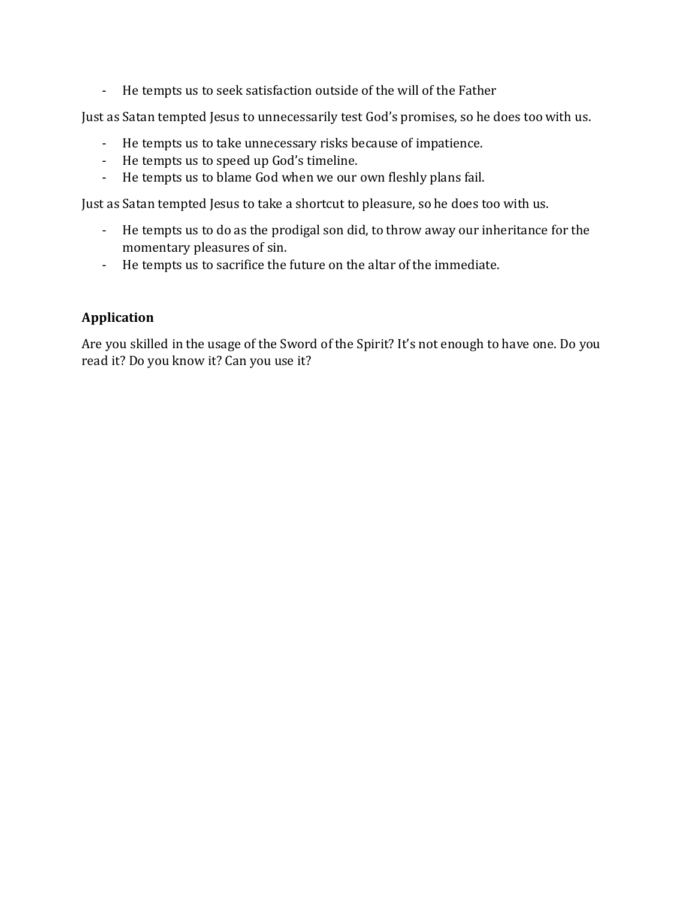- He tempts us to seek satisfaction outside of the will of the Father

Just as Satan tempted Jesus to unnecessarily test God's promises, so he does too with us.

- He tempts us to take unnecessary risks because of impatience.
- He tempts us to speed up God's timeline.
- He tempts us to blame God when we our own fleshly plans fail.

Just as Satan tempted Jesus to take a shortcut to pleasure, so he does too with us.

- He tempts us to do as the prodigal son did, to throw away our inheritance for the momentary pleasures of sin.
- He tempts us to sacrifice the future on the altar of the immediate.

**Application**

Are you skilled in the usage of the Sword of the Spirit? It's not enough to have one. Do you read it? Do you know it? Can you use it?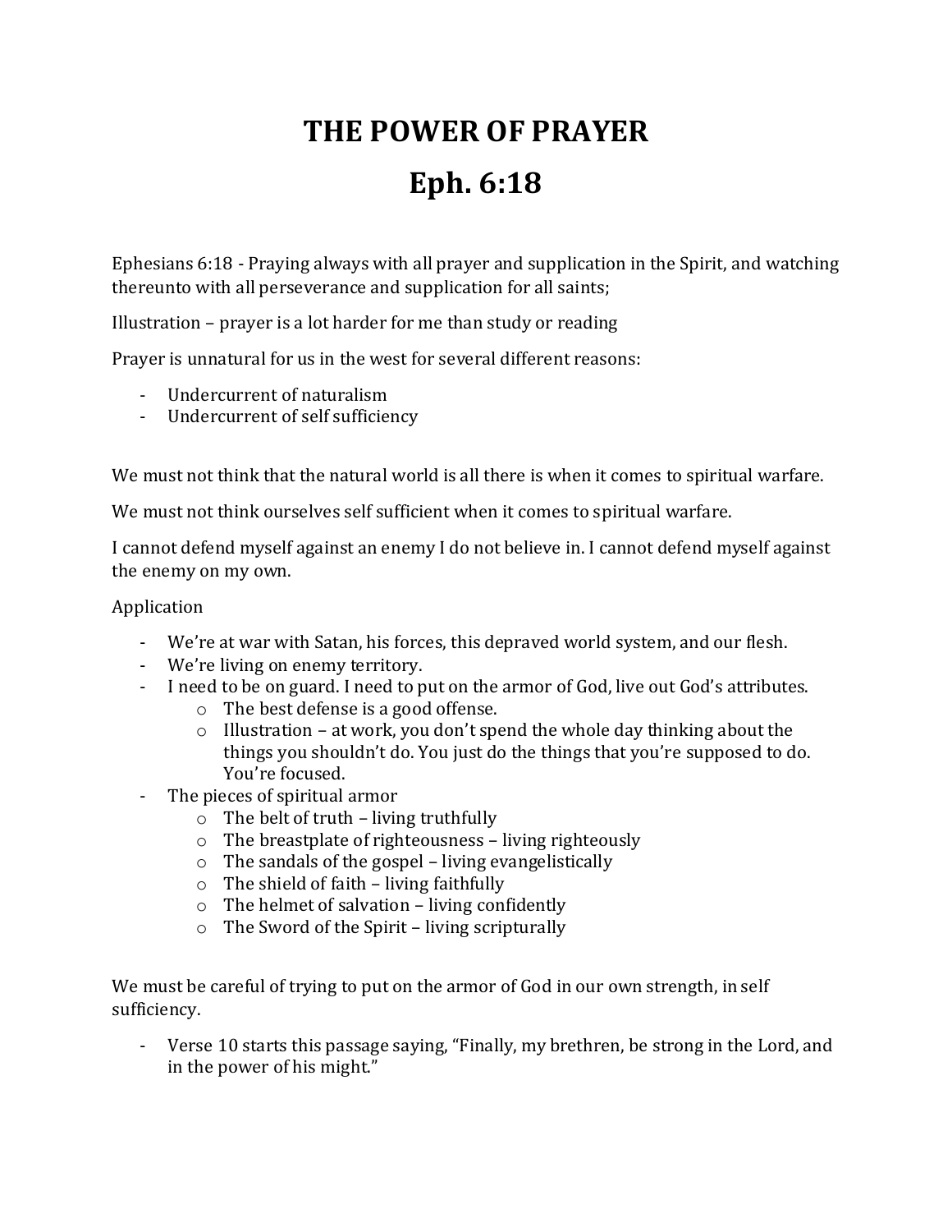# THE POWER OF PRAYER

# Eph. 6:18

Ephesians 6:18 - Praying always with all prayer and supplication in the Spirit, and watching thereunto with all perseverance and supplication for all saints;

Illustration – prayer is a lot harder for me than study or reading

Prayer is unnatural for us in the west for several different reasons:

- Undercurrent of naturalism
- Undercurrent of self sufficiency

We must not think that the natural world is all there is when it comes to spiritual warfare.

We must not think ourselves self sufficient when it comes to spiritual warfare.

I cannot defend myself against an enemy I do not believe in. I cannot defend myself against the enemy on my own.

Application

- We're at war with Satan, his forces, this depraved world system, and our flesh.
- We're living on enemy territory.
- I need to be on guard. I need to put on the armor of God, live out God's attributes.
  - The best defense is a good offense.
  - Illustration – at work, you don't spend the whole day thinking about the things you shouldn't do. You just do the things that you're supposed to do. You're focused.
- The pieces of spiritual armor
  - The belt of truth – living truthfully
  - The breastplate of righteousness – living righteously
  - The sandals of the gospel – living evangelistically
  - The shield of faith – living faithfully
  - The helmet of salvation – living confidently
  - The Sword of the Spirit – living scripturally

We must be careful of trying to put on the armor of God in our own strength, in self sufficiency.

- Verse 10 starts this passage saying, "Finally, my brethren, be strong in the Lord, and in the power of his might."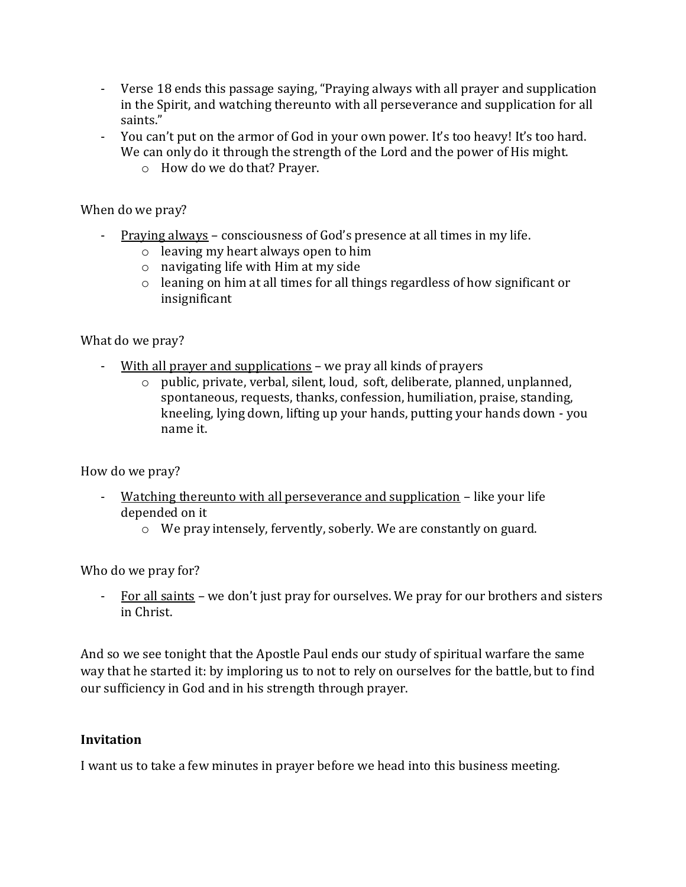- Verse 18 ends this passage saying, "Praying always with all prayer and supplication in the Spirit, and watching thereunto with all perseverance and supplication for all saints."
- You can't put on the armor of God in your own power. It's too heavy! It's too hard. We can only do it through the strength of the Lord and the power of His might.
  - How do we do that? Prayer.

When do we pray?

- <u>Praying always</u> – consciousness of God's presence at all times in my life.
  - leaving my heart always open to him
  - navigating life with Him at my side
  - leaning on him at all times for all things regardless of how significant or insignificant

What do we pray?

- <u>With all prayer and supplications</u> – we pray all kinds of prayers
  - public, private, verbal, silent, loud, soft, deliberate, planned, unplanned, spontaneous, requests, thanks, confession, humiliation, praise, standing, kneeling, lying down, lifting up your hands, putting your hands down - you name it.

How do we pray?

- <u>Watching thereunto with all perseverance and supplication</u> – like your life depended on it
  - We pray intensely, fervently, soberly. We are constantly on guard.

Who do we pray for?

- <u>For all saints</u> – we don't just pray for ourselves. We pray for our brothers and sisters in Christ.

And so we see tonight that the Apostle Paul ends our study of spiritual warfare the same way that he started it: by imploring us to not to rely on ourselves for the battle, but to find our sufficiency in God and in his strength through prayer.

**Invitation**

I want us to take a few minutes in prayer before we head into this business meeting.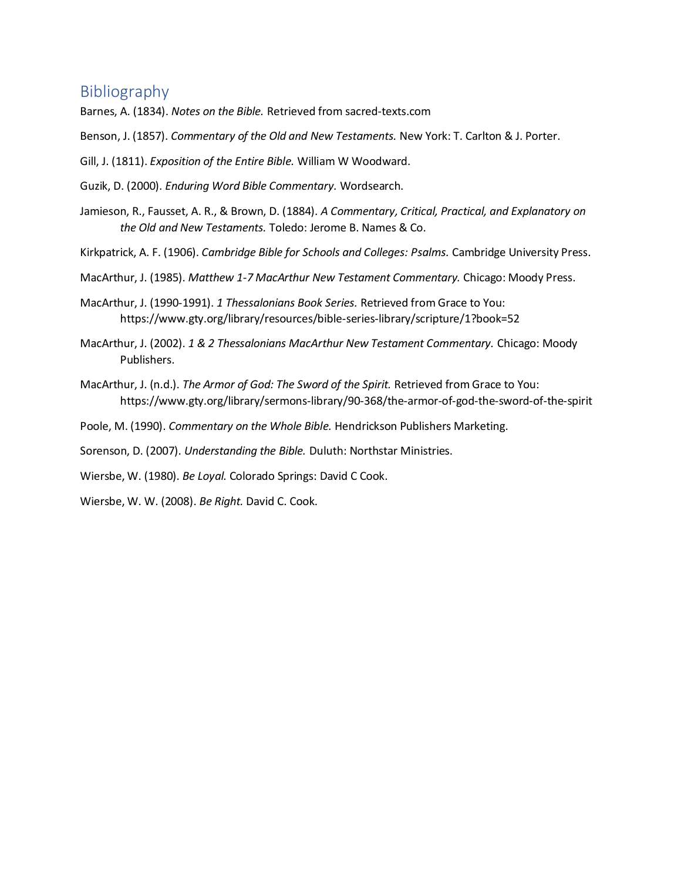## Bibliography

Barnes, A. (1834). *Notes on the Bible.* Retrieved from sacred-texts.com

Benson, J. (1857). *Commentary of the Old and New Testaments.* New York: T. Carlton & J. Porter.

Gill, J. (1811). *Exposition of the Entire Bible.* William W Woodward.

Guzik, D. (2000). *Enduring Word Bible Commentary.* Wordsearch.

Jamieson, R., Fausset, A. R., & Brown, D. (1884). *A Commentary, Critical, Practical, and Explanatory on the Old and New Testaments.* Toledo: Jerome B. Names & Co.

Kirkpatrick, A. F. (1906). *Cambridge Bible for Schools and Colleges: Psalms.* Cambridge University Press.

MacArthur, J. (1985). *Matthew 1-7 MacArthur New Testament Commentary.* Chicago: Moody Press.

MacArthur, J. (1990-1991). *1 Thessalonians Book Series.* Retrieved from Grace to You: https://www.gty.org/library/resources/bible-series-library/scripture/1?book=52

MacArthur, J. (2002). *1 & 2 Thessalonians MacArthur New Testament Commentary.* Chicago: Moody Publishers.

MacArthur, J. (n.d.). *The Armor of God: The Sword of the Spirit.* Retrieved from Grace to You: https://www.gty.org/library/sermons-library/90-368/the-armor-of-god-the-sword-of-the-spirit

Poole, M. (1990). *Commentary on the Whole Bible.* Hendrickson Publishers Marketing.

Sorenson, D. (2007). *Understanding the Bible.* Duluth: Northstar Ministries.

Wiersbe, W. (1980). *Be Loyal.* Colorado Springs: David C Cook.

Wiersbe, W. W. (2008). *Be Right.* David C. Cook.